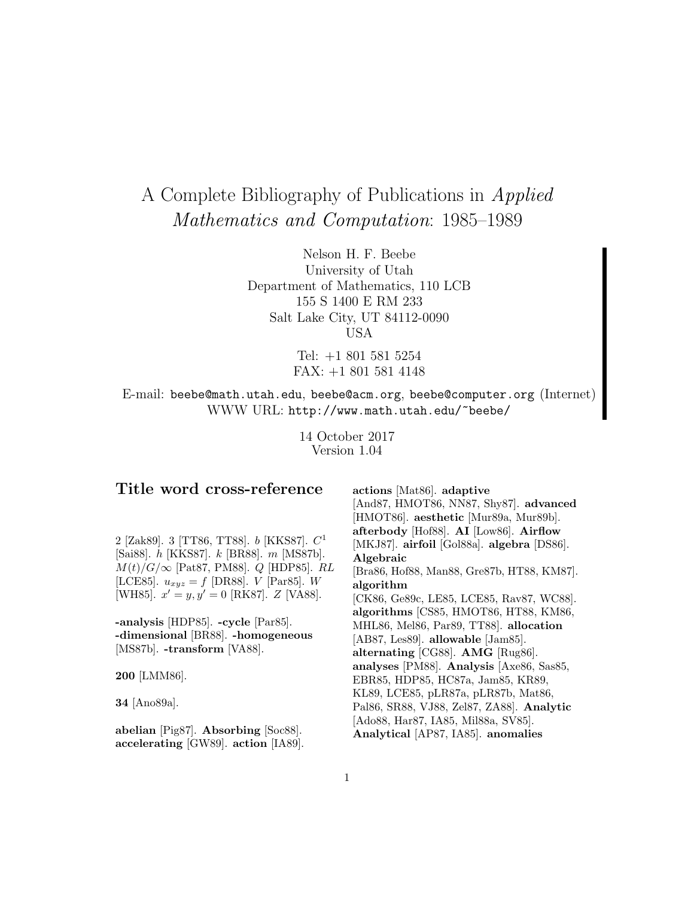# A Complete Bibliography of Publications in *Applied Mathematics and Computation*: 1985–1989

Nelson H. F. Beebe
University of Utah
Department of Mathematics, 110 LCB
155 S 1400 E RM 233
Salt Lake City, UT 84112-0090
USA

Tel: +1 801 581 5254
FAX: +1 801 581 4148

E-mail: `beebe@math.utah.edu`, `beebe@acm.org`, `beebe@computer.org` (Internet)
WWW URL: `http://www.math.utah.edu/~beebe/`

14 October 2017
Version 1.04

## Title word cross-reference

2 [Zak89]. 3 [TT86, TT88]. $b$ [KKS87]. $C^1$ [Sai88]. $h$ [KKS87]. $k$ [BR88]. $m$ [MS87b]. $M(t)/G/\infty$ [Pat87, PM88]. $Q$ [HDP85]. $RL$ [LCE85]. $u_{xyz} = f$ [DR88]. $V$ [Par85]. $W$ [WH85]. $x' = y, y' = 0$ [RK87]. $Z$ [VA88].

**-analysis** [HDP85]. **-cycle** [Par85]. **-dimensional** [BR88]. **-homogeneous** [MS87b]. **-transform** [VA88].

**200** [LMM86].

**34** [Ano89a].

**abelian** [Pig87]. **Absorbing** [Soc88]. **accelerating** [GW89]. **action** [IA89]. **actions** [Mat86]. **adaptive** [And87, HMOT86, NN87, Shy87]. **advanced** [HMOT86]. **aesthetic** [Mur89a, Mur89b]. **afterbody** [Hof88]. **AI** [Low86]. **Airflow** [MKJ87]. **airfoil** [Gol88a]. **algebra** [DS86]. **Algebraic** [Bra86, Hof88, Man88, Gre87b, HT88, KM87]. **algorithm** [CK86, Ge89c, LE85, LCE85, Rav87, WC88]. **algorithms** [CS85, HMOT86, HT88, KM86, MHL86, Mel86, Par89, TT88]. **allocation** [AB87, Les89]. **allowable** [Jam85]. **alternating** [CG88]. **AMG** [Rug86]. **analyses** [PM88]. **Analysis** [Axe86, Sas85, EBR85, HDP85, HC87a, Jam85, KR89, KL89, LCE85, pLR87a, pLR87b, Mat86, Pal86, SR88, VJ88, Zel87, ZA88]. **Analytic** [Ado88, Har87, IA85, Mil88a, SV85]. **Analytical** [AP87, IA85]. **anomalies**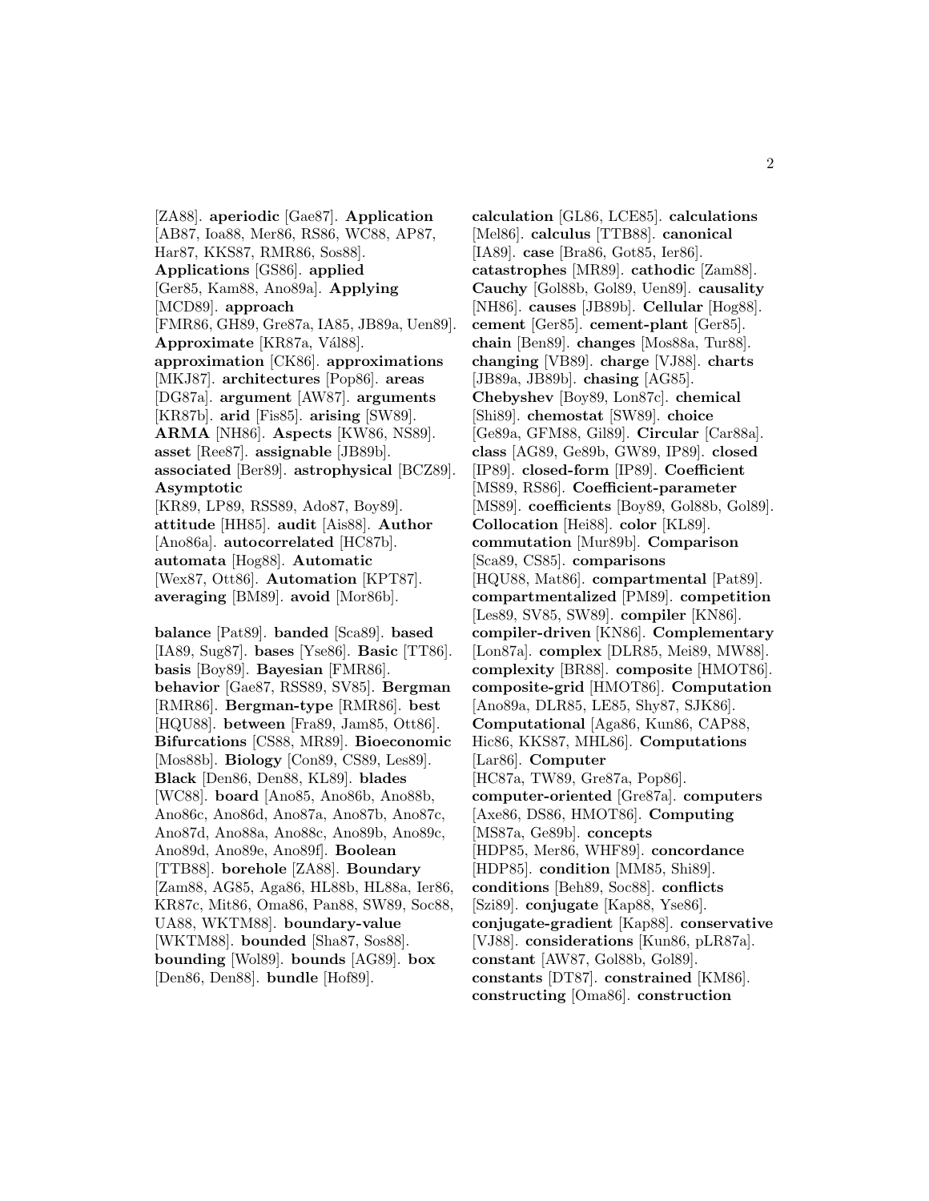[ZA88]. **aperiodic** [Gae87]. **Application** [AB87, Ioa88, Mer86, RS86, WC88, AP87, Har87, KKS87, RMR86, Sos88]. **Applications** [GS86]. **applied** [Ger85, Kam88, Ano89a]. **Applying** [MCD89]. **approach** [FMR86, GH89, Gre87a, IA85, JB89a, Uen89]. **Approximate** [KR87a, Vál88]. **approximation** [CK86]. **approximations** [MKJ87]. **architectures** [Pop86]. **areas** [DG87a]. **argument** [AW87]. **arguments** [KR87b]. **arid** [Fis85]. **arising** [SW89]. **ARMA** [NH86]. **Aspects** [KW86, NS89]. **asset** [Ree87]. **assignable** [JB89b]. **associated** [Ber89]. **astrophysical** [BCZ89]. **Asymptotic** [KR89, LP89, RSS89, Ado87, Boy89]. **attitude** [HH85]. **audit** [Ais88]. **Author** [Ano86a]. **autocorrelated** [HC87b]. **automata** [Hog88]. **Automatic** [Wex87, Ott86]. **Automation** [KPT87]. **averaging** [BM89]. **avoid** [Mor86b].

**balance** [Pat89]. **banded** [Sca89]. **based** [IA89, Sug87]. **bases** [Yse86]. **Basic** [TT86]. **basis** [Boy89]. **Bayesian** [FMR86]. **behavior** [Gae87, RSS89, SV85]. **Bergman** [RMR86]. **Bergman-type** [RMR86]. **best** [HQU88]. **between** [Fra89, Jam85, Ott86]. **Bifurcations** [CS88, MR89]. **Bioeconomic** [Mos88b]. **Biology** [Con89, CS89, Les89]. **Black** [Den86, Den88, KL89]. **blades** [WC88]. **board** [Ano85, Ano86b, Ano88b, Ano86c, Ano86d, Ano87a, Ano87b, Ano87c, Ano87d, Ano88a, Ano88c, Ano89b, Ano89c, Ano89d, Ano89e, Ano89f]. **Boolean** [TTB88]. **borehole** [ZA88]. **Boundary** [Zam88, AG85, Aga86, HL88b, HL88a, Ier86, KR87c, Mit86, Oma86, Pan88, SW89, Soc88, UA88, WKTM88]. **boundary-value** [WKTM88]. **bounded** [Sha87, Sos88]. **bounding** [Wol89]. **bounds** [AG89]. **box** [Den86, Den88]. **bundle** [Hof89].

**calculation** [GL86, LCE85]. **calculations** [Mel86]. **calculus** [TTB88]. **canonical** [IA89]. **case** [Bra86, Got85, Ier86]. **catastrophes** [MR89]. **cathodic** [Zam88]. **Cauchy** [Gol88b, Gol89, Uen89]. **causality** [NH86]. **causes** [JB89b]. **Cellular** [Hog88]. **cement** [Ger85]. **cement-plant** [Ger85]. **chain** [Ben89]. **changes** [Mos88a, Tur88]. **changing** [VB89]. **charge** [VJ88]. **charts** [JB89a, JB89b]. **chasing** [AG85]. **Chebyshev** [Boy89, Lon87c]. **chemical** [Shi89]. **chemostat** [SW89]. **choice** [Ge89a, GFM88, Gil89]. **Circular** [Car88a]. **class** [AG89, Ge89b, GW89, IP89]. **closed** [IP89]. **closed-form** [IP89]. **Coefficient** [MS89, RS86]. **Coefficient-parameter** [MS89]. **coefficients** [Boy89, Gol88b, Gol89]. **Collocation** [Hei88]. **color** [KL89]. **commutation** [Mur89b]. **Comparison** [Sca89, CS85]. **comparisons** [HQU88, Mat86]. **compartmental** [Pat89]. **compartmentalized** [PM89]. **competition** [Les89, SV85, SW89]. **compiler** [KN86]. **compiler-driven** [KN86]. **Complementary** [Lon87a]. **complex** [DLR85, Mei89, MW88]. **complexity** [BR88]. **composite** [HMOT86]. **composite-grid** [HMOT86]. **Computation** [Ano89a, DLR85, LE85, Shy87, SJK86]. **Computational** [Aga86, Kun86, CAP88, Hic86, KKS87, MHL86]. **Computations** [Lar86]. **Computer** [HC87a, TW89, Gre87a, Pop86]. **computer-oriented** [Gre87a]. **computers** [Axe86, DS86, HMOT86]. **Computing** [MS87a, Ge89b]. **concepts** [HDP85, Mer86, WHF89]. **concordance** [HDP85]. **condition** [MM85, Shi89]. **conditions** [Beh89, Soc88]. **conflicts** [Szi89]. **conjugate** [Kap88, Yse86]. **conjugate-gradient** [Kap88]. **conservative** [VJ88]. **considerations** [Kun86, pLR87a]. **constant** [AW87, Gol88b, Gol89]. **constants** [DT87]. **constrained** [KM86]. **constructing** [Oma86]. **construction**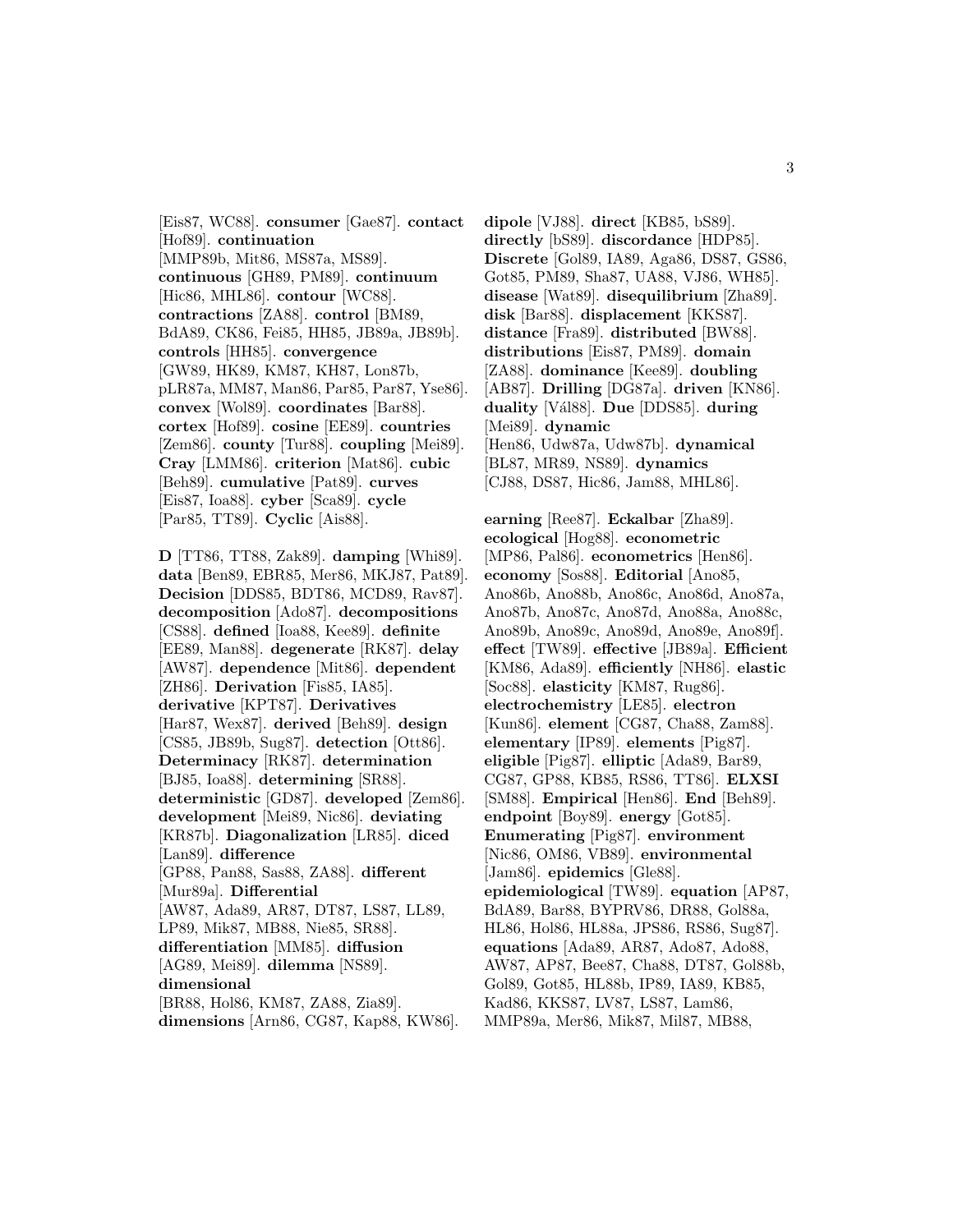[Eis87, WC88]. **consumer** [Gae87]. **contact** [Hof89]. **continuation** [MMP89b, Mit86, MS87a, MS89]. **continuous** [GH89, PM89]. **continuum** [Hic86, MHL86]. **contour** [WC88]. **contractions** [ZA88]. **control** [BM89, BdA89, CK86, Fei85, HH85, JB89a, JB89b]. **controls** [HH85]. **convergence** [GW89, HK89, KM87, KH87, Lon87b, pLR87a, MM87, Man86, Par85, Par87, Yse86]. **convex** [Wol89]. **coordinates** [Bar88]. **cortex** [Hof89]. **cosine** [EE89]. **countries** [Zem86]. **county** [Tur88]. **coupling** [Mei89]. **Cray** [LMM86]. **criterion** [Mat86]. **cubic** [Beh89]. **cumulative** [Pat89]. **curves** [Eis87, Ioa88]. **cyber** [Sca89]. **cycle** [Par85, TT89]. **Cyclic** [Ais88].

**D** [TT86, TT88, Zak89]. **damping** [Whi89]. **data** [Ben89, EBR85, Mer86, MKJ87, Pat89]. **Decision** [DDS85, BDT86, MCD89, Rav87]. **decomposition** [Ado87]. **decompositions** [CS88]. **defined** [Ioa88, Kee89]. **definite** [EE89, Man88]. **degenerate** [RK87]. **delay** [AW87]. **dependence** [Mit86]. **dependent** [ZH86]. **Derivation** [Fis85, IA85]. **derivative** [KPT87]. **Derivatives** [Har87, Wex87]. **derived** [Beh89]. **design** [CS85, JB89b, Sug87]. **detection** [Ott86]. **Determinacy** [RK87]. **determination** [BJ85, Ioa88]. **determining** [SR88]. **deterministic** [GD87]. **developed** [Zem86]. **development** [Mei89, Nic86]. **deviating** [KR87b]. **Diagonalization** [LR85]. **diced** [Lan89]. **difference** [GP88, Pan88, Sas88, ZA88]. **different** [Mur89a]. **Differential** [AW87, Ada89, AR87, DT87, LS87, LL89, LP89, Mik87, MB88, Nie85, SR88]. **differentiation** [MM85]. **diffusion** [AG89, Mei89]. **dilemma** [NS89]. **dimensional** [BR88, Hol86, KM87, ZA88, Zia89]. **dimensions** [Arn86, CG87, Kap88, KW86]. **dipole** [VJ88]. **direct** [KB85, bS89]. **directly** [bS89]. **discordance** [HDP85]. **Discrete** [Gol89, IA89, Aga86, DS87, GS86, Got85, PM89, Sha87, UA88, VJ86, WH85]. **disease** [Wat89]. **disequilibrium** [Zha89]. **disk** [Bar88]. **displacement** [KKS87]. **distance** [Fra89]. **distributed** [BW88]. **distributions** [Eis87, PM89]. **domain** [ZA88]. **dominance** [Kee89]. **doubling** [AB87]. **Drilling** [DG87a]. **driven** [KN86]. **duality** [Vál88]. **Due** [DDS85]. **during** [Mei89]. **dynamic** [Hen86, Udw87a, Udw87b]. **dynamical** [BL87, MR89, NS89]. **dynamics** [CJ88, DS87, Hic86, Jam88, MHL86].

**earning** [Ree87]. **Eckalbar** [Zha89]. **ecological** [Hog88]. **econometric** [MP86, Pal86]. **econometrics** [Hen86]. **economy** [Sos88]. **Editorial** [Ano85, Ano86b, Ano88b, Ano86c, Ano86d, Ano87a, Ano87b, Ano87c, Ano87d, Ano88a, Ano88c, Ano89b, Ano89c, Ano89d, Ano89e, Ano89f]. **effect** [TW89]. **effective** [JB89a]. **Efficient** [KM86, Ada89]. **efficiently** [NH86]. **elastic** [Soc88]. **elasticity** [KM87, Rug86]. **electrochemistry** [LE85]. **electron** [Kun86]. **element** [CG87, Cha88, Zam88]. **elementary** [IP89]. **elements** [Pig87]. **eligible** [Pig87]. **elliptic** [Ada89, Bar89, CG87, GP88, KB85, RS86, TT86]. **ELXSI** [SM88]. **Empirical** [Hen86]. **End** [Beh89]. **endpoint** [Boy89]. **energy** [Got85]. **Enumerating** [Pig87]. **environment** [Nic86, OM86, VB89]. **environmental** [Jam86]. **epidemics** [Gle88]. **epidemiological** [TW89]. **equation** [AP87, BdA89, Bar88, BYPRV86, DR88, Gol88a, HL86, Hol86, HL88a, JPS86, RS86, Sug87]. **equations** [Ada89, AR87, Ado87, Ado88, AW87, AP87, Bee87, Cha88, DT87, Gol88b, Gol89, Got85, HL88b, IP89, IA89, KB85, Kad86, KKS87, LV87, LS87, Lam86, MMP89a, Mer86, Mik87, Mil87, MB88,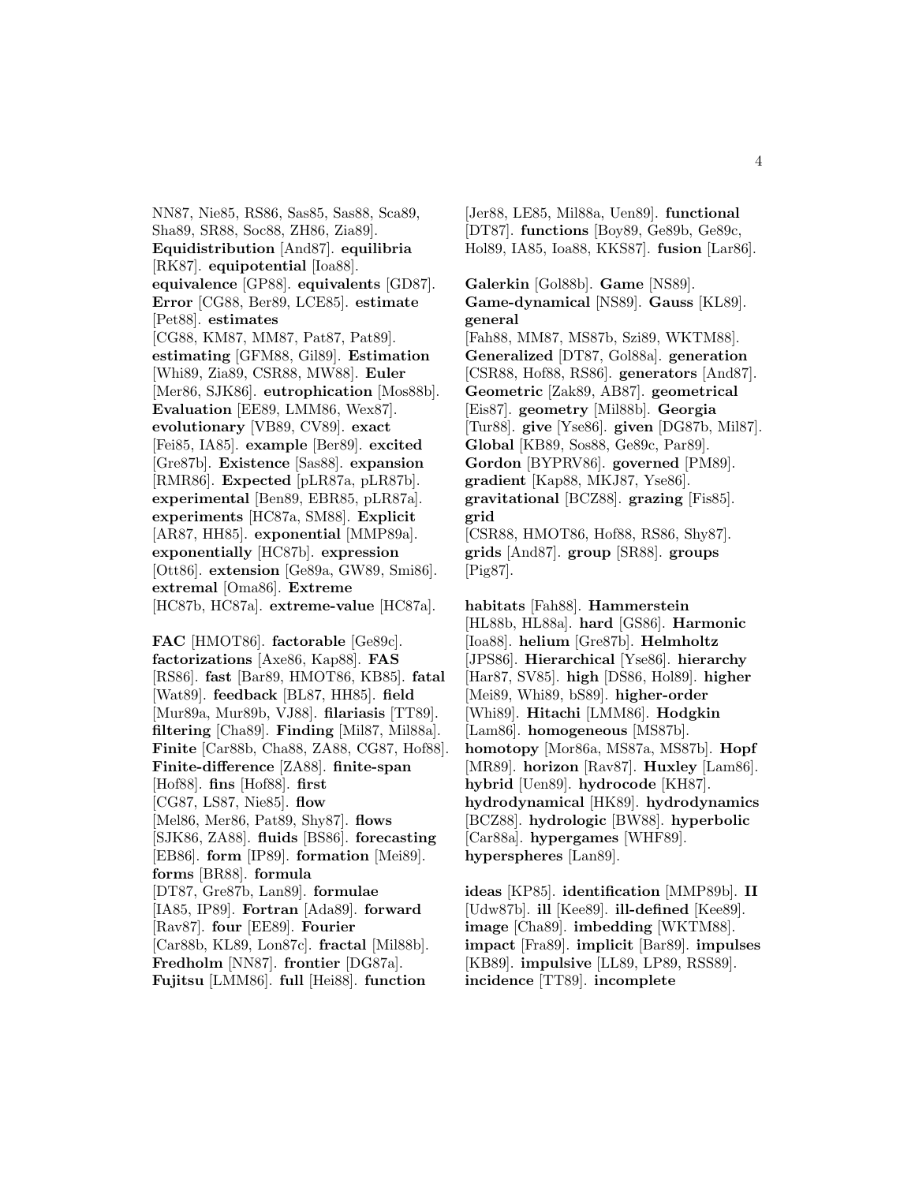NN87, Nie85, RS86, Sas85, Sas88, Sca89, Sha89, SR88, Soc88, ZH86, Zia89]. **Equidistribution** [And87]. **equilibria** [RK87]. **equipotential** [Ioa88]. **equivalence** [GP88]. **equivalents** [GD87]. **Error** [CG88, Ber89, LCE85]. **estimate** [Pet88]. **estimates** [CG88, KM87, MM87, Pat87, Pat89]. **estimating** [GFM88, Gil89]. **Estimation** [Whi89, Zia89, CSR88, MW88]. **Euler** [Mer86, SJK86]. **eutrophication** [Mos88b]. **Evaluation** [EE89, LMM86, Wex87]. **evolutionary** [VB89, CV89]. **exact** [Fei85, IA85]. **example** [Ber89]. **excited** [Gre87b]. **Existence** [Sas88]. **expansion** [RMR86]. **Expected** [pLR87a, pLR87b]. **experimental** [Ben89, EBR85, pLR87a]. **experiments** [HC87a, SM88]. **Explicit** [AR87, HH85]. **exponential** [MMP89a]. **exponentially** [HC87b]. **expression** [Ott86]. **extension** [Ge89a, GW89, Smi86]. **extremal** [Oma86]. **Extreme** [HC87b, HC87a]. **extreme-value** [HC87a].

**FAC** [HMOT86]. **factorable** [Ge89c]. **factorizations** [Axe86, Kap88]. **FAS** [RS86]. **fast** [Bar89, HMOT86, KB85]. **fatal** [Wat89]. **feedback** [BL87, HH85]. **field** [Mur89a, Mur89b, VJ88]. **filariasis** [TT89]. **filtering** [Cha89]. **Finding** [Mil87, Mil88a]. **Finite** [Car88b, Cha88, ZA88, CG87, Hof88]. **Finite-difference** [ZA88]. **finite-span** [Hof88]. **fins** [Hof88]. **first** [CG87, LS87, Nie85]. **flow** [Mel86, Mer86, Pat89, Shy87]. **flows** [SJK86, ZA88]. **fluids** [BS86]. **forecasting** [EB86]. **form** [IP89]. **formation** [Mei89]. **forms** [BR88]. **formula** [DT87, Gre87b, Lan89]. **formulae** [IA85, IP89]. **Fortran** [Ada89]. **forward** [Rav87]. **four** [EE89]. **Fourier** [Car88b, KL89, Lon87c]. **fractal** [Mil88b]. **Fredholm** [NN87]. **frontier** [DG87a]. **Fujitsu** [LMM86]. **full** [Hei88]. **function** [Jer88, LE85, Mil88a, Uen89]. **functional** [DT87]. **functions** [Boy89, Ge89b, Ge89c, Hol89, IA85, Ioa88, KKS87]. **fusion** [Lar86].

**Galerkin** [Gol88b]. **Game** [NS89]. **Game-dynamical** [NS89]. **Gauss** [KL89]. **general** [Fah88, MM87, MS87b, Szi89, WKTM88]. **Generalized** [DT87, Gol88a]. **generation** [CSR88, Hof88, RS86]. **generators** [And87]. **Geometric** [Zak89, AB87]. **geometrical** [Eis87]. **geometry** [Mil88b]. **Georgia** [Tur88]. **give** [Yse86]. **given** [DG87b, Mil87]. **Global** [KB89, Sos88, Ge89c, Par89]. **Gordon** [BYPRV86]. **governed** [PM89]. **gradient** [Kap88, MKJ87, Yse86]. **gravitational** [BCZ88]. **grazing** [Fis85]. **grid** [CSR88, HMOT86, Hof88, RS86, Shy87]. **grids** [And87]. **group** [SR88]. **groups** [Pig87].

**habitats** [Fah88]. **Hammerstein** [HL88b, HL88a]. **hard** [GS86]. **Harmonic** [Ioa88]. **helium** [Gre87b]. **Helmholtz** [JPS86]. **Hierarchical** [Yse86]. **hierarchy** [Har87, SV85]. **high** [DS86, Hol89]. **higher** [Mei89, Whi89, bS89]. **higher-order** [Whi89]. **Hitachi** [LMM86]. **Hodgkin** [Lam86]. **homogeneous** [MS87b]. **homotopy** [Mor86a, MS87a, MS87b]. **Hopf** [MR89]. **horizon** [Rav87]. **Huxley** [Lam86]. **hybrid** [Uen89]. **hydrocode** [KH87]. **hydrodynamical** [HK89]. **hydrodynamics** [BCZ88]. **hydrologic** [BW88]. **hyperbolic** [Car88a]. **hypergames** [WHF89]. **hyperspheres** [Lan89].

**ideas** [KP85]. **identification** [MMP89b]. **II** [Udw87b]. **ill** [Kee89]. **ill-defined** [Kee89]. **image** [Cha89]. **imbedding** [WKTM88]. **impact** [Fra89]. **implicit** [Bar89]. **impulses** [KB89]. **impulsive** [LL89, LP89, RSS89]. **incidence** [TT89]. **incomplete**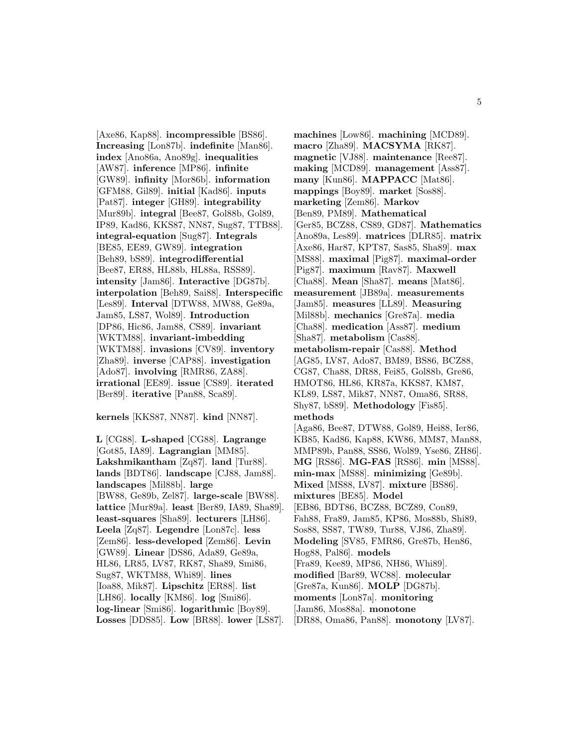[Axe86, Kap88]. **incompressible** [BS86]. **Increasing** [Lon87b]. **indefinite** [Man86]. **index** [Ano86a, Ano89g]. **inequalities** [AW87]. **inference** [MP86]. **infinite** [GW89]. **infinity** [Mor86b]. **information** [GFM88, Gil89]. **initial** [Kad86]. **inputs** [Pat87]. **integer** [GH89]. **integrability** [Mur89b]. **integral** [Bee87, Gol88b, Gol89, IP89, Kad86, KKS87, NN87, Sug87, TTB88]. **integral-equation** [Sug87]. **Integrals** [BE85, EE89, GW89]. **integration** [Beh89, bS89]. **integrodifferential** [Bee87, ER88, HL88b, HL88a, RSS89]. **intensity** [Jam86]. **Interactive** [DG87b]. **interpolation** [Beh89, Sai88]. **Interspecific** [Les89]. **Interval** [DTW88, MW88, Ge89a, Jam85, LS87, Wol89]. **Introduction** [DP86, Hic86, Jam88, CS89]. **invariant** [WKTM88]. **invariant-imbedding** [WKTM88]. **invasions** [CV89]. **inventory** [Zha89]. **inverse** [CAP88]. **investigation** [Ado87]. **involving** [RMR86, ZA88]. **irrational** [EE89]. **issue** [CS89]. **iterated** [Ber89]. **iterative** [Pan88, Sca89].

**kernels** [KKS87, NN87]. **kind** [NN87].

**L** [CG88]. **L-shaped** [CG88]. **Lagrange** [Got85, IA89]. **Lagrangian** [MM85]. **Lakshmikantham** [Zq87]. **land** [Tur88]. **lands** [BDT86]. **landscape** [CJ88, Jam88]. **landscapes** [Mil88b]. **large** [BW88, Ge89b, Zel87]. **large-scale** [BW88]. **lattice** [Mur89a]. **least** [Ber89, IA89, Sha89]. **least-squares** [Sha89]. **lecturers** [LH86]. **Leela** [Zq87]. **Legendre** [Lon87c]. **less** [Zem86]. **less-developed** [Zem86]. **Levin** [GW89]. **Linear** [DS86, Ada89, Ge89a, HL86, LR85, LV87, RK87, Sha89, Smi86, Sug87, WKTM88, Whi89]. **lines** [Ioa88, Mik87]. **Lipschitz** [ER88]. **list** [LH86]. **locally** [KM86]. **log** [Smi86]. **log-linear** [Smi86]. **logarithmic** [Boy89]. **Losses** [DDS85]. **Low** [BR88]. **lower** [LS87].

**machines** [Low86]. **machining** [MCD89]. **macro** [Zha89]. **MACSYMA** [RK87]. **magnetic** [VJ88]. **maintenance** [Ree87]. **making** [MCD89]. **management** [Ass87]. **many** [Kun86]. **MAPPACC** [Mat86]. **mappings** [Boy89]. **market** [Sos88]. **marketing** [Zem86]. **Markov** [Ben89, PM89]. **Mathematical** [Ger85, BCZ88, CS89, GD87]. **Mathematics** [Ano89a, Les89]. **matrices** [DLR85]. **matrix** [Axe86, Har87, KPT87, Sas85, Sha89]. **max** [MS88]. **maximal** [Pig87]. **maximal-order** [Pig87]. **maximum** [Rav87]. **Maxwell** [Cha88]. **Mean** [Sha87]. **means** [Mat86]. **measurement** [JB89a]. **measurements** [Jam85]. **measures** [LL89]. **Measuring** [Mil88b]. **mechanics** [Gre87a]. **media** [Cha88]. **medication** [Ass87]. **medium** [Sha87]. **metabolism** [Cas88]. **metabolism-repair** [Cas88]. **Method** [AG85, LV87, Ado87, BM89, BS86, BCZ88, CG87, Cha88, DR88, Fei85, Gol88b, Gre86, HMOT86, HL86, KR87a, KKS87, KM87, KL89, LS87, Mik87, NN87, Oma86, SR88, Shy87, bS89]. **Methodology** [Fis85]. **methods** [Aga86, Bee87, DTW88, Gol89, Hei88, Ier86, KB85, Kad86, Kap88, KW86, MM87, Man88, MMP89b, Pan88, SS86, Wol89, Yse86, ZH86]. **MG** [RS86]. **MG-FAS** [RS86]. **min** [MS88]. **min-max** [MS88]. **minimizing** [Ge89b]. **Mixed** [MS88, LV87]. **mixture** [BS86]. **mixtures** [BE85]. **Model** [EB86, BDT86, BCZ88, BCZ89, Con89, Fah88, Fra89, Jam85, KP86, Mos88b, Shi89, Sos88, SS87, TW89, Tur88, VJ86, Zha89]. **Modeling** [SV85, FMR86, Gre87b, Hen86, Hog88, Pal86]. **models** [Fra89, Kee89, MP86, NH86, Whi89]. **modified** [Bar89, WC88]. **molecular** [Gre87a, Kun86]. **MOLP** [DG87b]. **moments** [Lon87a]. **monitoring** [Jam86, Mos88a]. **monotone** [DR88, Oma86, Pan88]. **monotony** [LV87].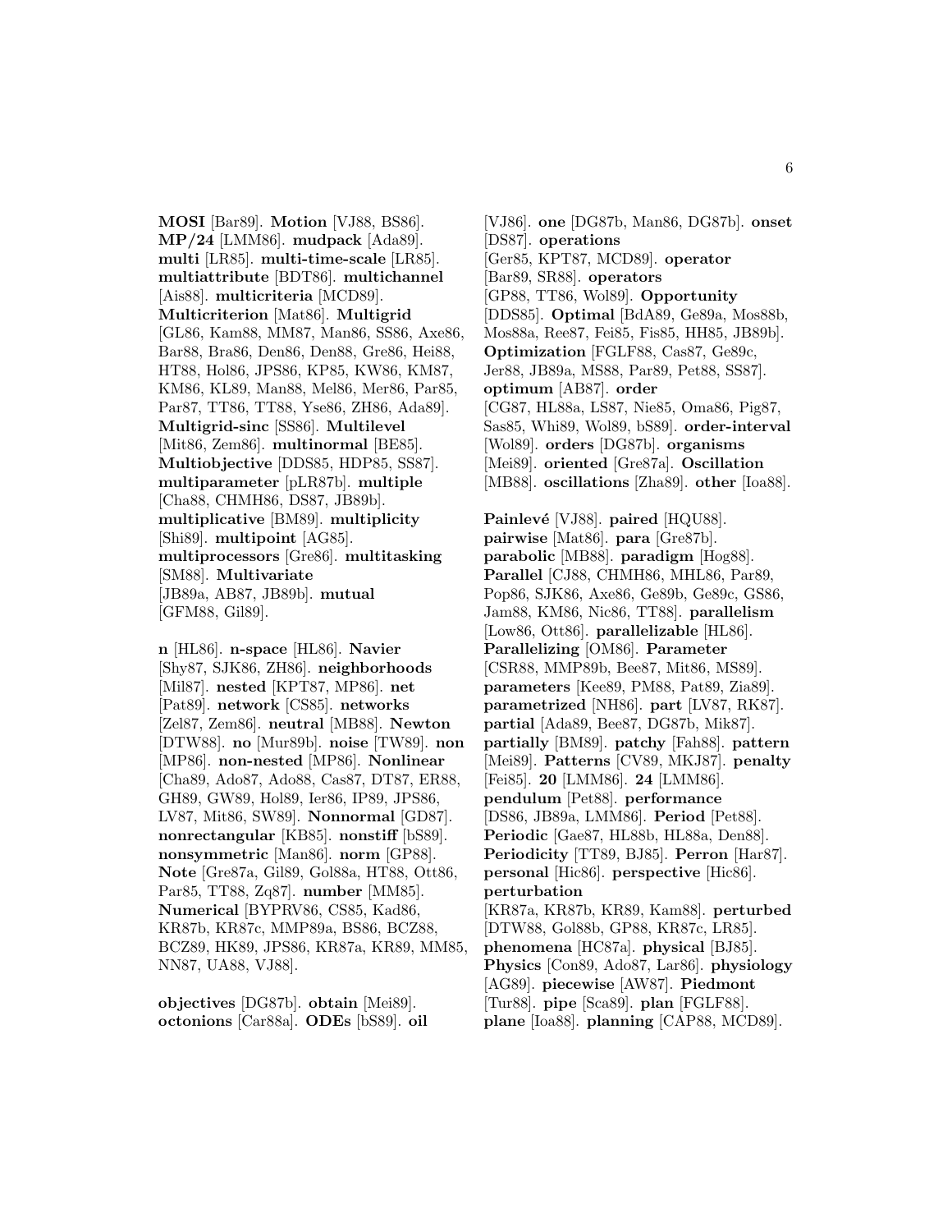**MOSI** [Bar89]. **Motion** [VJ88, BS86]. **MP/24** [LMM86]. **mudpack** [Ada89]. **multi** [LR85]. **multi-time-scale** [LR85]. **multiattribute** [BDT86]. **multichannel** [Ais88]. **multicriteria** [MCD89]. **Multicriterion** [Mat86]. **Multigrid** [GL86, Kam88, MM87, Man86, SS86, Axe86, Bar88, Bra86, Den86, Den88, Gre86, Hei88, HT88, Hol86, JPS86, KP85, KW86, KM87, KM86, KL89, Man88, Mel86, Mer86, Par85, Par87, TT86, TT88, Yse86, ZH86, Ada89]. **Multigrid-sinc** [SS86]. **Multilevel** [Mit86, Zem86]. **multinormal** [BE85]. **Multiobjective** [DDS85, HDP85, SS87]. **multiparameter** [pLR87b]. **multiple** [Cha88, CHMH86, DS87, JB89b]. **multiplicative** [BM89]. **multiplicity** [Shi89]. **multipoint** [AG85]. **multiprocessors** [Gre86]. **multitasking** [SM88]. **Multivariate** [JB89a, AB87, JB89b]. **mutual** [GFM88, Gil89].

**n** [HL86]. **n-space** [HL86]. **Navier** [Shy87, SJK86, ZH86]. **neighborhoods** [Mil87]. **nested** [KPT87, MP86]. **net** [Pat89]. **network** [CS85]. **networks** [Zel87, Zem86]. **neutral** [MB88]. **Newton** [DTW88]. **no** [Mur89b]. **noise** [TW89]. **non** [MP86]. **non-nested** [MP86]. **Nonlinear** [Cha89, Ado87, Ado88, Cas87, DT87, ER88, GH89, GW89, Hol89, Ier86, IP89, JPS86, LV87, Mit86, SW89]. **Nonnormal** [GD87]. **nonrectangular** [KB85]. **nonstiff** [bS89]. **nonsymmetric** [Man86]. **norm** [GP88]. **Note** [Gre87a, Gil89, Gol88a, HT88, Ott86, Par85, TT88, Zq87]. **number** [MM85]. **Numerical** [BYPRV86, CS85, Kad86, KR87b, KR87c, MMP89a, BS86, BCZ88, BCZ89, HK89, JPS86, KR87a, KR89, MM85, NN87, UA88, VJ88].

**objectives** [DG87b]. **obtain** [Mei89]. **octonions** [Car88a]. **ODEs** [bS89]. **oil** [VJ86]. **one** [DG87b, Man86, DG87b]. **onset** [DS87]. **operations** [Ger85, KPT87, MCD89]. **operator** [Bar89, SR88]. **operators** [GP88, TT86, Wol89]. **Opportunity** [DDS85]. **Optimal** [BdA89, Ge89a, Mos88b, Mos88a, Ree87, Fei85, Fis85, HH85, JB89b]. **Optimization** [FGLF88, Cas87, Ge89c, Jer88, JB89a, MS88, Par89, Pet88, SS87]. **optimum** [AB87]. **order** [CG87, HL88a, LS87, Nie85, Oma86, Pig87, Sas85, Whi89, Wol89, bS89]. **order-interval** [Wol89]. **orders** [DG87b]. **organisms** [Mei89]. **oriented** [Gre87a]. **Oscillation** [MB88]. **oscillations** [Zha89]. **other** [Ioa88].

**Painlevé** [VJ88]. **paired** [HQU88]. **pairwise** [Mat86]. **para** [Gre87b]. **parabolic** [MB88]. **paradigm** [Hog88]. **Parallel** [CJ88, CHMH86, MHL86, Par89, Pop86, SJK86, Axe86, Ge89b, Ge89c, GS86, Jam88, KM86, Nic86, TT88]. **parallelism** [Low86, Ott86]. **parallelizable** [HL86]. **Parallelizing** [OM86]. **Parameter** [CSR88, MMP89b, Bee87, Mit86, MS89]. **parameters** [Kee89, PM88, Pat89, Zia89]. **parametrized** [NH86]. **part** [LV87, RK87]. **partial** [Ada89, Bee87, DG87b, Mik87]. **partially** [BM89]. **patchy** [Fah88]. **pattern** [Mei89]. **Patterns** [CV89, MKJ87]. **penalty** [Fei85]. **20** [LMM86]. **24** [LMM86]. **pendulum** [Pet88]. **performance** [DS86, JB89a, LMM86]. **Period** [Pet88]. **Periodic** [Gae87, HL88b, HL88a, Den88]. **Periodicity** [TT89, BJ85]. **Perron** [Har87]. **personal** [Hic86]. **perspective** [Hic86]. **perturbation** [KR87a, KR87b, KR89, Kam88]. **perturbed** [DTW88, Gol88b, GP88, KR87c, LR85]. **phenomena** [HC87a]. **physical** [BJ85]. **Physics** [Con89, Ado87, Lar86]. **physiology** [AG89]. **piecewise** [AW87]. **Piedmont** [Tur88]. **pipe** [Sca89]. **plan** [FGLF88]. **plane** [Ioa88]. **planning** [CAP88, MCD89].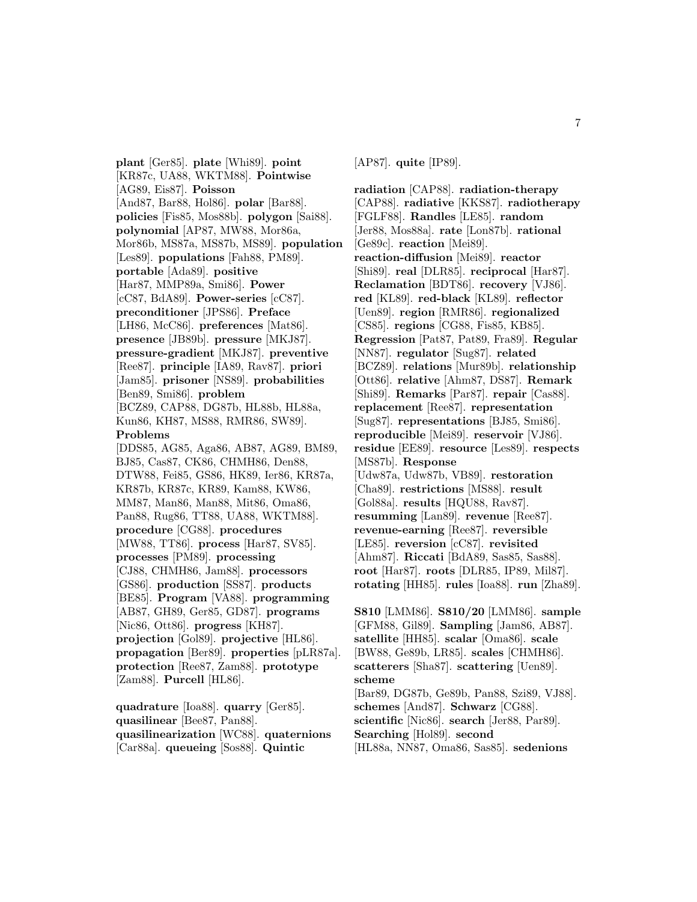**plant** [Ger85]. **plate** [Whi89]. **point** [KR87c, UA88, WKTM88]. **Pointwise** [AG89, Eis87]. **Poisson** [And87, Bar88, Hol86]. **polar** [Bar88]. **policies** [Fis85, Mos88b]. **polygon** [Sai88]. **polynomial** [AP87, MW88, Mor86a, Mor86b, MS87a, MS87b, MS89]. **population** [Les89]. **populations** [Fah88, PM89]. **portable** [Ada89]. **positive** [Har87, MMP89a, Smi86]. **Power** [cC87, BdA89]. **Power-series** [cC87]. **preconditioner** [JPS86]. **Preface** [LH86, McC86]. **preferences** [Mat86]. **presence** [JB89b]. **pressure** [MKJ87]. **pressure-gradient** [MKJ87]. **preventive** [Ree87]. **principle** [IA89, Rav87]. **priori** [Jam85]. **prisoner** [NS89]. **probabilities** [Ben89, Smi86]. **problem** [BCZ89, CAP88, DG87b, HL88b, HL88a, Kun86, KH87, MS88, RMR86, SW89]. **Problems** [DDS85, AG85, Aga86, AB87, AG89, BM89, BJ85, Cas87, CK86, CHMH86, Den88, DTW88, Fei85, GS86, HK89, Ier86, KR87a, KR87b, KR87c, KR89, Kam88, KW86, MM87, Man86, Man88, Mit86, Oma86, Pan88, Rug86, TT88, UA88, WKTM88]. **procedure** [CG88]. **procedures** [MW88, TT86]. **process** [Har87, SV85]. **processes** [PM89]. **processing** [CJ88, CHMH86, Jam88]. **processors** [GS86]. **production** [SS87]. **products** [BE85]. **Program** [VA88]. **programming** [AB87, GH89, Ger85, GD87]. **programs** [Nic86, Ott86]. **progress** [KH87]. **projection** [Gol89]. **projective** [HL86]. **propagation** [Ber89]. **properties** [pLR87a]. **protection** [Ree87, Zam88]. **prototype** [Zam88]. **Purcell** [HL86].

**quadrature** [Ioa88]. **quarry** [Ger85]. **quasilinear** [Bee87, Pan88]. **quasilinearization** [WC88]. **quaternions** [Car88a]. **queueing** [Sos88]. **Quintic** [AP87]. **quite** [IP89].

**radiation** [CAP88]. **radiation-therapy** [CAP88]. **radiative** [KKS87]. **radiotherapy** [FGLF88]. **Randles** [LE85]. **random** [Jer88, Mos88a]. **rate** [Lon87b]. **rational** [Ge89c]. **reaction** [Mei89]. **reaction-diffusion** [Mei89]. **reactor** [Shi89]. **real** [DLR85]. **reciprocal** [Har87]. **Reclamation** [BDT86]. **recovery** [VJ86]. **red** [KL89]. **red-black** [KL89]. **reflector** [Uen89]. **region** [RMR86]. **regionalized** [CS85]. **regions** [CG88, Fis85, KB85]. **Regression** [Pat87, Pat89, Fra89]. **Regular** [NN87]. **regulator** [Sug87]. **related** [BCZ89]. **relations** [Mur89b]. **relationship** [Ott86]. **relative** [Ahm87, DS87]. **Remark** [Shi89]. **Remarks** [Par87]. **repair** [Cas88]. **replacement** [Ree87]. **representation** [Sug87]. **representations** [BJ85, Smi86]. **reproducible** [Mei89]. **reservoir** [VJ86]. **residue** [EE89]. **resource** [Les89]. **respects** [MS87b]. **Response** [Udw87a, Udw87b, VB89]. **restoration** [Cha89]. **restrictions** [MS88]. **result** [Gol88a]. **results** [HQU88, Rav87]. **resumming** [Lan89]. **revenue** [Ree87]. **revenue-earning** [Ree87]. **reversible** [LE85]. **reversion** [cC87]. **revisited** [Ahm87]. **Riccati** [BdA89, Sas85, Sas88]. **root** [Har87]. **roots** [DLR85, IP89, Mil87]. **rotating** [HH85]. **rules** [Ioa88]. **run** [Zha89].

**S810** [LMM86]. **S810/20** [LMM86]. **sample** [GFM88, Gil89]. **Sampling** [Jam86, AB87]. **satellite** [HH85]. **scalar** [Oma86]. **scale** [BW88, Ge89b, LR85]. **scales** [CHMH86]. **scatterers** [Sha87]. **scattering** [Uen89]. **scheme** [Bar89, DG87b, Ge89b, Pan88, Szi89, VJ88]. **schemes** [And87]. **Schwarz** [CG88]. **scientific** [Nic86]. **search** [Jer88, Par89]. **Searching** [Hol89]. **second** [HL88a, NN87, Oma86, Sas85]. **sedenions**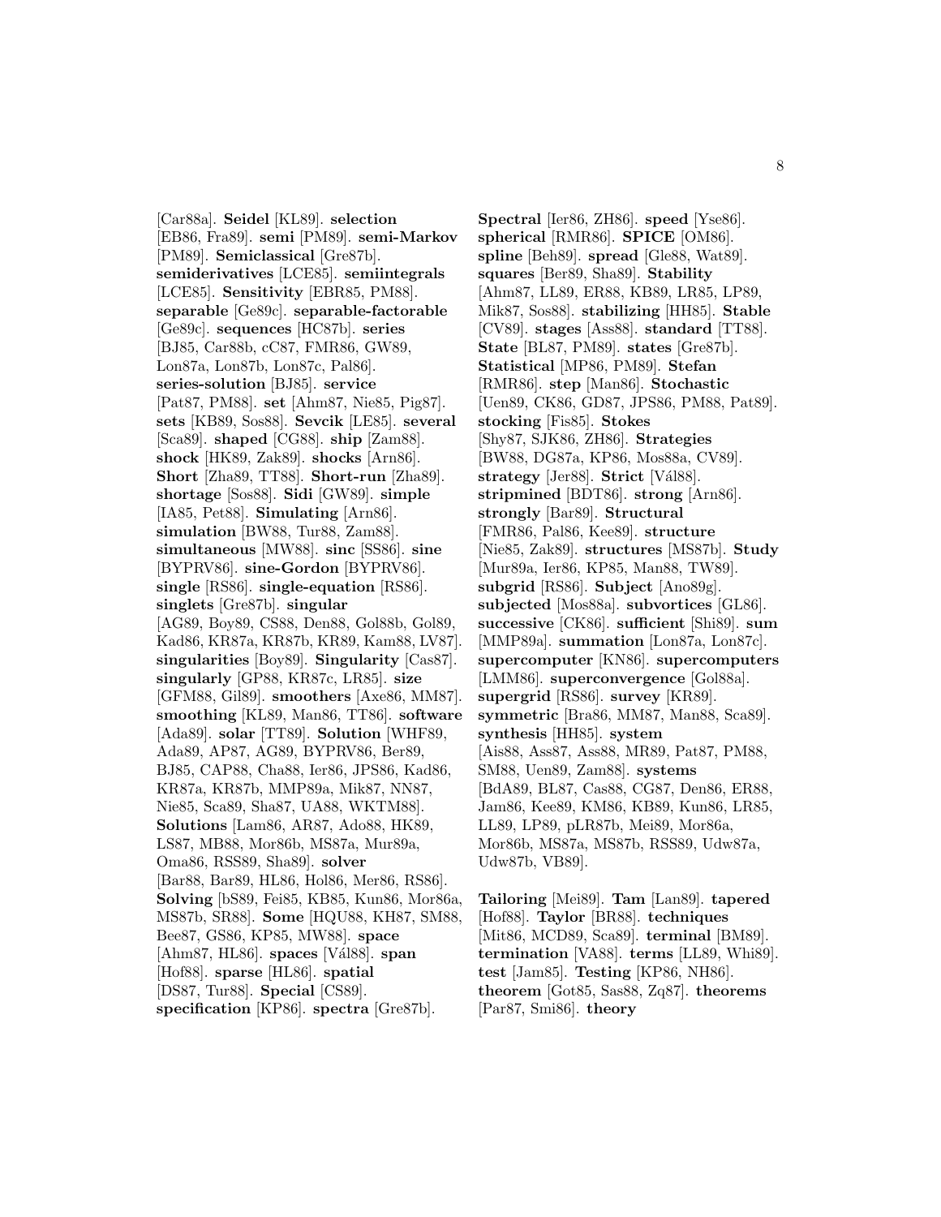[Car88a]. **Seidel** [KL89]. **selection** [EB86, Fra89]. **semi** [PM89]. **semi-Markov** [PM89]. **Semiclassical** [Gre87b]. **semiderivatives** [LCE85]. **semiintegrals** [LCE85]. **Sensitivity** [EBR85, PM88]. **separable** [Ge89c]. **separable-factorable** [Ge89c]. **sequences** [HC87b]. **series** [BJ85, Car88b, cC87, FMR86, GW89, Lon87a, Lon87b, Lon87c, Pal86]. **series-solution** [BJ85]. **service** [Pat87, PM88]. **set** [Ahm87, Nie85, Pig87]. **sets** [KB89, Sos88]. **Sevcik** [LE85]. **several** [Sca89]. **shaped** [CG88]. **ship** [Zam88]. **shock** [HK89, Zak89]. **shocks** [Arn86]. **Short** [Zha89, TT88]. **Short-run** [Zha89]. **shortage** [Sos88]. **Sidi** [GW89]. **simple** [IA85, Pet88]. **Simulating** [Arn86]. **simulation** [BW88, Tur88, Zam88]. **simultaneous** [MW88]. **sinc** [SS86]. **sine** [BYPRV86]. **sine-Gordon** [BYPRV86]. **single** [RS86]. **single-equation** [RS86]. **singlets** [Gre87b]. **singular** [AG89, Boy89, CS88, Den88, Gol88b, Gol89, Kad86, KR87a, KR87b, KR89, Kam88, LV87]. **singularities** [Boy89]. **Singularity** [Cas87]. **singularly** [GP88, KR87c, LR85]. **size** [GFM88, Gil89]. **smoothers** [Axe86, MM87]. **smoothing** [KL89, Man86, TT86]. **software** [Ada89]. **solar** [TT89]. **Solution** [WHF89, Ada89, AP87, AG89, BYPRV86, Ber89, BJ85, CAP88, Cha88, Ier86, JPS86, Kad86, KR87a, KR87b, MMP89a, Mik87, NN87, Nie85, Sca89, Sha87, UA88, WKTM88]. **Solutions** [Lam86, AR87, Ado88, HK89, LS87, MB88, Mor86b, MS87a, Mur89a, Oma86, RSS89, Sha89]. **solver** [Bar88, Bar89, HL86, Hol86, Mer86, RS86]. **Solving** [bS89, Fei85, KB85, Kun86, Mor86a, MS87b, SR88]. **Some** [HQU88, KH87, SM88, Bee87, GS86, KP85, MW88]. **space** [Ahm87, HL86]. **spaces** [Vál88]. **span** [Hof88]. **sparse** [HL86]. **spatial** [DS87, Tur88]. **Special** [CS89]. **specification** [KP86]. **spectra** [Gre87b]. **Spectral** [Ier86, ZH86]. **speed** [Yse86]. **spherical** [RMR86]. **SPICE** [OM86]. **spline** [Beh89]. **spread** [Gle88, Wat89]. **squares** [Ber89, Sha89]. **Stability** [Ahm87, LL89, ER88, KB89, LR85, LP89, Mik87, Sos88]. **stabilizing** [HH85]. **Stable** [CV89]. **stages** [Ass88]. **standard** [TT88]. **State** [BL87, PM89]. **states** [Gre87b]. **Statistical** [MP86, PM89]. **Stefan** [RMR86]. **step** [Man86]. **Stochastic** [Uen89, CK86, GD87, JPS86, PM88, Pat89]. **stocking** [Fis85]. **Stokes** [Shy87, SJK86, ZH86]. **Strategies** [BW88, DG87a, KP86, Mos88a, CV89]. **strategy** [Jer88]. **Strict** [Vál88]. **stripmined** [BDT86]. **strong** [Arn86]. **strongly** [Bar89]. **Structural** [FMR86, Pal86, Kee89]. **structure** [Nie85, Zak89]. **structures** [MS87b]. **Study** [Mur89a, Ier86, KP85, Man88, TW89]. **subgrid** [RS86]. **Subject** [Ano89g]. **subjected** [Mos88a]. **subvortices** [GL86]. **successive** [CK86]. **sufficient** [Shi89]. **sum** [MMP89a]. **summation** [Lon87a, Lon87c]. **supercomputer** [KN86]. **supercomputers** [LMM86]. **superconvergence** [Gol88a]. **supergrid** [RS86]. **survey** [KR89]. **symmetric** [Bra86, MM87, Man88, Sca89]. **synthesis** [HH85]. **system** [Ais88, Ass87, Ass88, MR89, Pat87, PM88, SM88, Uen89, Zam88]. **systems** [BdA89, BL87, Cas88, CG87, Den86, ER88, Jam86, Kee89, KM86, KB89, Kun86, LR85, LL89, LP89, pLR87b, Mei89, Mor86a, Mor86b, MS87a, MS87b, RSS89, Udw87a, Udw87b, VB89].

**Tailoring** [Mei89]. **Tam** [Lan89]. **tapered** [Hof88]. **Taylor** [BR88]. **techniques** [Mit86, MCD89, Sca89]. **terminal** [BM89]. **termination** [VA88]. **terms** [LL89, Whi89]. **test** [Jam85]. **Testing** [KP86, NH86]. **theorem** [Got85, Sas88, Zq87]. **theorems** [Par87, Smi86]. **theory**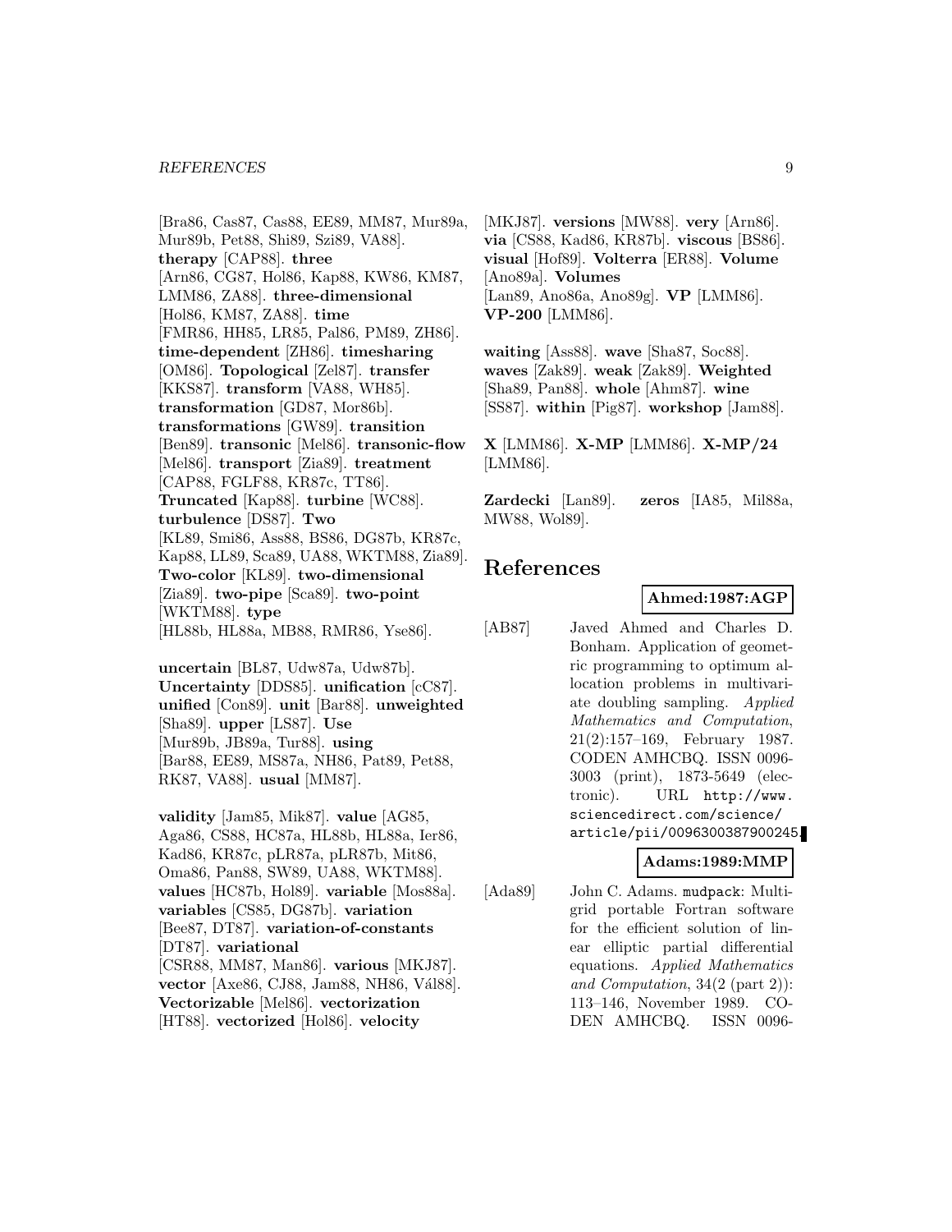[Bra86, Cas87, Cas88, EE89, MM87, Mur89a, Mur89b, Pet88, Shi89, Szi89, VA88]. **therapy** [CAP88]. **three** [Arn86, CG87, Hol86, Kap88, KW86, KM87, LMM86, ZA88]. **three-dimensional** [Hol86, KM87, ZA88]. **time** [FMR86, HH85, LR85, Pal86, PM89, ZH86]. **time-dependent** [ZH86]. **timesharing** [OM86]. **Topological** [Zel87]. **transfer** [KKS87]. **transform** [VA88, WH85]. **transformation** [GD87, Mor86b]. **transformations** [GW89]. **transition** [Ben89]. **transonic** [Mel86]. **transonic-flow** [Mel86]. **transport** [Zia89]. **treatment** [CAP88, FGLF88, KR87c, TT86]. **Truncated** [Kap88]. **turbine** [WC88]. **turbulence** [DS87]. **Two** [KL89, Smi86, Ass88, BS86, DG87b, KR87c, Kap88, LL89, Sca89, UA88, WKTM88, Zia89]. **Two-color** [KL89]. **two-dimensional** [Zia89]. **two-pipe** [Sca89]. **two-point** [WKTM88]. **type** [HL88b, HL88a, MB88, RMR86, Yse86].

**uncertain** [BL87, Udw87a, Udw87b]. **Uncertainty** [DDS85]. **unification** [cC87]. **unified** [Con89]. **unit** [Bar88]. **unweighted** [Sha89]. **upper** [LS87]. **Use** [Mur89b, JB89a, Tur88]. **using** [Bar88, EE89, MS87a, NH86, Pat89, Pet88, RK87, VA88]. **usual** [MM87].

**validity** [Jam85, Mik87]. **value** [AG85, Aga86, CS88, HC87a, HL88b, HL88a, Ier86, Kad86, KR87c, pLR87a, pLR87b, Mit86, Oma86, Pan88, SW89, UA88, WKTM88]. **values** [HC87b, Hol89]. **variable** [Mos88a]. **variables** [CS85, DG87b]. **variation** [Bee87, DT87]. **variation-of-constants** [DT87]. **variational** [CSR88, MM87, Man86]. **various** [MKJ87]. **vector** [Axe86, CJ88, Jam88, NH86, Vál88]. **Vectorizable** [Mel86]. **vectorization** [HT88]. **vectorized** [Hol86]. **velocity** [MKJ87]. **versions** [MW88]. **very** [Arn86]. **via** [CS88, Kad86, KR87b]. **viscous** [BS86]. **visual** [Hof89]. **Volterra** [ER88]. **Volume** [Ano89a]. **Volumes** [Lan89, Ano86a, Ano89g]. **VP** [LMM86]. **VP-200** [LMM86].

**waiting** [Ass88]. **wave** [Sha87, Soc88]. **waves** [Zak89]. **weak** [Zak89]. **Weighted** [Sha89, Pan88]. **whole** [Ahm87]. **wine** [SS87]. **within** [Pig87]. **workshop** [Jam88].

**X** [LMM86]. **X-MP** [LMM86]. **X-MP/24** [LMM86].

**Zardecki** [Lan89]. **zeros** [IA85, Mil88a, MW88, Wol89].

# References

**Ahmed:1987:AGP**

[AB87] Javed Ahmed and Charles D. Bonham. Application of geometric programming to optimum allocation problems in multivariate doubling sampling. *Applied Mathematics and Computation*, 21(2):157–169, February 1987. CODEN AMHCBQ. ISSN 0096-3003 (print), 1873-5649 (electronic). URL `http://www.sciencedirect.com/science/article/pii/0096300387900245`.

**Adams:1989:MMP**

[Ada89] John C. Adams. mudpack: Multigrid portable Fortran software for the efficient solution of linear elliptic partial differential equations. *Applied Mathematics and Computation*, 34(2 (part 2)): 113–146, November 1989. CODEN AMHCBQ. ISSN 0096-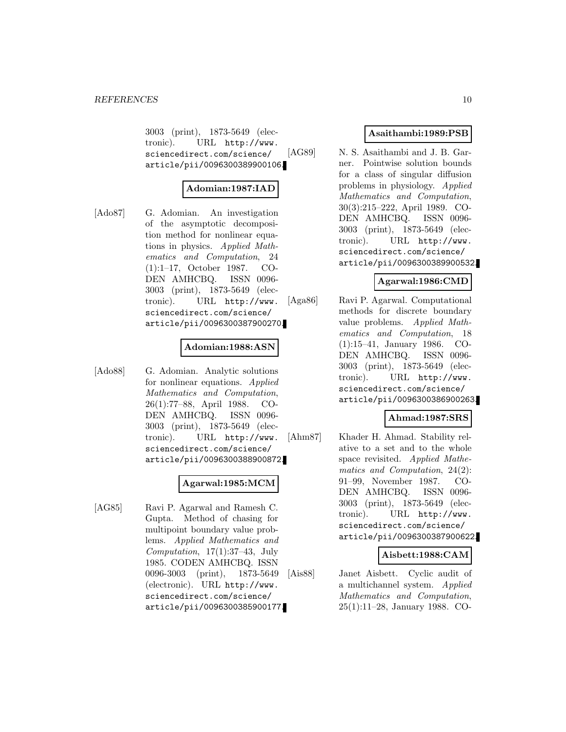3003 (print), 1873-5649 (electronic). URL http://www.sciencedirect.com/science/article/pii/0096300389900106.

**Adomian:1987:IAD**

[Ado87] G. Adomian. An investigation of the asymptotic decomposition method for nonlinear equations in physics. *Applied Mathematics and Computation*, 24(1):1–17, October 1987. CODEN AMHCBQ. ISSN 0096-3003 (print), 1873-5649 (electronic). URL http://www.sciencedirect.com/science/article/pii/0096300387900270.

**Adomian:1988:ASN**

[Ado88] G. Adomian. Analytic solutions for nonlinear equations. *Applied Mathematics and Computation*, 26(1):77–88, April 1988. CODEN AMHCBQ. ISSN 0096-3003 (print), 1873-5649 (electronic). URL http://www.sciencedirect.com/science/article/pii/0096300388900872.

**Agarwal:1985:MCM**

[AG85] Ravi P. Agarwal and Ramesh C. Gupta. Method of chasing for multipoint boundary value problems. *Applied Mathematics and Computation*, 17(1):37–43, July 1985. CODEN AMHCBQ. ISSN 0096-3003 (print), 1873-5649 (electronic). URL http://www.sciencedirect.com/science/article/pii/0096300385900177.

**Asaithambi:1989:PSB**

[AG89] N. S. Asaithambi and J. B. Garner. Pointwise solution bounds for a class of singular diffusion problems in physiology. *Applied Mathematics and Computation*, 30(3):215–222, April 1989. CODEN AMHCBQ. ISSN 0096-3003 (print), 1873-5649 (electronic). URL http://www.sciencedirect.com/science/article/pii/0096300389900532.

**Agarwal:1986:CMD**

[Aga86] Ravi P. Agarwal. Computational methods for discrete boundary value problems. *Applied Mathematics and Computation*, 18(1):15–41, January 1986. CODEN AMHCBQ. ISSN 0096-3003 (print), 1873-5649 (electronic). URL http://www.sciencedirect.com/science/article/pii/0096300386900263.

**Ahmad:1987:SRS**

[Ahm87] Khader H. Ahmad. Stability relative to a set and to the whole space revisited. *Applied Mathematics and Computation*, 24(2):91–99, November 1987. CODEN AMHCBQ. ISSN 0096-3003 (print), 1873-5649 (electronic). URL http://www.sciencedirect.com/science/article/pii/0096300387900622.

**Aisbett:1988:CAM**

[Ais88] Janet Aisbett. Cyclic audit of a multichannel system. *Applied Mathematics and Computation*, 25(1):11–28, January 1988. CO-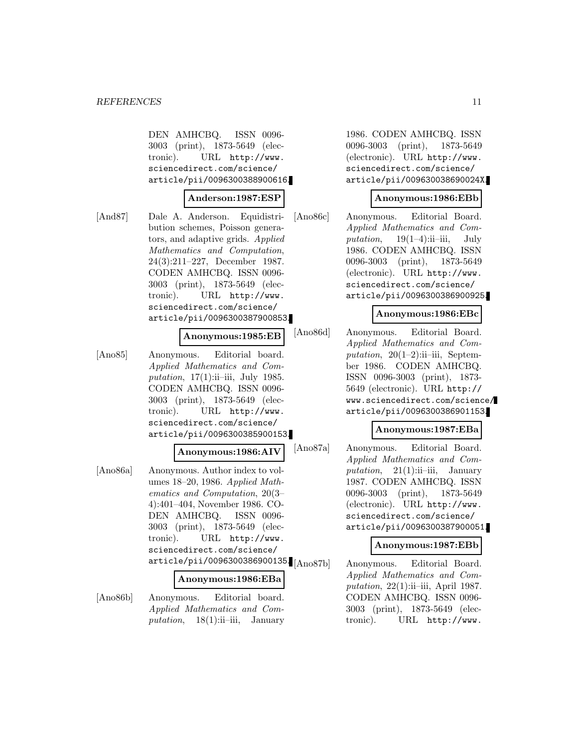DEN AMHCBQ. ISSN 0096-3003 (print), 1873-5649 (electronic). URL http://www.sciencedirect.com/science/article/pii/0096300388900616.

**Anderson:1987:ESP**

[And87] Dale A. Anderson. Equidistribution schemes, Poisson generators, and adaptive grids. *Applied Mathematics and Computation*, 24(3):211–227, December 1987. CODEN AMHCBQ. ISSN 0096-3003 (print), 1873-5649 (electronic). URL http://www.sciencedirect.com/science/article/pii/0096300387900853.

**Anonymous:1985:EB**

[Ano85] Anonymous. Editorial board. *Applied Mathematics and Computation*, 17(1):ii–iii, July 1985. CODEN AMHCBQ. ISSN 0096-3003 (print), 1873-5649 (electronic). URL http://www.sciencedirect.com/science/article/pii/0096300385900153.

**Anonymous:1986:AIV**

[Ano86a] Anonymous. Author index to volumes 18–20, 1986. *Applied Mathematics and Computation*, 20(3–4):401–404, November 1986. CODEN AMHCBQ. ISSN 0096-3003 (print), 1873-5649 (electronic). URL http://www.sciencedirect.com/science/article/pii/0096300386900135.

**Anonymous:1986:EBa**

[Ano86b] Anonymous. Editorial board. *Applied Mathematics and Computation*, 18(1):ii–iii, January 1986. CODEN AMHCBQ. ISSN 0096-3003 (print), 1873-5649 (electronic). URL http://www.sciencedirect.com/science/article/pii/009630038690024X.

**Anonymous:1986:EBb**

[Ano86c] Anonymous. Editorial Board. *Applied Mathematics and Computation*, 19(1–4):ii–iii, July 1986. CODEN AMHCBQ. ISSN 0096-3003 (print), 1873-5649 (electronic). URL http://www.sciencedirect.com/science/article/pii/0096300386900925.

**Anonymous:1986:EBc**

[Ano86d] Anonymous. Editorial Board. *Applied Mathematics and Computation*, 20(1–2):ii–iii, September 1986. CODEN AMHCBQ. ISSN 0096-3003 (print), 1873-5649 (electronic). URL http://www.sciencedirect.com/science/article/pii/0096300386901153.

**Anonymous:1987:EBa**

[Ano87a] Anonymous. Editorial Board. *Applied Mathematics and Computation*, 21(1):ii–iii, January 1987. CODEN AMHCBQ. ISSN 0096-3003 (print), 1873-5649 (electronic). URL http://www.sciencedirect.com/science/article/pii/0096300387900051.

**Anonymous:1987:EBb**

[Ano87b] Anonymous. Editorial Board. *Applied Mathematics and Computation*, 22(1):ii–iii, April 1987. CODEN AMHCBQ. ISSN 0096-3003 (print), 1873-5649 (electronic). URL http://www.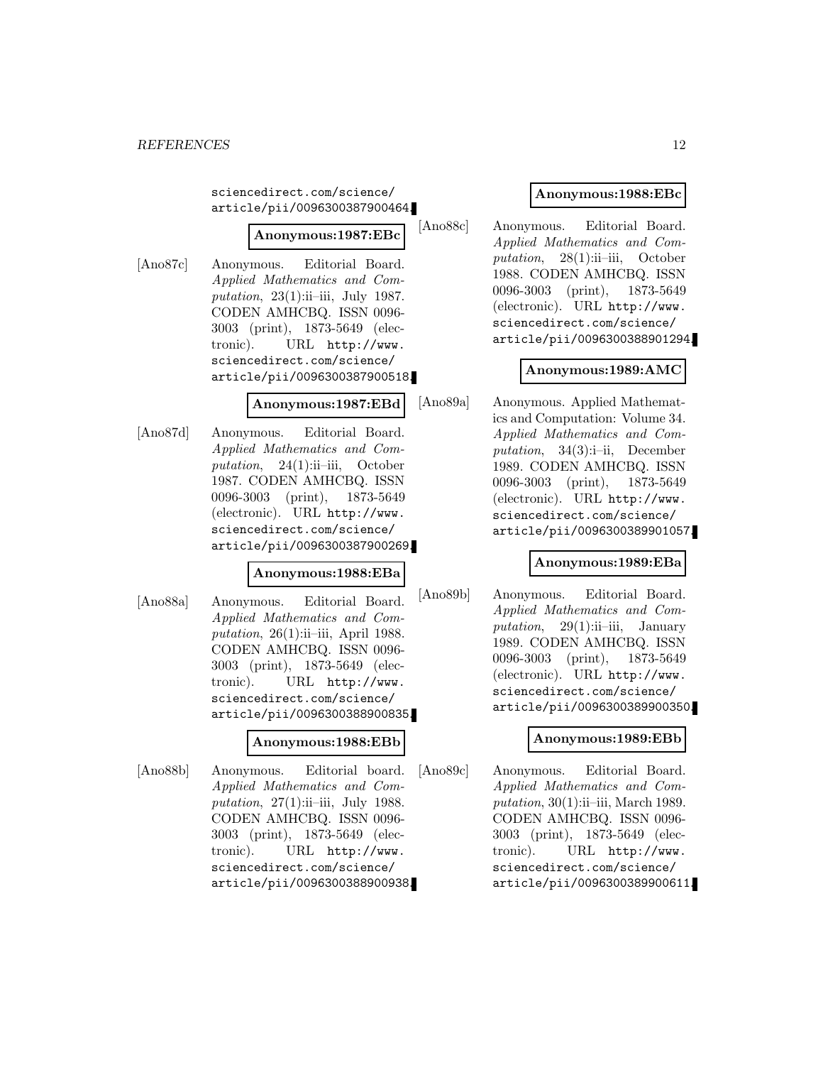sciencedirect.com/science/article/pii/0096300387900464.

**Anonymous:1987:EBc**

[Ano87c] Anonymous. Editorial Board. *Applied Mathematics and Computation*, 23(1):ii–iii, July 1987. CODEN AMHCBQ. ISSN 0096-3003 (print), 1873-5649 (electronic). URL http://www.sciencedirect.com/science/article/pii/0096300387900518.

**Anonymous:1987:EBd**

[Ano87d] Anonymous. Editorial Board. *Applied Mathematics and Computation*, 24(1):ii–iii, October 1987. CODEN AMHCBQ. ISSN 0096-3003 (print), 1873-5649 (electronic). URL http://www.sciencedirect.com/science/article/pii/0096300387900269.

**Anonymous:1988:EBa**

[Ano88a] Anonymous. Editorial Board. *Applied Mathematics and Computation*, 26(1):ii–iii, April 1988. CODEN AMHCBQ. ISSN 0096-3003 (print), 1873-5649 (electronic). URL http://www.sciencedirect.com/science/article/pii/0096300388900835.

**Anonymous:1988:EBb**

[Ano88b] Anonymous. Editorial board. *Applied Mathematics and Computation*, 27(1):ii–iii, July 1988. CODEN AMHCBQ. ISSN 0096-3003 (print), 1873-5649 (electronic). URL http://www.sciencedirect.com/science/article/pii/0096300388900938.

**Anonymous:1988:EBc**

[Ano88c] Anonymous. Editorial Board. *Applied Mathematics and Computation*, 28(1):ii–iii, October 1988. CODEN AMHCBQ. ISSN 0096-3003 (print), 1873-5649 (electronic). URL http://www.sciencedirect.com/science/article/pii/0096300388901294.

**Anonymous:1989:AMC**

[Ano89a] Anonymous. Applied Mathematics and Computation: Volume 34. *Applied Mathematics and Computation*, 34(3):i–ii, December 1989. CODEN AMHCBQ. ISSN 0096-3003 (print), 1873-5649 (electronic). URL http://www.sciencedirect.com/science/article/pii/0096300389901057.

**Anonymous:1989:EBa**

[Ano89b] Anonymous. Editorial Board. *Applied Mathematics and Computation*, 29(1):ii–iii, January 1989. CODEN AMHCBQ. ISSN 0096-3003 (print), 1873-5649 (electronic). URL http://www.sciencedirect.com/science/article/pii/0096300389900350.

**Anonymous:1989:EBb**

[Ano89c] Anonymous. Editorial Board. *Applied Mathematics and Computation*, 30(1):ii–iii, March 1989. CODEN AMHCBQ. ISSN 0096-3003 (print), 1873-5649 (electronic). URL http://www.sciencedirect.com/science/article/pii/0096300389900611.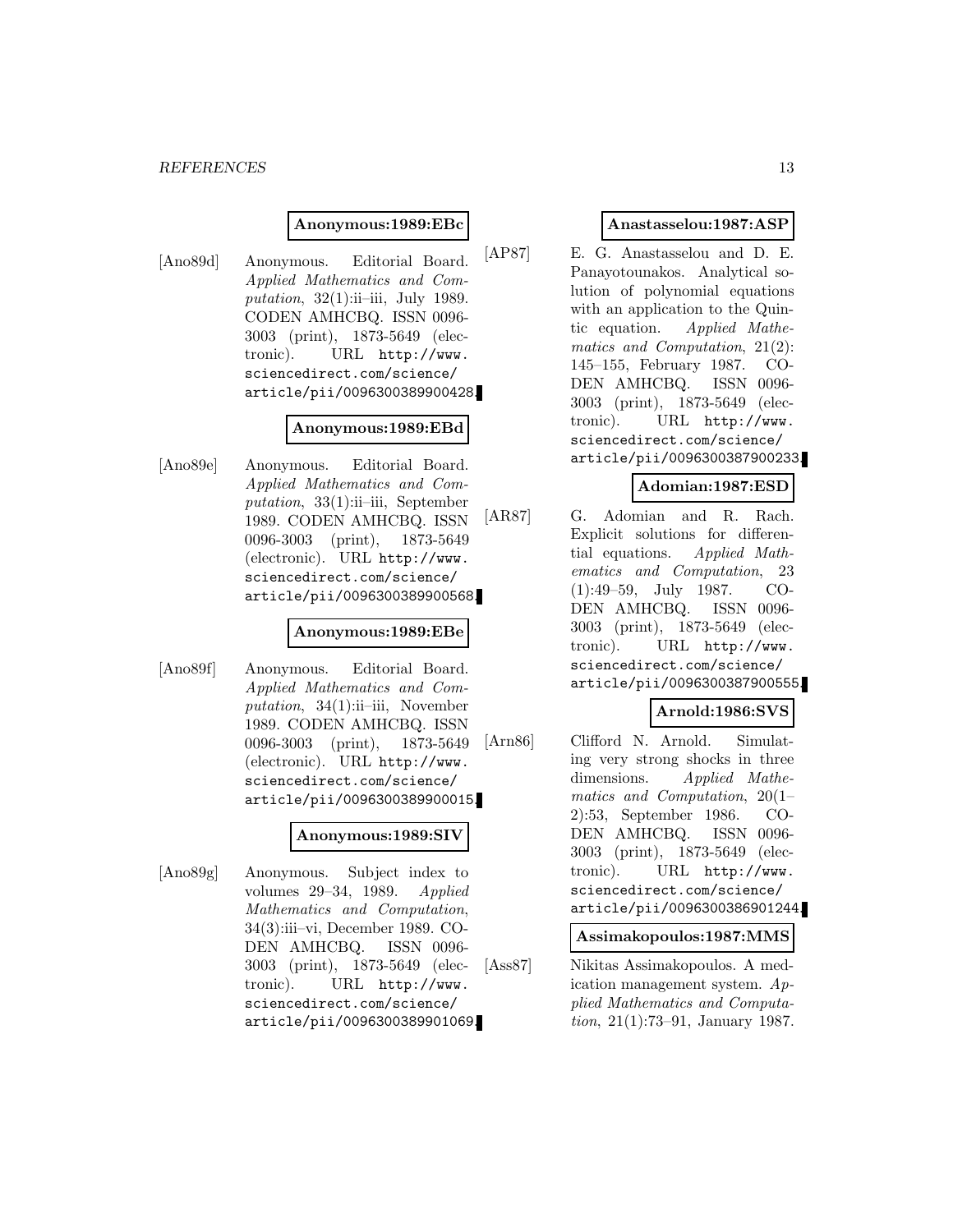**Anonymous:1989:EBc**

[Ano89d] Anonymous. Editorial Board. *Applied Mathematics and Computation*, 32(1):ii–iii, July 1989. CODEN AMHCBQ. ISSN 0096-3003 (print), 1873-5649 (electronic). URL `http://www.sciencedirect.com/science/article/pii/0096300389900428`.

**Anonymous:1989:EBd**

[Ano89e] Anonymous. Editorial Board. *Applied Mathematics and Computation*, 33(1):ii–iii, September 1989. CODEN AMHCBQ. ISSN 0096-3003 (print), 1873-5649 (electronic). URL `http://www.sciencedirect.com/science/article/pii/0096300389900568`.

**Anonymous:1989:EBe**

[Ano89f] Anonymous. Editorial Board. *Applied Mathematics and Computation*, 34(1):ii–iii, November 1989. CODEN AMHCBQ. ISSN 0096-3003 (print), 1873-5649 (electronic). URL `http://www.sciencedirect.com/science/article/pii/0096300389900015`.

**Anonymous:1989:SIV**

[Ano89g] Anonymous. Subject index to volumes 29–34, 1989. *Applied Mathematics and Computation*, 34(3):iii–vi, December 1989. CODEN AMHCBQ. ISSN 0096-3003 (print), 1873-5649 (electronic). URL `http://www.sciencedirect.com/science/article/pii/0096300389901069`.

**Anastasselou:1987:ASP**

[AP87] E. G. Anastasselou and D. E. Panayotounakos. Analytical solution of polynomial equations with an application to the Quintic equation. *Applied Mathematics and Computation*, 21(2): 145–155, February 1987. CODEN AMHCBQ. ISSN 0096-3003 (print), 1873-5649 (electronic). URL `http://www.sciencedirect.com/science/article/pii/0096300387900233`.

**Adomian:1987:ESD**

[AR87] G. Adomian and R. Rach. Explicit solutions for differential equations. *Applied Mathematics and Computation*, 23 (1):49–59, July 1987. CODEN AMHCBQ. ISSN 0096-3003 (print), 1873-5649 (electronic). URL `http://www.sciencedirect.com/science/article/pii/0096300387900555`.

**Arnold:1986:SVS**

[Arn86] Clifford N. Arnold. Simulating very strong shocks in three dimensions. *Applied Mathematics and Computation*, 20(1–2):53, September 1986. CODEN AMHCBQ. ISSN 0096-3003 (print), 1873-5649 (electronic). URL `http://www.sciencedirect.com/science/article/pii/0096300386901244`.

**Assimakopoulos:1987:MMS**

[Ass87] Nikitas Assimakopoulos. A medication management system. *Applied Mathematics and Computation*, 21(1):73–91, January 1987.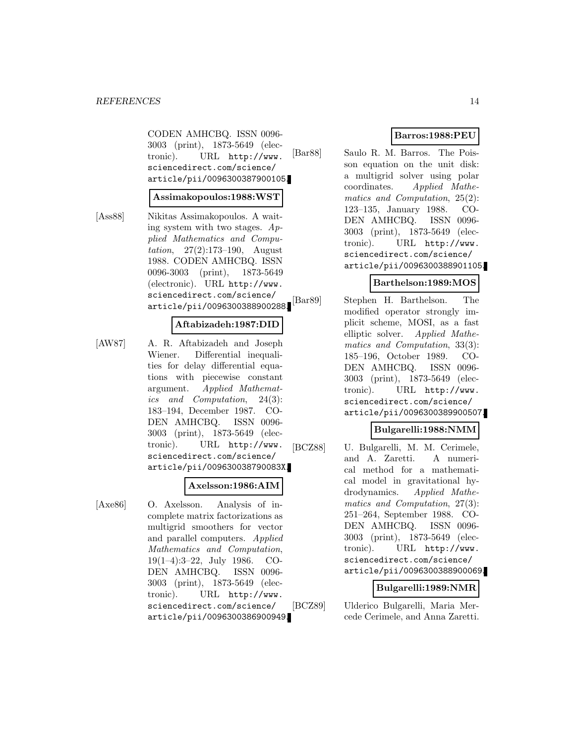CODEN AMHCBQ. ISSN 0096-3003 (print), 1873-5649 (electronic). URL http://www.sciencedirect.com/science/article/pii/0096300387900105.

**Assimakopoulos:1988:WST**

[Ass88] Nikitas Assimakopoulos. A waiting system with two stages. *Applied Mathematics and Computation*, 27(2):173–190, August 1988. CODEN AMHCBQ. ISSN 0096-3003 (print), 1873-5649 (electronic). URL http://www.sciencedirect.com/science/article/pii/0096300388900288.

**Aftabizadeh:1987:DID**

[AW87] A. R. Aftabizadeh and Joseph Wiener. Differential inequalities for delay differential equations with piecewise constant argument. *Applied Mathematics and Computation*, 24(3):183–194, December 1987. CODEN AMHCBQ. ISSN 0096-3003 (print), 1873-5649 (electronic). URL http://www.sciencedirect.com/science/article/pii/009630038790083X.

**Axelsson:1986:AIM**

[Axe86] O. Axelsson. Analysis of incomplete matrix factorizations as multigrid smoothers for vector and parallel computers. *Applied Mathematics and Computation*, 19(1–4):3–22, July 1986. CODEN AMHCBQ. ISSN 0096-3003 (print), 1873-5649 (electronic). URL http://www.sciencedirect.com/science/article/pii/0096300386900949.

**Barros:1988:PEU**

[Bar88] Saulo R. M. Barros. The Poisson equation on the unit disk: a multigrid solver using polar coordinates. *Applied Mathematics and Computation*, 25(2):123–135, January 1988. CODEN AMHCBQ. ISSN 0096-3003 (print), 1873-5649 (electronic). URL http://www.sciencedirect.com/science/article/pii/0096300388901105.

**Barthelson:1989:MOS**

[Bar89] Stephen H. Barthelson. The modified operator strongly implicit scheme, MOSI, as a fast elliptic solver. *Applied Mathematics and Computation*, 33(3):185–196, October 1989. CODEN AMHCBQ. ISSN 0096-3003 (print), 1873-5649 (electronic). URL http://www.sciencedirect.com/science/article/pii/0096300389900507.

**Bulgarelli:1988:NMM**

[BCZ88] U. Bulgarelli, M. M. Cerimele, and A. Zaretti. A numerical method for a mathematical model in gravitational hydrodynamics. *Applied Mathematics and Computation*, 27(3):251–264, September 1988. CODEN AMHCBQ. ISSN 0096-3003 (print), 1873-5649 (electronic). URL http://www.sciencedirect.com/science/article/pii/0096300388900069.

**Bulgarelli:1989:NMR**

[BCZ89] Ulderico Bulgarelli, Maria Mercede Cerimele, and Anna Zaretti.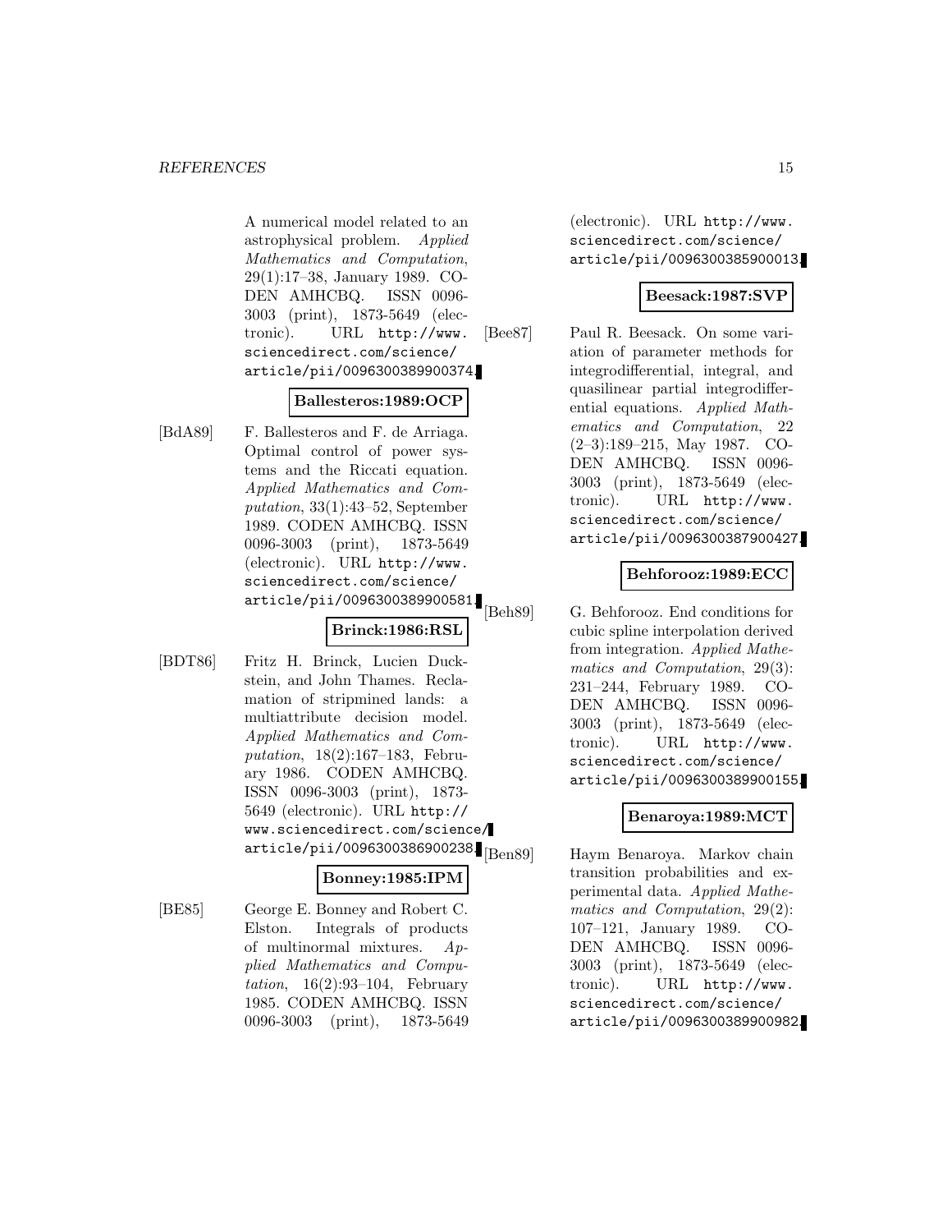A numerical model related to an astrophysical problem. *Applied Mathematics and Computation*, 29(1):17–38, January 1989. CODEN AMHCBQ. ISSN 0096-3003 (print), 1873-5649 (electronic). URL http://www.sciencedirect.com/science/article/pii/0096300389900374.

**Ballesteros:1989:OCP**

[BdA89] F. Ballesteros and F. de Arriaga. Optimal control of power systems and the Riccati equation. *Applied Mathematics and Computation*, 33(1):43–52, September 1989. CODEN AMHCBQ. ISSN 0096-3003 (print), 1873-5649 (electronic). URL http://www.sciencedirect.com/science/article/pii/0096300389900581.

**Brinck:1986:RSL**

[BDT86] Fritz H. Brinck, Lucien Duckstein, and John Thames. Reclamation of stripmined lands: a multiattribute decision model. *Applied Mathematics and Computation*, 18(2):167–183, February 1986. CODEN AMHCBQ. ISSN 0096-3003 (print), 1873-5649 (electronic). URL http://www.sciencedirect.com/science/article/pii/0096300386900238.

**Bonney:1985:IPM**

[BE85] George E. Bonney and Robert C. Elston. Integrals of products of multinormal mixtures. *Applied Mathematics and Computation*, 16(2):93–104, February 1985. CODEN AMHCBQ. ISSN 0096-3003 (print), 1873-5649 (electronic). URL http://www.sciencedirect.com/science/article/pii/0096300385900013.

**Beesack:1987:SVP**

[Bee87] Paul R. Beesack. On some variation of parameter methods for integrodifferential, integral, and quasilinear partial integrodifferential equations. *Applied Mathematics and Computation*, 22 (2–3):189–215, May 1987. CODEN AMHCBQ. ISSN 0096-3003 (print), 1873-5649 (electronic). URL http://www.sciencedirect.com/science/article/pii/0096300387900427.

**Behforooz:1989:ECC**

[Beh89] G. Behforooz. End conditions for cubic spline interpolation derived from integration. *Applied Mathematics and Computation*, 29(3): 231–244, February 1989. CODEN AMHCBQ. ISSN 0096-3003 (print), 1873-5649 (electronic). URL http://www.sciencedirect.com/science/article/pii/0096300389900155.

**Benaroya:1989:MCT**

[Ben89] Haym Benaroya. Markov chain transition probabilities and experimental data. *Applied Mathematics and Computation*, 29(2): 107–121, January 1989. CODEN AMHCBQ. ISSN 0096-3003 (print), 1873-5649 (electronic). URL http://www.sciencedirect.com/science/article/pii/0096300389900982.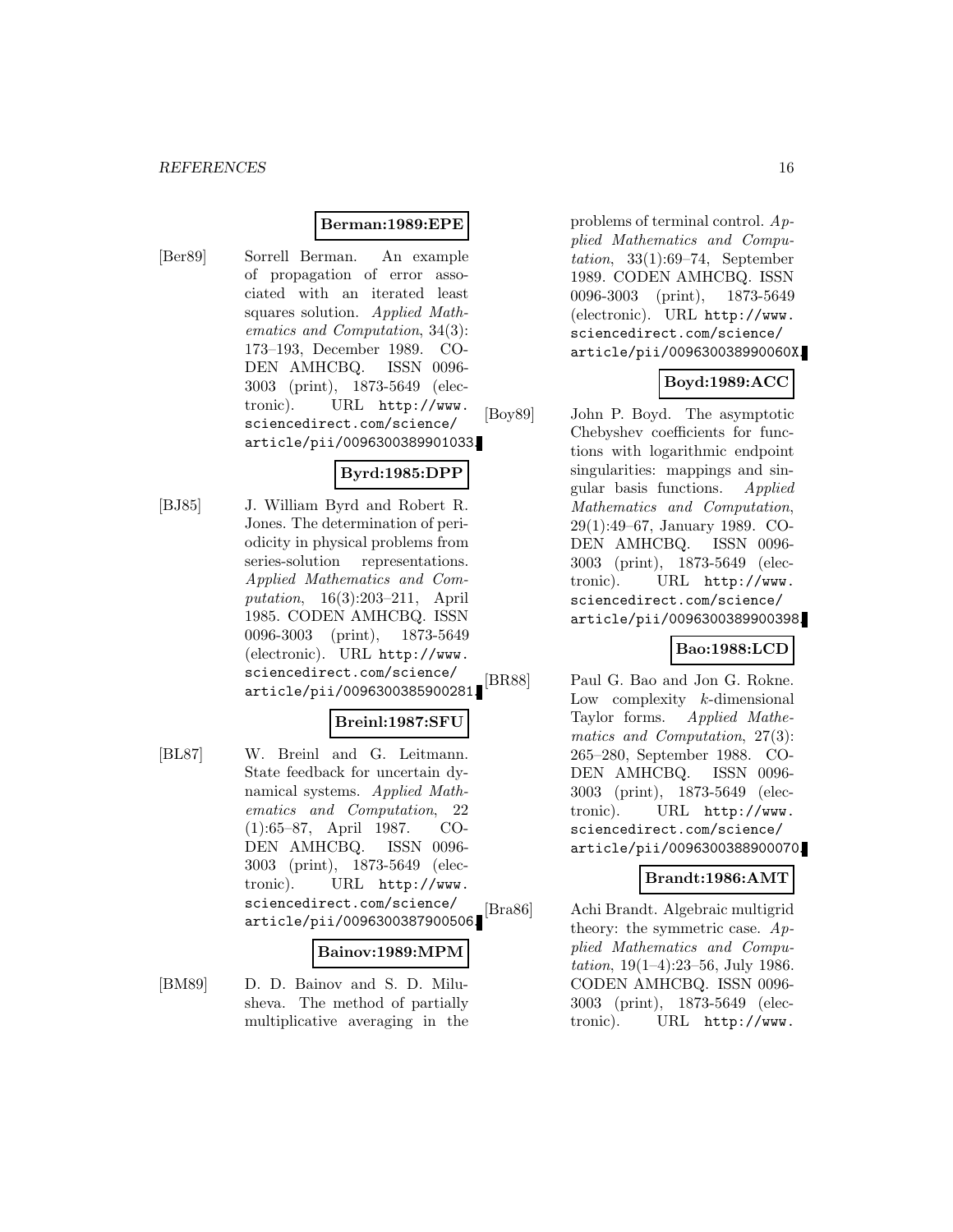**Berman:1989:EPE**

[Ber89] Sorrell Berman. An example of propagation of error associated with an iterated least squares solution. *Applied Mathematics and Computation*, 34(3): 173–193, December 1989. CODEN AMHCBQ. ISSN 0096-3003 (print), 1873-5649 (electronic). URL http://www.sciencedirect.com/science/article/pii/0096300389901033.

**Byrd:1985:DPP**

[BJ85] J. William Byrd and Robert R. Jones. The determination of periodicity in physical problems from series-solution representations. *Applied Mathematics and Computation*, 16(3):203–211, April 1985. CODEN AMHCBQ. ISSN 0096-3003 (print), 1873-5649 (electronic). URL http://www.sciencedirect.com/science/article/pii/0096300385900281.

**Breinl:1987:SFU**

[BL87] W. Breinl and G. Leitmann. State feedback for uncertain dynamical systems. *Applied Mathematics and Computation*, 22 (1):65–87, April 1987. CODEN AMHCBQ. ISSN 0096-3003 (print), 1873-5649 (electronic). URL http://www.sciencedirect.com/science/article/pii/0096300387900506.

**Bainov:1989:MPM**

[BM89] D. D. Bainov and S. D. Milusheva. The method of partially multiplicative averaging in the problems of terminal control. *Applied Mathematics and Computation*, 33(1):69–74, September 1989. CODEN AMHCBQ. ISSN 0096-3003 (print), 1873-5649 (electronic). URL http://www.sciencedirect.com/science/article/pii/009630038990060X.

**Boyd:1989:ACC**

[Boy89] John P. Boyd. The asymptotic Chebyshev coefficients for functions with logarithmic endpoint singularities: mappings and singular basis functions. *Applied Mathematics and Computation*, 29(1):49–67, January 1989. CODEN AMHCBQ. ISSN 0096-3003 (print), 1873-5649 (electronic). URL http://www.sciencedirect.com/science/article/pii/0096300389900398.

**Bao:1988:LCD**

[BR88] Paul G. Bao and Jon G. Rokne. Low complexity $k$-dimensional Taylor forms. *Applied Mathematics and Computation*, 27(3): 265–280, September 1988. CODEN AMHCBQ. ISSN 0096-3003 (print), 1873-5649 (electronic). URL http://www.sciencedirect.com/science/article/pii/0096300388900070.

**Brandt:1986:AMT**

[Bra86] Achi Brandt. Algebraic multigrid theory: the symmetric case. *Applied Mathematics and Computation*, 19(1–4):23–56, July 1986. CODEN AMHCBQ. ISSN 0096-3003 (print), 1873-5649 (electronic). URL http://www.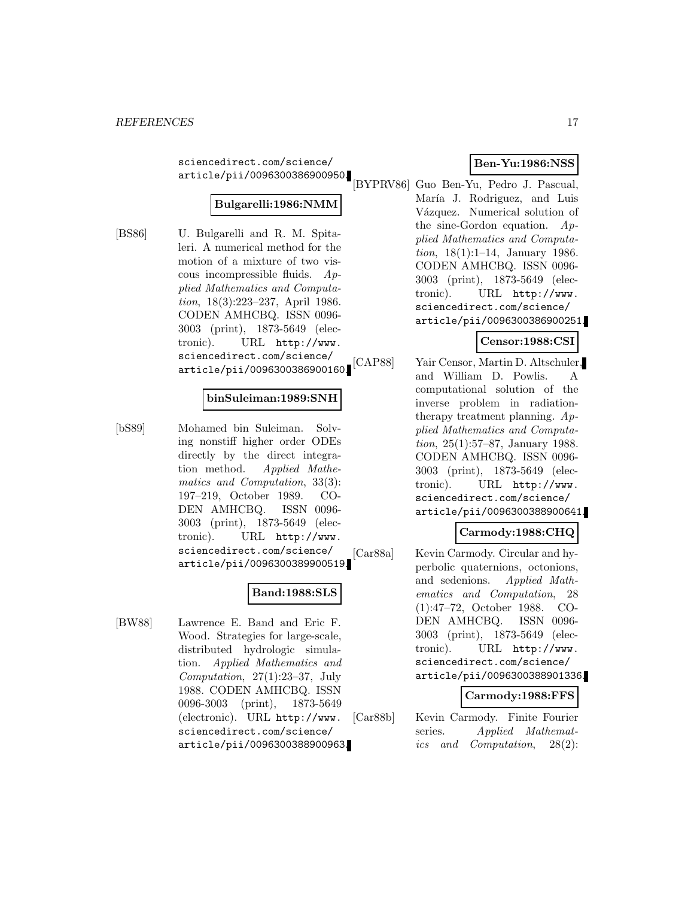sciencedirect.com/science/article/pii/0096300386900950.

**Bulgarelli:1986:NMM**

[BS86] U. Bulgarelli and R. M. Spitaleri. A numerical method for the motion of a mixture of two viscous incompressible fluids. *Applied Mathematics and Computation*, 18(3):223–237, April 1986. CODEN AMHCBQ. ISSN 0096-3003 (print), 1873-5649 (electronic). URL http://www.sciencedirect.com/science/article/pii/0096300386900160.

**binSuleiman:1989:SNH**

[bS89] Mohamed bin Suleiman. Solving nonstiff higher order ODEs directly by the direct integration method. *Applied Mathematics and Computation*, 33(3):197–219, October 1989. CODEN AMHCBQ. ISSN 0096-3003 (print), 1873-5649 (electronic). URL http://www.sciencedirect.com/science/article/pii/0096300389900519.

**Band:1988:SLS**

[BW88] Lawrence E. Band and Eric F. Wood. Strategies for large-scale, distributed hydrologic simulation. *Applied Mathematics and Computation*, 27(1):23–37, July 1988. CODEN AMHCBQ. ISSN 0096-3003 (print), 1873-5649 (electronic). URL http://www.sciencedirect.com/science/article/pii/0096300388900963.

**Ben-Yu:1986:NSS**

[BYPRV86] Guo Ben-Yu, Pedro J. Pascual, María J. Rodriguez, and Luis Vázquez. Numerical solution of the sine-Gordon equation. *Applied Mathematics and Computation*, 18(1):1–14, January 1986. CODEN AMHCBQ. ISSN 0096-3003 (print), 1873-5649 (electronic). URL http://www.sciencedirect.com/science/article/pii/0096300386900251.

**Censor:1988:CSI**

[CAP88] Yair Censor, Martin D. Altschuler, and William D. Powlis. A computational solution of the inverse problem in radiation-therapy treatment planning. *Applied Mathematics and Computation*, 25(1):57–87, January 1988. CODEN AMHCBQ. ISSN 0096-3003 (print), 1873-5649 (electronic). URL http://www.sciencedirect.com/science/article/pii/0096300388900641.

**Carmody:1988:CHQ**

[Car88a] Kevin Carmody. Circular and hyperbolic quaternions, octonions, and sedenions. *Applied Mathematics and Computation*, 28(1):47–72, October 1988. CODEN AMHCBQ. ISSN 0096-3003 (print), 1873-5649 (electronic). URL http://www.sciencedirect.com/science/article/pii/0096300388901336.

**Carmody:1988:FFS**

[Car88b] Kevin Carmody. Finite Fourier series. *Applied Mathematics and Computation*, 28(2):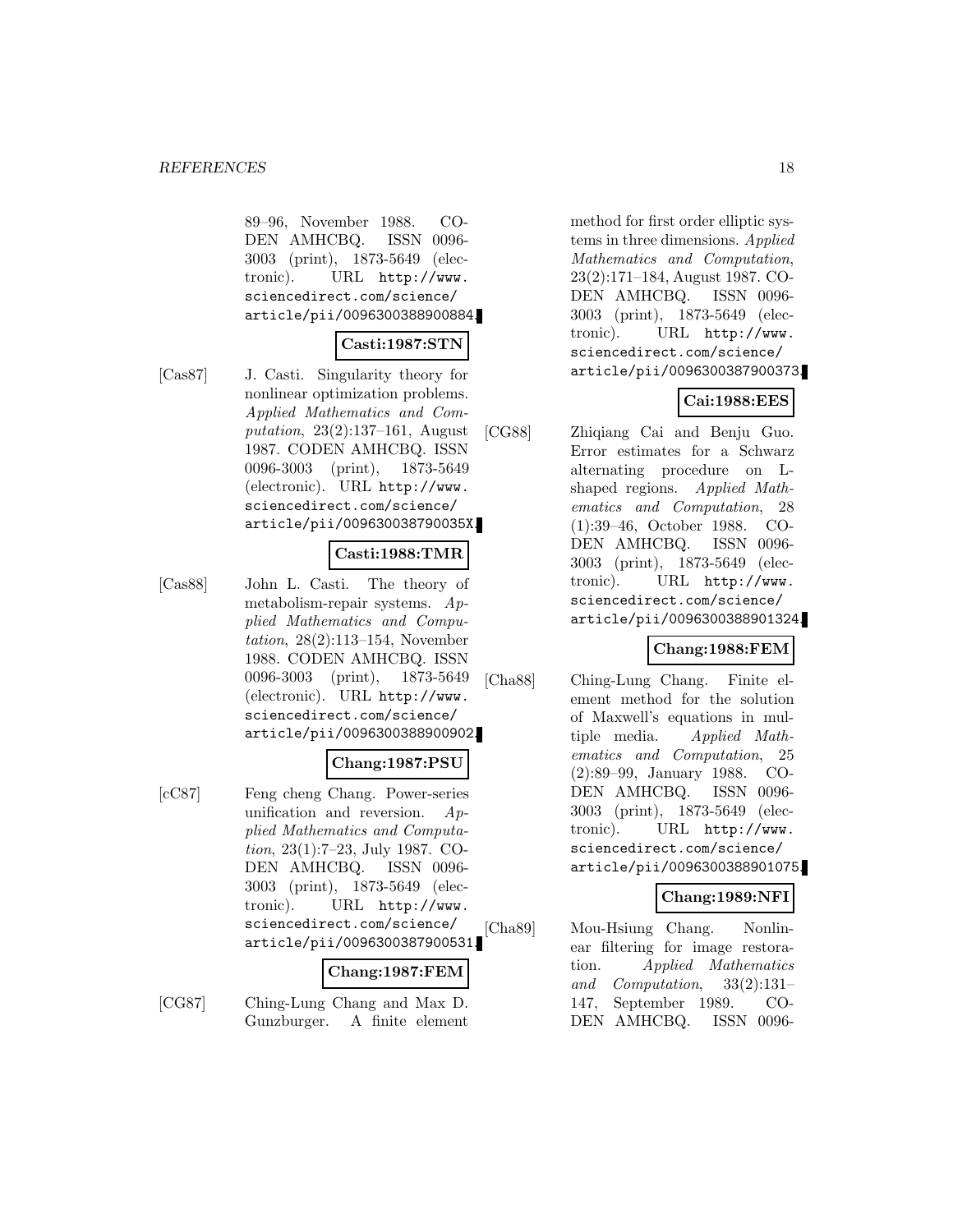89–96, November 1988. CODEN AMHCBQ. ISSN 0096-3003 (print), 1873-5649 (electronic). URL http://www.sciencedirect.com/science/article/pii/0096300388900884.

**Casti:1987:STN**

[Cas87] J. Casti. Singularity theory for nonlinear optimization problems. *Applied Mathematics and Computation*, 23(2):137–161, August 1987. CODEN AMHCBQ. ISSN 0096-3003 (print), 1873-5649 (electronic). URL http://www.sciencedirect.com/science/article/pii/009630038790035X.

**Casti:1988:TMR**

[Cas88] John L. Casti. The theory of metabolism-repair systems. *Applied Mathematics and Computation*, 28(2):113–154, November 1988. CODEN AMHCBQ. ISSN 0096-3003 (print), 1873-5649 (electronic). URL http://www.sciencedirect.com/science/article/pii/0096300388900902.

**Chang:1987:PSU**

[cC87] Feng cheng Chang. Power-series unification and reversion. *Applied Mathematics and Computation*, 23(1):7–23, July 1987. CODEN AMHCBQ. ISSN 0096-3003 (print), 1873-5649 (electronic). URL http://www.sciencedirect.com/science/article/pii/0096300387900531.

**Chang:1987:FEM**

[CG87] Ching-Lung Chang and Max D. Gunzburger. A finite element method for first order elliptic systems in three dimensions. *Applied Mathematics and Computation*, 23(2):171–184, August 1987. CODEN AMHCBQ. ISSN 0096-3003 (print), 1873-5649 (electronic). URL http://www.sciencedirect.com/science/article/pii/0096300387900373.

**Cai:1988:EES**

[CG88] Zhiqiang Cai and Benju Guo. Error estimates for a Schwarz alternating procedure on L-shaped regions. *Applied Mathematics and Computation*, 28 (1):39–46, October 1988. CODEN AMHCBQ. ISSN 0096-3003 (print), 1873-5649 (electronic). URL http://www.sciencedirect.com/science/article/pii/0096300388901324.

**Chang:1988:FEM**

[Cha88] Ching-Lung Chang. Finite element method for the solution of Maxwell's equations in multiple media. *Applied Mathematics and Computation*, 25 (2):89–99, January 1988. CODEN AMHCBQ. ISSN 0096-3003 (print), 1873-5649 (electronic). URL http://www.sciencedirect.com/science/article/pii/0096300388901075.

**Chang:1989:NFI**

[Cha89] Mou-Hsiung Chang. Nonlinear filtering for image restoration. *Applied Mathematics and Computation*, 33(2):131–147, September 1989. CODEN AMHCBQ. ISSN 0096-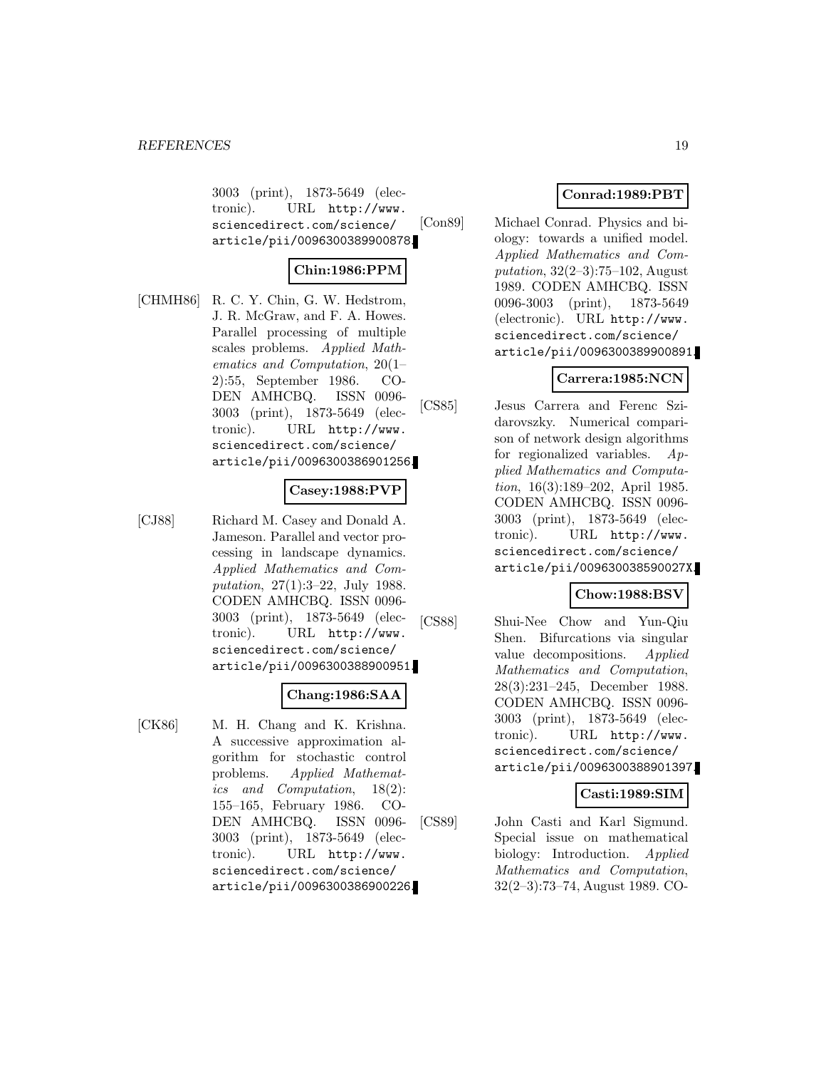3003 (print), 1873-5649 (electronic). URL http://www.sciencedirect.com/science/article/pii/0096300389900878.

**Chin:1986:PPM**

[CHMH86] R. C. Y. Chin, G. W. Hedstrom, J. R. McGraw, and F. A. Howes. Parallel processing of multiple scales problems. *Applied Mathematics and Computation*, 20(1–2):55, September 1986. CODEN AMHCBQ. ISSN 0096-3003 (print), 1873-5649 (electronic). URL http://www.sciencedirect.com/science/article/pii/0096300386901256.

**Casey:1988:PVP**

[CJ88] Richard M. Casey and Donald A. Jameson. Parallel and vector processing in landscape dynamics. *Applied Mathematics and Computation*, 27(1):3–22, July 1988. CODEN AMHCBQ. ISSN 0096-3003 (print), 1873-5649 (electronic). URL http://www.sciencedirect.com/science/article/pii/0096300388900951.

**Chang:1986:SAA**

[CK86] M. H. Chang and K. Krishna. A successive approximation algorithm for stochastic control problems. *Applied Mathematics and Computation*, 18(2): 155–165, February 1986. CODEN AMHCBQ. ISSN 0096-3003 (print), 1873-5649 (electronic). URL http://www.sciencedirect.com/science/article/pii/0096300386900226.

**Conrad:1989:PBT**

[Con89] Michael Conrad. Physics and biology: towards a unified model. *Applied Mathematics and Computation*, 32(2–3):75–102, August 1989. CODEN AMHCBQ. ISSN 0096-3003 (print), 1873-5649 (electronic). URL http://www.sciencedirect.com/science/article/pii/0096300389900891.

**Carrera:1985:NCN**

[CS85] Jesus Carrera and Ferenc Szidarovszky. Numerical comparison of network design algorithms for regionalized variables. *Applied Mathematics and Computation*, 16(3):189–202, April 1985. CODEN AMHCBQ. ISSN 0096-3003 (print), 1873-5649 (electronic). URL http://www.sciencedirect.com/science/article/pii/009630038590027X.

**Chow:1988:BSV**

[CS88] Shui-Nee Chow and Yun-Qiu Shen. Bifurcations via singular value decompositions. *Applied Mathematics and Computation*, 28(3):231–245, December 1988. CODEN AMHCBQ. ISSN 0096-3003 (print), 1873-5649 (electronic). URL http://www.sciencedirect.com/science/article/pii/0096300388901397.

**Casti:1989:SIM**

[CS89] John Casti and Karl Sigmund. Special issue on mathematical biology: Introduction. *Applied Mathematics and Computation*, 32(2–3):73–74, August 1989. CO-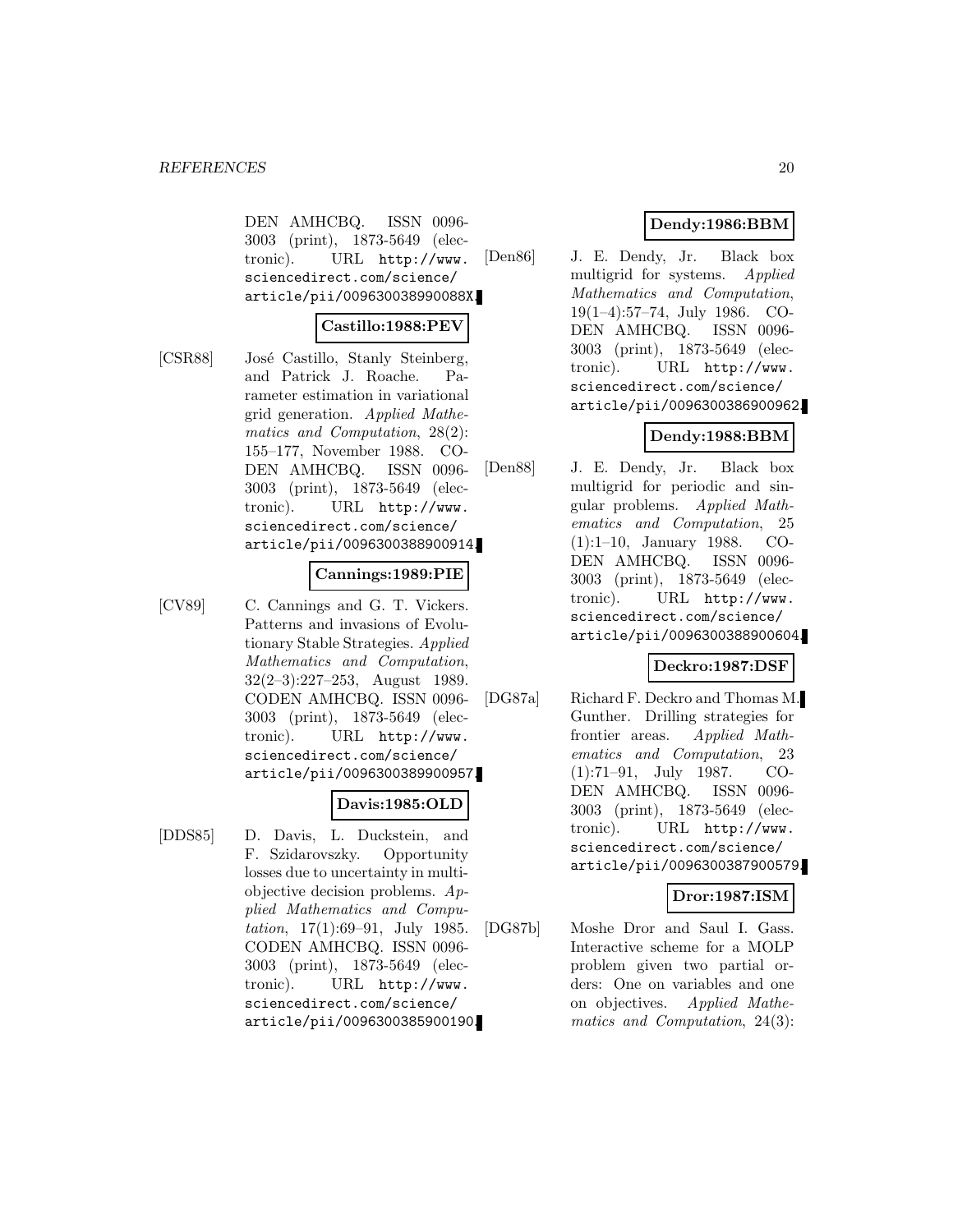DEN AMHCBQ. ISSN 0096-3003 (print), 1873-5649 (electronic). URL http://www.sciencedirect.com/science/article/pii/009630038990088X.

**Castillo:1988:PEV**

[CSR88] José Castillo, Stanly Steinberg, and Patrick J. Roache. Parameter estimation in variational grid generation. *Applied Mathematics and Computation*, 28(2): 155–177, November 1988. CODEN AMHCBQ. ISSN 0096-3003 (print), 1873-5649 (electronic). URL http://www.sciencedirect.com/science/article/pii/0096300388900914.

**Cannings:1989:PIE**

[CV89] C. Cannings and G. T. Vickers. Patterns and invasions of Evolutionary Stable Strategies. *Applied Mathematics and Computation*, 32(2–3):227–253, August 1989. CODEN AMHCBQ. ISSN 0096-3003 (print), 1873-5649 (electronic). URL http://www.sciencedirect.com/science/article/pii/0096300389900957.

**Davis:1985:OLD**

[DDS85] D. Davis, L. Duckstein, and F. Szidarovszky. Opportunity losses due to uncertainty in multiobjective decision problems. *Applied Mathematics and Computation*, 17(1):69–91, July 1985. CODEN AMHCBQ. ISSN 0096-3003 (print), 1873-5649 (electronic). URL http://www.sciencedirect.com/science/article/pii/0096300385900190.

**Dendy:1986:BBM**

[Den86] J. E. Dendy, Jr. Black box multigrid for systems. *Applied Mathematics and Computation*, 19(1–4):57–74, July 1986. CODEN AMHCBQ. ISSN 0096-3003 (print), 1873-5649 (electronic). URL http://www.sciencedirect.com/science/article/pii/0096300386900962.

**Dendy:1988:BBM**

[Den88] J. E. Dendy, Jr. Black box multigrid for periodic and singular problems. *Applied Mathematics and Computation*, 25 (1):1–10, January 1988. CODEN AMHCBQ. ISSN 0096-3003 (print), 1873-5649 (electronic). URL http://www.sciencedirect.com/science/article/pii/0096300388900604.

**Deckro:1987:DSF**

[DG87a] Richard F. Deckro and Thomas M. Gunther. Drilling strategies for frontier areas. *Applied Mathematics and Computation*, 23 (1):71–91, July 1987. CODEN AMHCBQ. ISSN 0096-3003 (print), 1873-5649 (electronic). URL http://www.sciencedirect.com/science/article/pii/0096300387900579.

**Dror:1987:ISM**

[DG87b] Moshe Dror and Saul I. Gass. Interactive scheme for a MOLP problem given two partial orders: One on variables and one on objectives. *Applied Mathematics and Computation*, 24(3):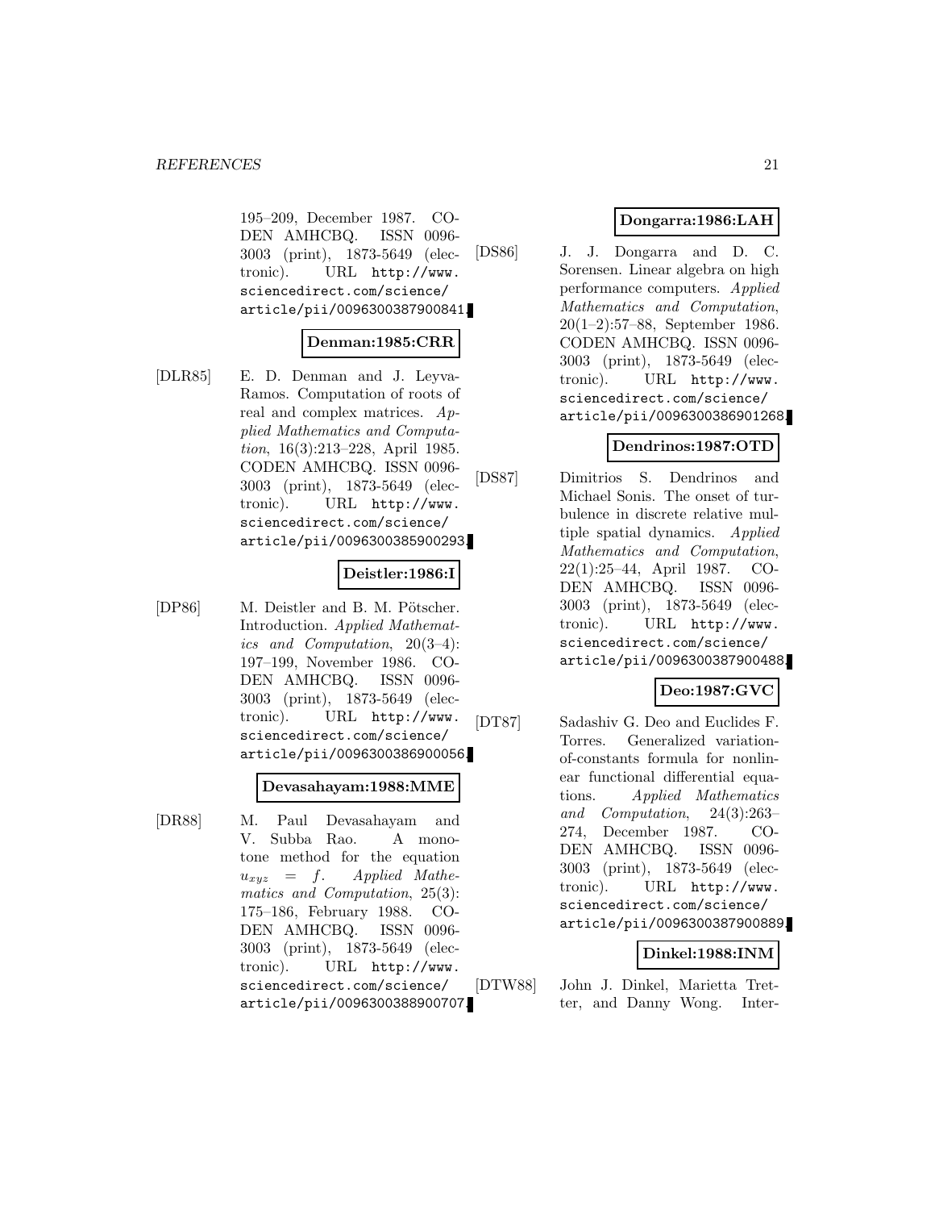195–209, December 1987. CODEN AMHCBQ. ISSN 0096-3003 (print), 1873-5649 (electronic). URL http://www.sciencedirect.com/science/article/pii/0096300387900841.

**Denman:1985:CRR**

[DLR85] E. D. Denman and J. Leyva-Ramos. Computation of roots of real and complex matrices. *Applied Mathematics and Computation*, 16(3):213–228, April 1985. CODEN AMHCBQ. ISSN 0096-3003 (print), 1873-5649 (electronic). URL http://www.sciencedirect.com/science/article/pii/0096300385900293.

**Deistler:1986:I**

[DP86] M. Deistler and B. M. Pötscher. Introduction. *Applied Mathematics and Computation*, 20(3–4):197–199, November 1986. CODEN AMHCBQ. ISSN 0096-3003 (print), 1873-5649 (electronic). URL http://www.sciencedirect.com/science/article/pii/0096300386900056.

**Devasahayam:1988:MME**

[DR88] M. Paul Devasahayam and V. Subba Rao. A monotone method for the equation $u_{xyz} = f$. *Applied Mathematics and Computation*, 25(3):175–186, February 1988. CODEN AMHCBQ. ISSN 0096-3003 (print), 1873-5649 (electronic). URL http://www.sciencedirect.com/science/article/pii/0096300388900707.

**Dongarra:1986:LAH**

[DS86] J. J. Dongarra and D. C. Sorensen. Linear algebra on high performance computers. *Applied Mathematics and Computation*, 20(1–2):57–88, September 1986. CODEN AMHCBQ. ISSN 0096-3003 (print), 1873-5649 (electronic). URL http://www.sciencedirect.com/science/article/pii/0096300386901268.

**Dendrinos:1987:OTD**

[DS87] Dimitrios S. Dendrinos and Michael Sonis. The onset of turbulence in discrete relative multiple spatial dynamics. *Applied Mathematics and Computation*, 22(1):25–44, April 1987. CODEN AMHCBQ. ISSN 0096-3003 (print), 1873-5649 (electronic). URL http://www.sciencedirect.com/science/article/pii/0096300387900488.

**Deo:1987:GVC**

[DT87] Sadashiv G. Deo and Euclides F. Torres. Generalized variation-of-constants formula for nonlinear functional differential equations. *Applied Mathematics and Computation*, 24(3):263–274, December 1987. CODEN AMHCBQ. ISSN 0096-3003 (print), 1873-5649 (electronic). URL http://www.sciencedirect.com/science/article/pii/0096300387900889.

**Dinkel:1988:INM**

[DTW88] John J. Dinkel, Marietta Tretter, and Danny Wong. Inter-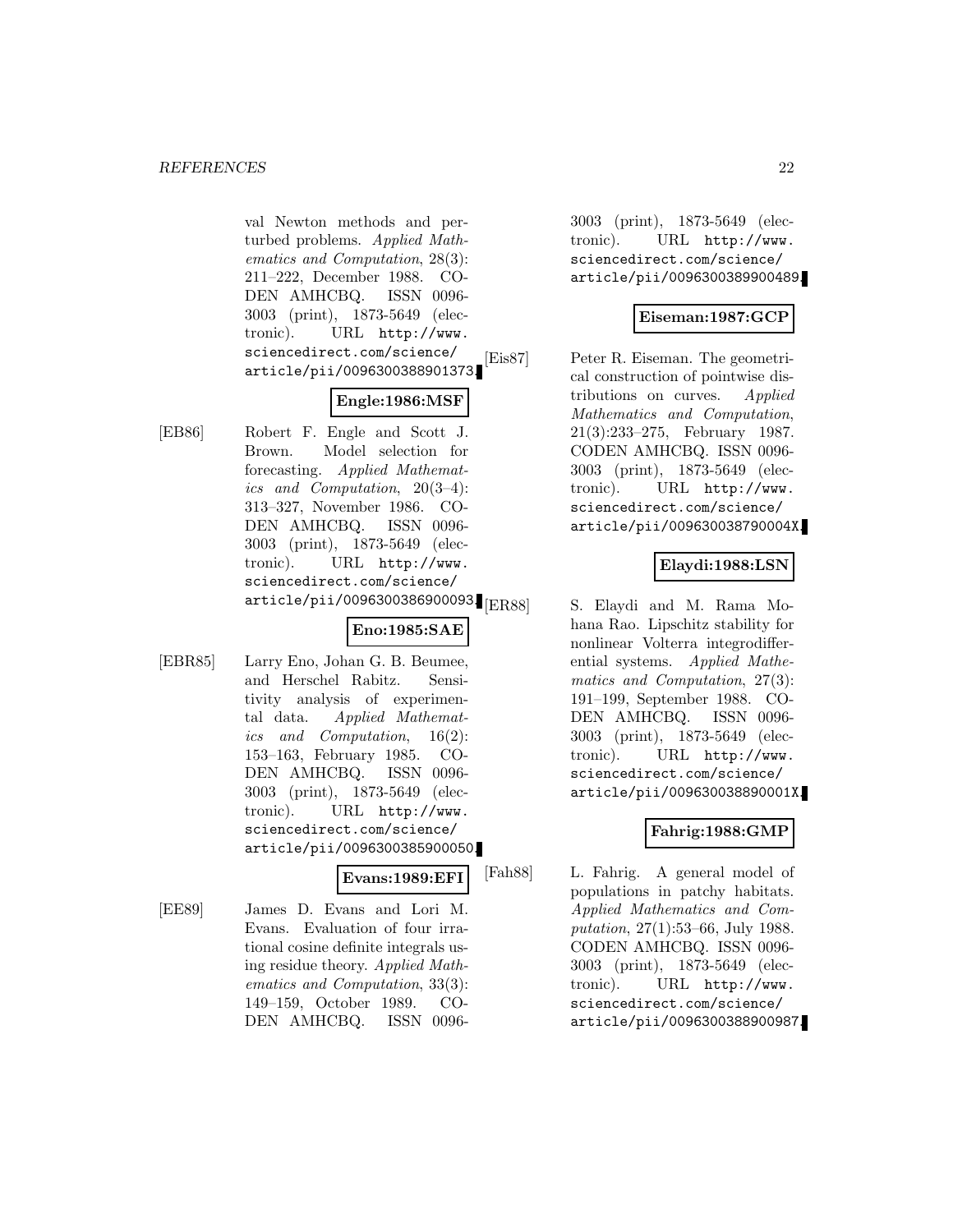val Newton methods and perturbed problems. *Applied Mathematics and Computation*, 28(3): 211–222, December 1988. CODEN AMHCBQ. ISSN 0096-3003 (print), 1873-5649 (electronic). URL http://www.sciencedirect.com/science/article/pii/0096300388901373.

**Engle:1986:MSF**

[EB86] Robert F. Engle and Scott J. Brown. Model selection for forecasting. *Applied Mathematics and Computation*, 20(3–4): 313–327, November 1986. CODEN AMHCBQ. ISSN 0096-3003 (print), 1873-5649 (electronic). URL http://www.sciencedirect.com/science/article/pii/0096300386900093.

**Eno:1985:SAE**

[EBR85] Larry Eno, Johan G. B. Beumee, and Herschel Rabitz. Sensitivity analysis of experimental data. *Applied Mathematics and Computation*, 16(2): 153–163, February 1985. CODEN AMHCBQ. ISSN 0096-3003 (print), 1873-5649 (electronic). URL http://www.sciencedirect.com/science/article/pii/0096300385900050.

**Evans:1989:EFI**

[EE89] James D. Evans and Lori M. Evans. Evaluation of four irrational cosine definite integrals using residue theory. *Applied Mathematics and Computation*, 33(3): 149–159, October 1989. CODEN AMHCBQ. ISSN 0096-3003 (print), 1873-5649 (electronic). URL http://www.sciencedirect.com/science/article/pii/0096300389900489.

**Eiseman:1987:GCP**

[Eis87] Peter R. Eiseman. The geometrical construction of pointwise distributions on curves. *Applied Mathematics and Computation*, 21(3):233–275, February 1987. CODEN AMHCBQ. ISSN 0096-3003 (print), 1873-5649 (electronic). URL http://www.sciencedirect.com/science/article/pii/009630038790004X.

**Elaydi:1988:LSN**

[ER88] S. Elaydi and M. Rama Mohana Rao. Lipschitz stability for nonlinear Volterra integrodifferential systems. *Applied Mathematics and Computation*, 27(3): 191–199, September 1988. CODEN AMHCBQ. ISSN 0096-3003 (print), 1873-5649 (electronic). URL http://www.sciencedirect.com/science/article/pii/009630038890001X.

**Fahrig:1988:GMP**

[Fah88] L. Fahrig. A general model of populations in patchy habitats. *Applied Mathematics and Computation*, 27(1):53–66, July 1988. CODEN AMHCBQ. ISSN 0096-3003 (print), 1873-5649 (electronic). URL http://www.sciencedirect.com/science/article/pii/0096300388900987.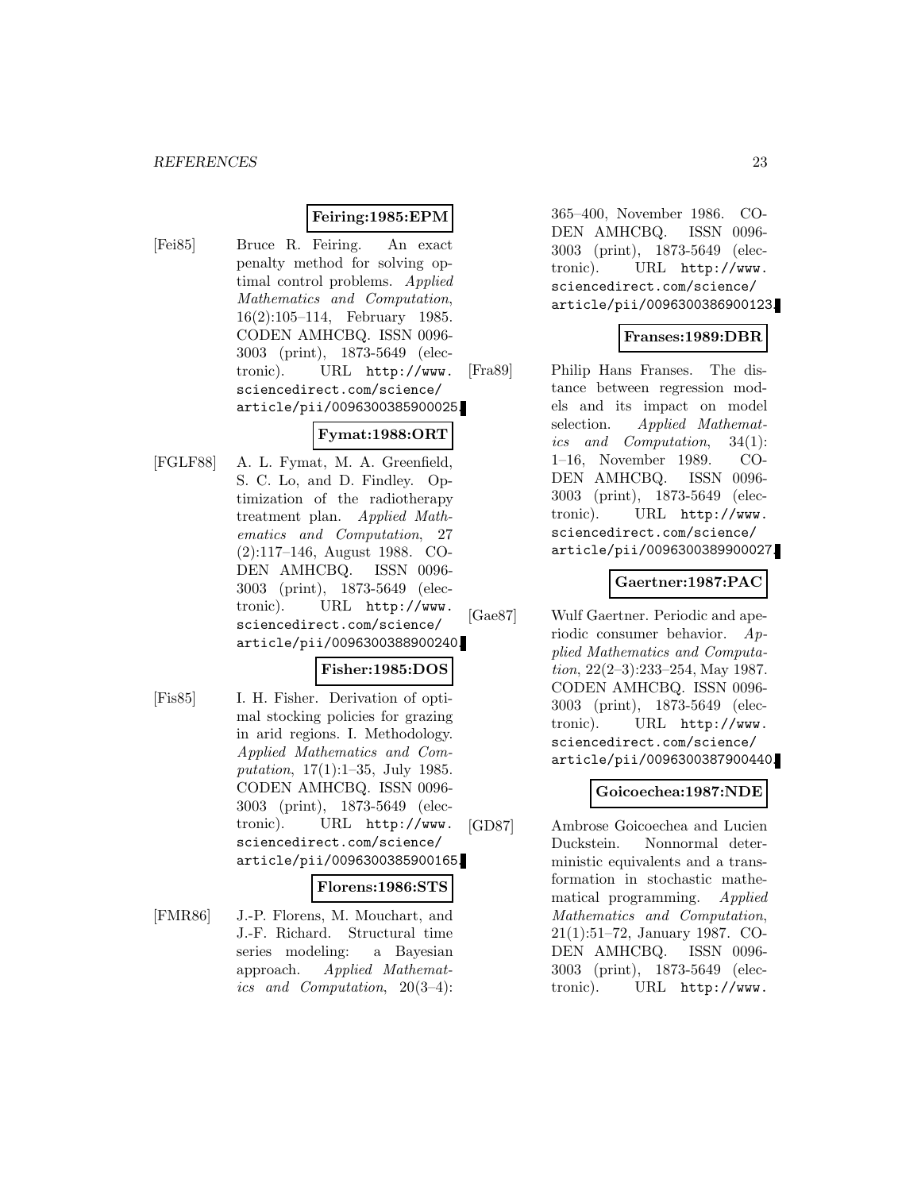**Feiring:1985:EPM**

[Fei85] Bruce R. Feiring. An exact penalty method for solving optimal control problems. *Applied Mathematics and Computation*, 16(2):105–114, February 1985. CODEN AMHCBQ. ISSN 0096-3003 (print), 1873-5649 (electronic). URL http://www.sciencedirect.com/science/article/pii/0096300385900025.

**Fymat:1988:ORT**

[FGLF88] A. L. Fymat, M. A. Greenfield, S. C. Lo, and D. Findley. Optimization of the radiotherapy treatment plan. *Applied Mathematics and Computation*, 27 (2):117–146, August 1988. CODEN AMHCBQ. ISSN 0096-3003 (print), 1873-5649 (electronic). URL http://www.sciencedirect.com/science/article/pii/0096300388900240.

**Fisher:1985:DOS**

[Fis85] I. H. Fisher. Derivation of optimal stocking policies for grazing in arid regions. I. Methodology. *Applied Mathematics and Computation*, 17(1):1–35, July 1985. CODEN AMHCBQ. ISSN 0096-3003 (print), 1873-5649 (electronic). URL http://www.sciencedirect.com/science/article/pii/0096300385900165.

**Florens:1986:STS**

[FMR86] J.-P. Florens, M. Mouchart, and J.-F. Richard. Structural time series modeling: a Bayesian approach. *Applied Mathematics and Computation*, 20(3–4): 365–400, November 1986. CODEN AMHCBQ. ISSN 0096-3003 (print), 1873-5649 (electronic). URL http://www.sciencedirect.com/science/article/pii/0096300386900123.

**Franses:1989:DBR**

[Fra89] Philip Hans Franses. The distance between regression models and its impact on model selection. *Applied Mathematics and Computation*, 34(1): 1–16, November 1989. CODEN AMHCBQ. ISSN 0096-3003 (print), 1873-5649 (electronic). URL http://www.sciencedirect.com/science/article/pii/0096300389900027.

**Gaertner:1987:PAC**

[Gae87] Wulf Gaertner. Periodic and aperiodic consumer behavior. *Applied Mathematics and Computation*, 22(2–3):233–254, May 1987. CODEN AMHCBQ. ISSN 0096-3003 (print), 1873-5649 (electronic). URL http://www.sciencedirect.com/science/article/pii/0096300387900440.

**Goicoechea:1987:NDE**

[GD87] Ambrose Goicoechea and Lucien Duckstein. Nonnormal deterministic equivalents and a transformation in stochastic mathematical programming. *Applied Mathematics and Computation*, 21(1):51–72, January 1987. CODEN AMHCBQ. ISSN 0096-3003 (print), 1873-5649 (electronic). URL http://www.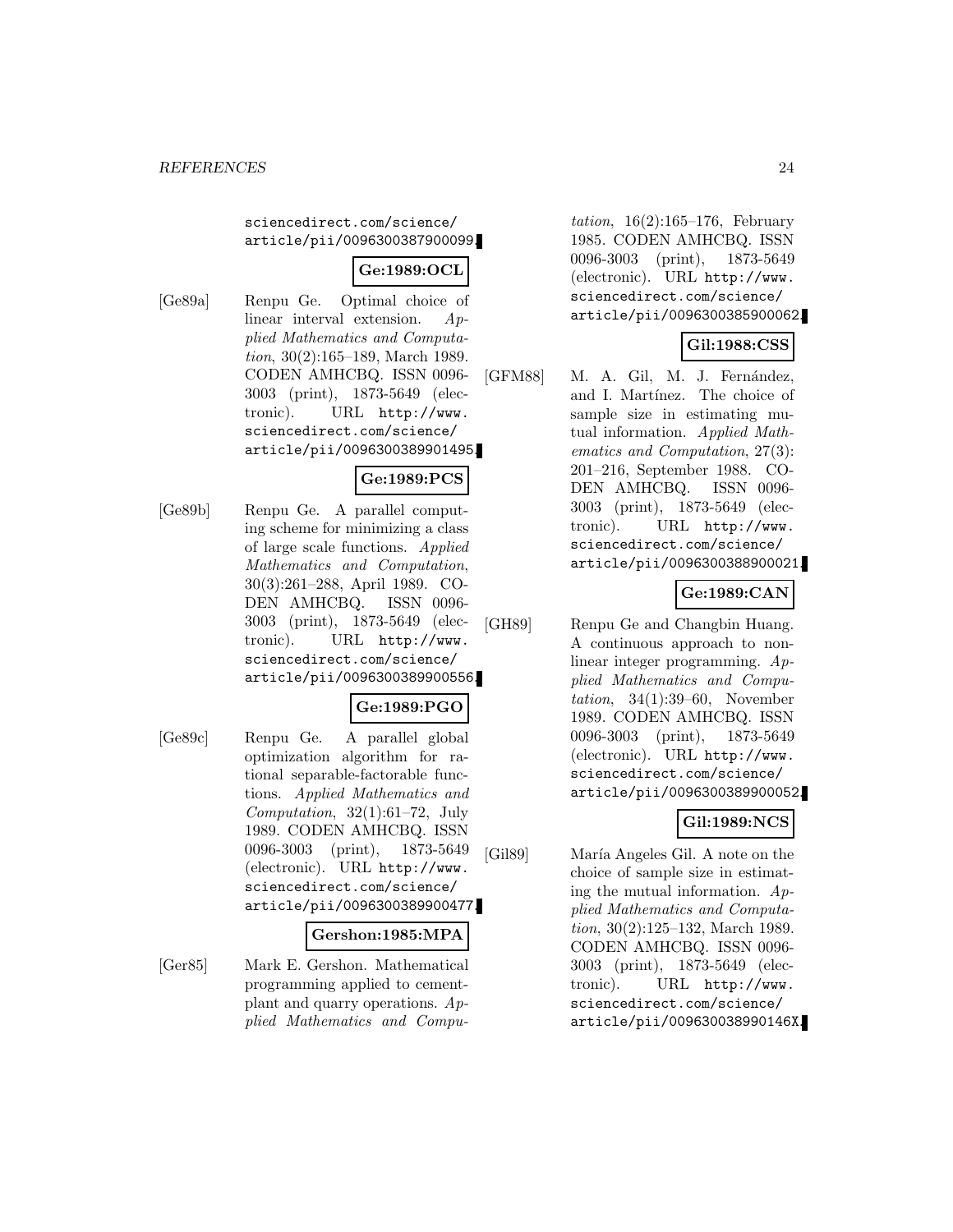sciencedirect.com/science/article/pii/0096300387900099.

**Ge:1989:OCL**

[Ge89a] Renpu Ge. Optimal choice of linear interval extension. *Applied Mathematics and Computation*, 30(2):165–189, March 1989. CODEN AMHCBQ. ISSN 0096-3003 (print), 1873-5649 (electronic). URL http://www.sciencedirect.com/science/article/pii/0096300389901495.

**Ge:1989:PCS**

[Ge89b] Renpu Ge. A parallel computing scheme for minimizing a class of large scale functions. *Applied Mathematics and Computation*, 30(3):261–288, April 1989. CODEN AMHCBQ. ISSN 0096-3003 (print), 1873-5649 (electronic). URL http://www.sciencedirect.com/science/article/pii/0096300389900556.

**Ge:1989:PGO**

[Ge89c] Renpu Ge. A parallel global optimization algorithm for rational separable-factorable functions. *Applied Mathematics and Computation*, 32(1):61–72, July 1989. CODEN AMHCBQ. ISSN 0096-3003 (print), 1873-5649 (electronic). URL http://www.sciencedirect.com/science/article/pii/0096300389900477.

**Gershon:1985:MPA**

[Ger85] Mark E. Gershon. Mathematical programming applied to cement-plant and quarry operations. *Applied Mathematics and Computation*, 16(2):165–176, February 1985. CODEN AMHCBQ. ISSN 0096-3003 (print), 1873-5649 (electronic). URL http://www.sciencedirect.com/science/article/pii/0096300385900062.

**Gil:1988:CSS**

[GFM88] M. A. Gil, M. J. Fernández, and I. Martínez. The choice of sample size in estimating mutual information. *Applied Mathematics and Computation*, 27(3):201–216, September 1988. CODEN AMHCBQ. ISSN 0096-3003 (print), 1873-5649 (electronic). URL http://www.sciencedirect.com/science/article/pii/0096300388900021.

**Ge:1989:CAN**

[GH89] Renpu Ge and Changbin Huang. A continuous approach to nonlinear integer programming. *Applied Mathematics and Computation*, 34(1):39–60, November 1989. CODEN AMHCBQ. ISSN 0096-3003 (print), 1873-5649 (electronic). URL http://www.sciencedirect.com/science/article/pii/0096300389900052.

**Gil:1989:NCS**

[Gil89] María Angeles Gil. A note on the choice of sample size in estimating the mutual information. *Applied Mathematics and Computation*, 30(2):125–132, March 1989. CODEN AMHCBQ. ISSN 0096-3003 (print), 1873-5649 (electronic). URL http://www.sciencedirect.com/science/article/pii/009630038990146X.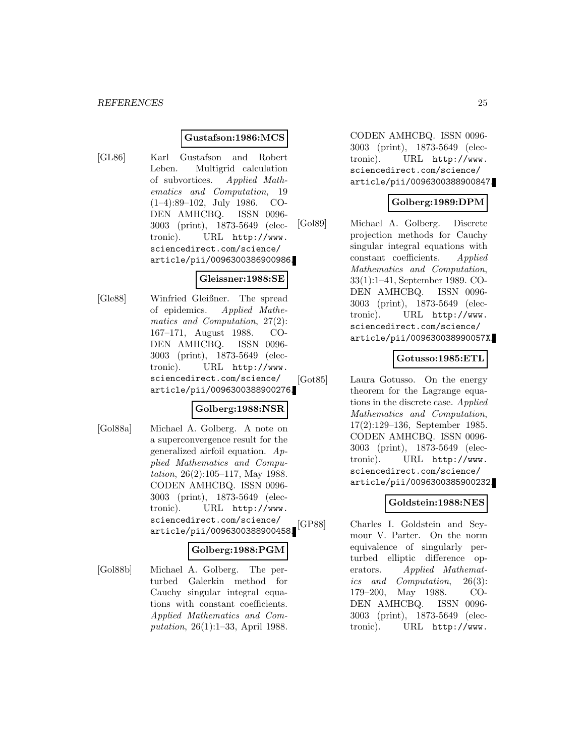**Gustafson:1986:MCS**

[GL86] Karl Gustafson and Robert Leben. Multigrid calculation of subvortices. *Applied Mathematics and Computation*, 19 (1–4):89–102, July 1986. CODEN AMHCBQ. ISSN 0096-3003 (print), 1873-5649 (electronic). URL http://www.sciencedirect.com/science/article/pii/0096300386900986.

**Gleissner:1988:SE**

[Gle88] Winfried Gleißner. The spread of epidemics. *Applied Mathematics and Computation*, 27(2): 167–171, August 1988. CODEN AMHCBQ. ISSN 0096-3003 (print), 1873-5649 (electronic). URL http://www.sciencedirect.com/science/article/pii/0096300388900276.

**Golberg:1988:NSR**

[Gol88a] Michael A. Golberg. A note on a superconvergence result for the generalized airfoil equation. *Applied Mathematics and Computation*, 26(2):105–117, May 1988. CODEN AMHCBQ. ISSN 0096-3003 (print), 1873-5649 (electronic). URL http://www.sciencedirect.com/science/article/pii/0096300388900458.

**Golberg:1988:PGM**

[Gol88b] Michael A. Golberg. The perturbed Galerkin method for Cauchy singular integral equations with constant coefficients. *Applied Mathematics and Computation*, 26(1):1–33, April 1988. CODEN AMHCBQ. ISSN 0096-3003 (print), 1873-5649 (electronic). URL http://www.sciencedirect.com/science/article/pii/0096300388900847.

**Golberg:1989:DPM**

[Gol89] Michael A. Golberg. Discrete projection methods for Cauchy singular integral equations with constant coefficients. *Applied Mathematics and Computation*, 33(1):1–41, September 1989. CODEN AMHCBQ. ISSN 0096-3003 (print), 1873-5649 (electronic). URL http://www.sciencedirect.com/science/article/pii/009630038990057X.

**Gotusso:1985:ETL**

[Got85] Laura Gotusso. On the energy theorem for the Lagrange equations in the discrete case. *Applied Mathematics and Computation*, 17(2):129–136, September 1985. CODEN AMHCBQ. ISSN 0096-3003 (print), 1873-5649 (electronic). URL http://www.sciencedirect.com/science/article/pii/0096300385900232.

**Goldstein:1988:NES**

[GP88] Charles I. Goldstein and Seymour V. Parter. On the norm equivalence of singularly perturbed elliptic difference operators. *Applied Mathematics and Computation*, 26(3): 179–200, May 1988. CODEN AMHCBQ. ISSN 0096-3003 (print), 1873-5649 (electronic). URL http://www.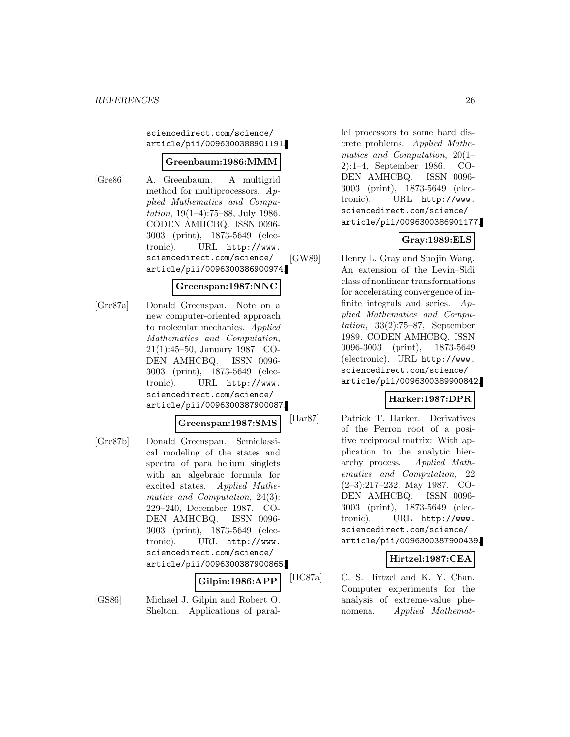sciencedirect.com/science/article/pii/0096300388901191.

**Greenbaum:1986:MMM**

[Gre86] A. Greenbaum. A multigrid method for multiprocessors. *Applied Mathematics and Computation*, 19(1–4):75–88, July 1986. CODEN AMHCBQ. ISSN 0096-3003 (print), 1873-5649 (electronic). URL http://www.sciencedirect.com/science/article/pii/0096300386900974.

**Greenspan:1987:NNC**

[Gre87a] Donald Greenspan. Note on a new computer-oriented approach to molecular mechanics. *Applied Mathematics and Computation*, 21(1):45–50, January 1987. CODEN AMHCBQ. ISSN 0096-3003 (print), 1873-5649 (electronic). URL http://www.sciencedirect.com/science/article/pii/0096300387900087.

**Greenspan:1987:SMS**

[Gre87b] Donald Greenspan. Semiclassical modeling of the states and spectra of para helium singlets with an algebraic formula for excited states. *Applied Mathematics and Computation*, 24(3):229–240, December 1987. CODEN AMHCBQ. ISSN 0096-3003 (print), 1873-5649 (electronic). URL http://www.sciencedirect.com/science/article/pii/0096300387900865.

**Gilpin:1986:APP**

[GS86] Michael J. Gilpin and Robert O. Shelton. Applications of parallel processors to some hard discrete problems. *Applied Mathematics and Computation*, 20(1–2):1–4, September 1986. CODEN AMHCBQ. ISSN 0096-3003 (print), 1873-5649 (electronic). URL http://www.sciencedirect.com/science/article/pii/0096300386901177.

**Gray:1989:ELS**

[GW89] Henry L. Gray and Suojin Wang. An extension of the Levin–Sidi class of nonlinear transformations for accelerating convergence of infinite integrals and series. *Applied Mathematics and Computation*, 33(2):75–87, September 1989. CODEN AMHCBQ. ISSN 0096-3003 (print), 1873-5649 (electronic). URL http://www.sciencedirect.com/science/article/pii/0096300389900842.

**Harker:1987:DPR**

[Har87] Patrick T. Harker. Derivatives of the Perron root of a positive reciprocal matrix: With application to the analytic hierarchy process. *Applied Mathematics and Computation*, 22 (2–3):217–232, May 1987. CODEN AMHCBQ. ISSN 0096-3003 (print), 1873-5649 (electronic). URL http://www.sciencedirect.com/science/article/pii/0096300387900439.

**Hirtzel:1987:CEA**

[HC87a] C. S. Hirtzel and K. Y. Chan. Computer experiments for the analysis of extreme-value phenomena. *Applied Mathemat-*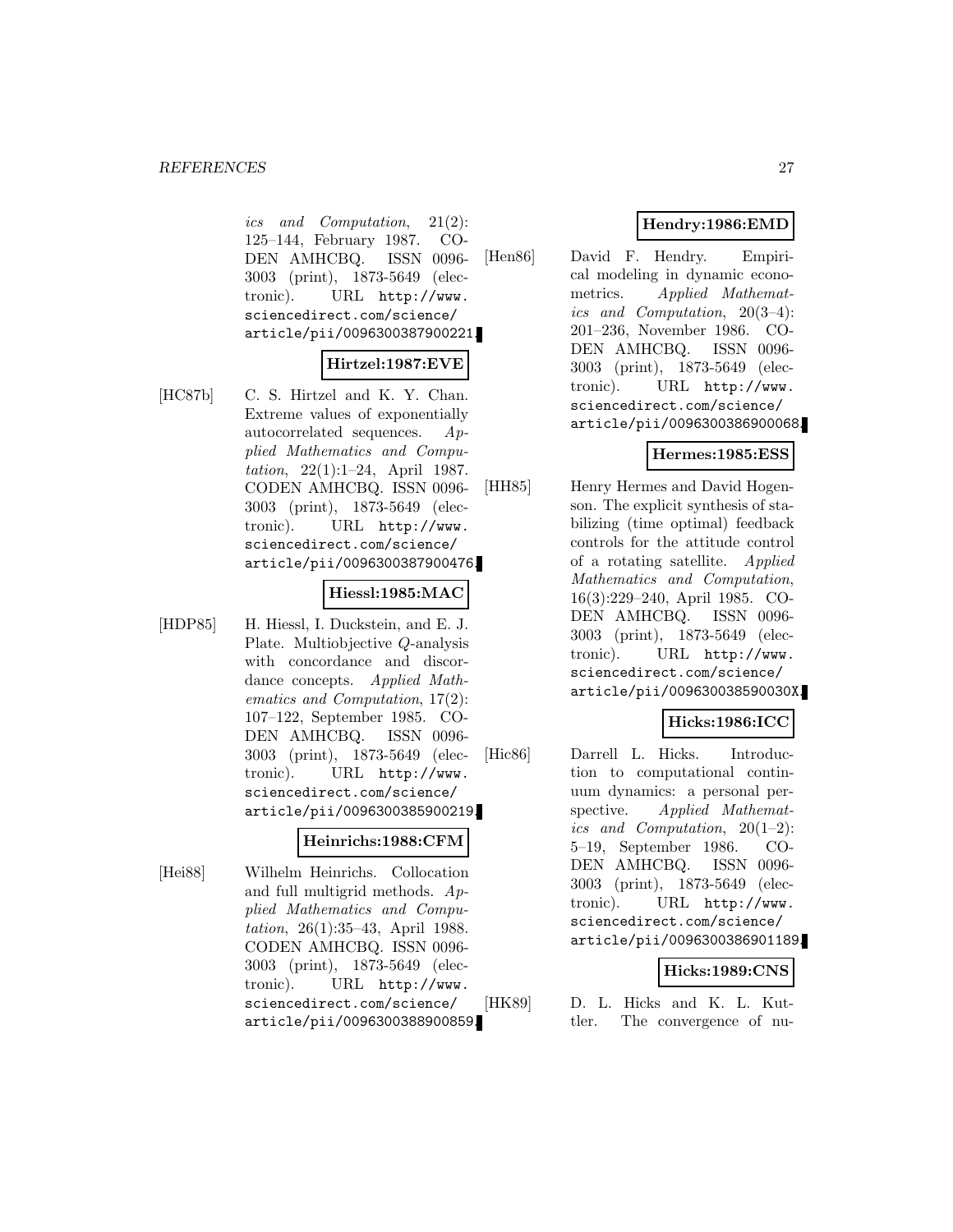*ics and Computation*, 21(2): 125–144, February 1987. CODEN AMHCBQ. ISSN 0096-3003 (print), 1873-5649 (electronic). URL http://www.sciencedirect.com/science/article/pii/0096300387900221.

**Hirtzel:1987:EVE**

[HC87b] C. S. Hirtzel and K. Y. Chan. Extreme values of exponentially autocorrelated sequences. *Applied Mathematics and Computation*, 22(1):1–24, April 1987. CODEN AMHCBQ. ISSN 0096-3003 (print), 1873-5649 (electronic). URL http://www.sciencedirect.com/science/article/pii/0096300387900476.

**Hiessl:1985:MAC**

[HDP85] H. Hiessl, I. Duckstein, and E. J. Plate. Multiobjective $Q$-analysis with concordance and discordance concepts. *Applied Mathematics and Computation*, 17(2): 107–122, September 1985. CODEN AMHCBQ. ISSN 0096-3003 (print), 1873-5649 (electronic). URL http://www.sciencedirect.com/science/article/pii/0096300385900219.

**Heinrichs:1988:CFM**

[Hei88] Wilhelm Heinrichs. Collocation and full multigrid methods. *Applied Mathematics and Computation*, 26(1):35–43, April 1988. CODEN AMHCBQ. ISSN 0096-3003 (print), 1873-5649 (electronic). URL http://www.sciencedirect.com/science/article/pii/0096300388900859.

**Hendry:1986:EMD**

[Hen86] David F. Hendry. Empirical modeling in dynamic econometrics. *Applied Mathematics and Computation*, 20(3–4): 201–236, November 1986. CODEN AMHCBQ. ISSN 0096-3003 (print), 1873-5649 (electronic). URL http://www.sciencedirect.com/science/article/pii/0096300386900068.

**Hermes:1985:ESS**

[HH85] Henry Hermes and David Hogenson. The explicit synthesis of stabilizing (time optimal) feedback controls for the attitude control of a rotating satellite. *Applied Mathematics and Computation*, 16(3):229–240, April 1985. CODEN AMHCBQ. ISSN 0096-3003 (print), 1873-5649 (electronic). URL http://www.sciencedirect.com/science/article/pii/009630038590030X.

**Hicks:1986:ICC**

[Hic86] Darrell L. Hicks. Introduction to computational continuum dynamics: a personal perspective. *Applied Mathematics and Computation*, 20(1–2): 5–19, September 1986. CODEN AMHCBQ. ISSN 0096-3003 (print), 1873-5649 (electronic). URL http://www.sciencedirect.com/science/article/pii/0096300386901189.

**Hicks:1989:CNS**

[HK89] D. L. Hicks and K. L. Kuttler. The convergence of nu-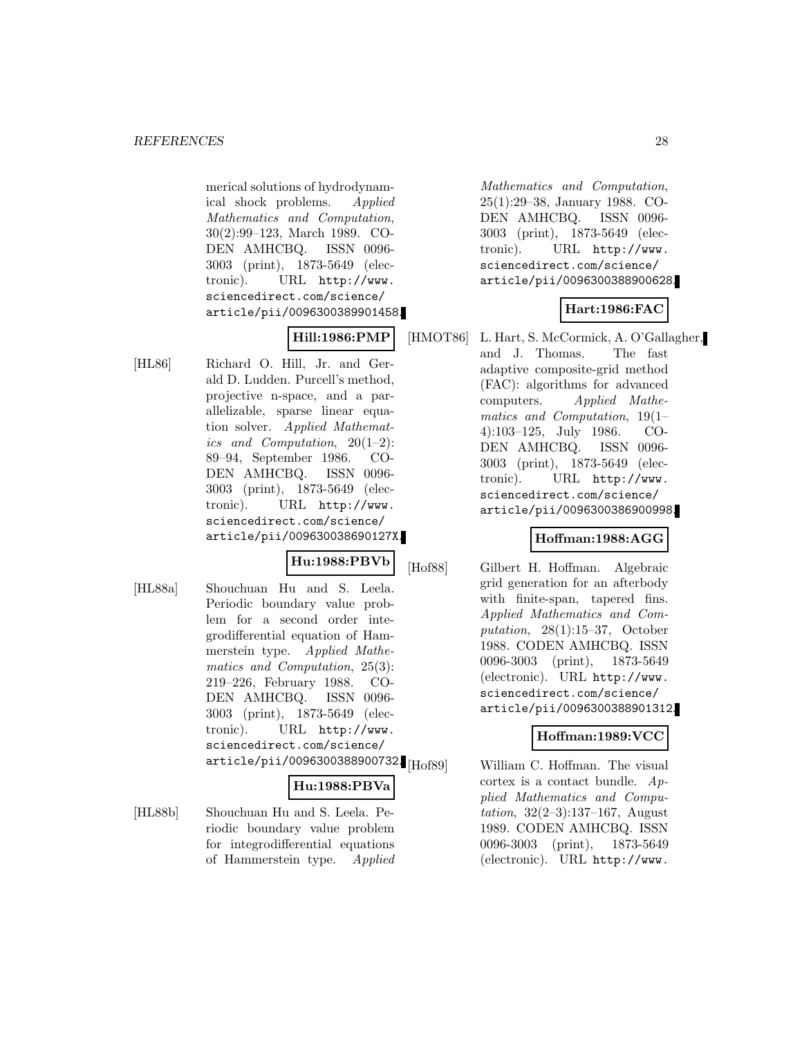merical solutions of hydrodynamical shock problems. *Applied Mathematics and Computation*, 30(2):99–123, March 1989. CODEN AMHCBQ. ISSN 0096-3003 (print), 1873-5649 (electronic). URL http://www.sciencedirect.com/science/article/pii/0096300389901458.

**Hill:1986:PMP**

[HL86] Richard O. Hill, Jr. and Gerald D. Ludden. Purcell's method, projective n-space, and a parallelizable, sparse linear equation solver. *Applied Mathematics and Computation*, 20(1–2): 89–94, September 1986. CODEN AMHCBQ. ISSN 0096-3003 (print), 1873-5649 (electronic). URL http://www.sciencedirect.com/science/article/pii/009630038690127X.

**Hu:1988:PBVb**

[HL88a] Shouchuan Hu and S. Leela. Periodic boundary value problem for a second order integrodifferential equation of Hammerstein type. *Applied Mathematics and Computation*, 25(3): 219–226, February 1988. CODEN AMHCBQ. ISSN 0096-3003 (print), 1873-5649 (electronic). URL http://www.sciencedirect.com/science/article/pii/0096300388900732.

**Hu:1988:PBVa**

[HL88b] Shouchuan Hu and S. Leela. Periodic boundary value problem for integrodifferential equations of Hammerstein type. *Applied Mathematics and Computation*, 25(1):29–38, January 1988. CODEN AMHCBQ. ISSN 0096-3003 (print), 1873-5649 (electronic). URL http://www.sciencedirect.com/science/article/pii/0096300388900628.

**Hart:1986:FAC**

[HMOT86] L. Hart, S. McCormick, A. O'Gallagher, and J. Thomas. The fast adaptive composite-grid method (FAC): algorithms for advanced computers. *Applied Mathematics and Computation*, 19(1–4):103–125, July 1986. CODEN AMHCBQ. ISSN 0096-3003 (print), 1873-5649 (electronic). URL http://www.sciencedirect.com/science/article/pii/0096300386900998.

**Hoffman:1988:AGG**

[Hof88] Gilbert H. Hoffman. Algebraic grid generation for an afterbody with finite-span, tapered fins. *Applied Mathematics and Computation*, 28(1):15–37, October 1988. CODEN AMHCBQ. ISSN 0096-3003 (print), 1873-5649 (electronic). URL http://www.sciencedirect.com/science/article/pii/0096300388901312.

**Hoffman:1989:VCC**

[Hof89] William C. Hoffman. The visual cortex is a contact bundle. *Applied Mathematics and Computation*, 32(2–3):137–167, August 1989. CODEN AMHCBQ. ISSN 0096-3003 (print), 1873-5649 (electronic). URL http://www.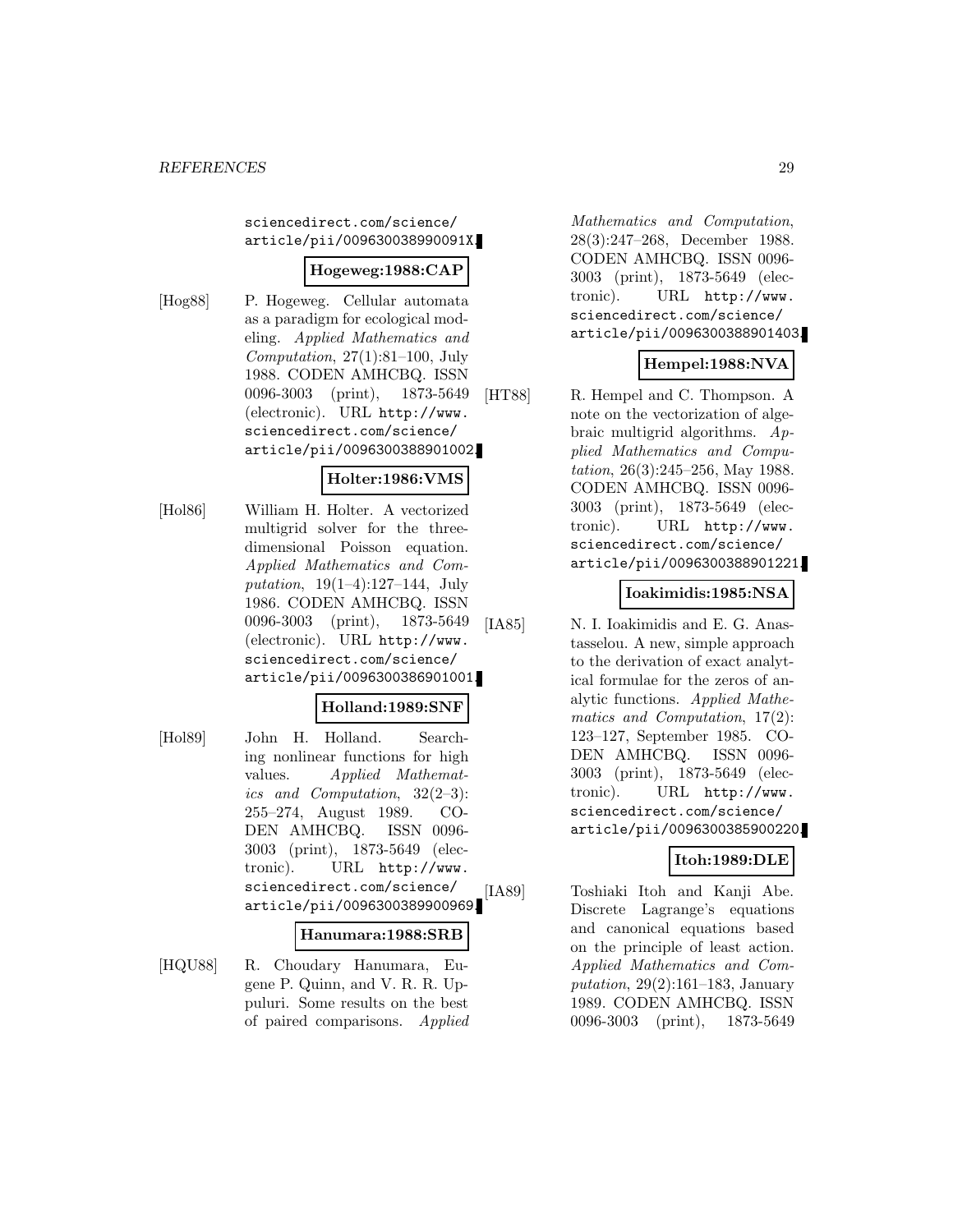sciencedirect.com/science/article/pii/009630038990091X.

**Hogeweg:1988:CAP**

[Hog88] P. Hogeweg. Cellular automata as a paradigm for ecological modeling. *Applied Mathematics and Computation*, 27(1):81–100, July 1988. CODEN AMHCBQ. ISSN 0096-3003 (print), 1873-5649 (electronic). URL http://www.sciencedirect.com/science/article/pii/0096300388901002.

**Holter:1986:VMS**

[Hol86] William H. Holter. A vectorized multigrid solver for the three-dimensional Poisson equation. *Applied Mathematics and Computation*, 19(1–4):127–144, July 1986. CODEN AMHCBQ. ISSN 0096-3003 (print), 1873-5649 (electronic). URL http://www.sciencedirect.com/science/article/pii/0096300386901001.

**Holland:1989:SNF**

[Hol89] John H. Holland. Searching nonlinear functions for high values. *Applied Mathematics and Computation*, 32(2–3):255–274, August 1989. CODEN AMHCBQ. ISSN 0096-3003 (print), 1873-5649 (electronic). URL http://www.sciencedirect.com/science/article/pii/0096300389900969.

**Hanumara:1988:SRB**

[HQU88] R. Choudary Hanumara, Eugene P. Quinn, and V. R. R. Uppuluri. Some results on the best of paired comparisons. *Applied Mathematics and Computation*, 28(3):247–268, December 1988. CODEN AMHCBQ. ISSN 0096-3003 (print), 1873-5649 (electronic). URL http://www.sciencedirect.com/science/article/pii/0096300388901403.

**Hempel:1988:NVA**

[HT88] R. Hempel and C. Thompson. A note on the vectorization of algebraic multigrid algorithms. *Applied Mathematics and Computation*, 26(3):245–256, May 1988. CODEN AMHCBQ. ISSN 0096-3003 (print), 1873-5649 (electronic). URL http://www.sciencedirect.com/science/article/pii/0096300388901221.

**Ioakimidis:1985:NSA**

[IA85] N. I. Ioakimidis and E. G. Anastasselou. A new, simple approach to the derivation of exact analytical formulae for the zeros of analytic functions. *Applied Mathematics and Computation*, 17(2):123–127, September 1985. CODEN AMHCBQ. ISSN 0096-3003 (print), 1873-5649 (electronic). URL http://www.sciencedirect.com/science/article/pii/0096300385900220.

**Itoh:1989:DLE**

[IA89] Toshiaki Itoh and Kanji Abe. Discrete Lagrange's equations and canonical equations based on the principle of least action. *Applied Mathematics and Computation*, 29(2):161–183, January 1989. CODEN AMHCBQ. ISSN 0096-3003 (print), 1873-5649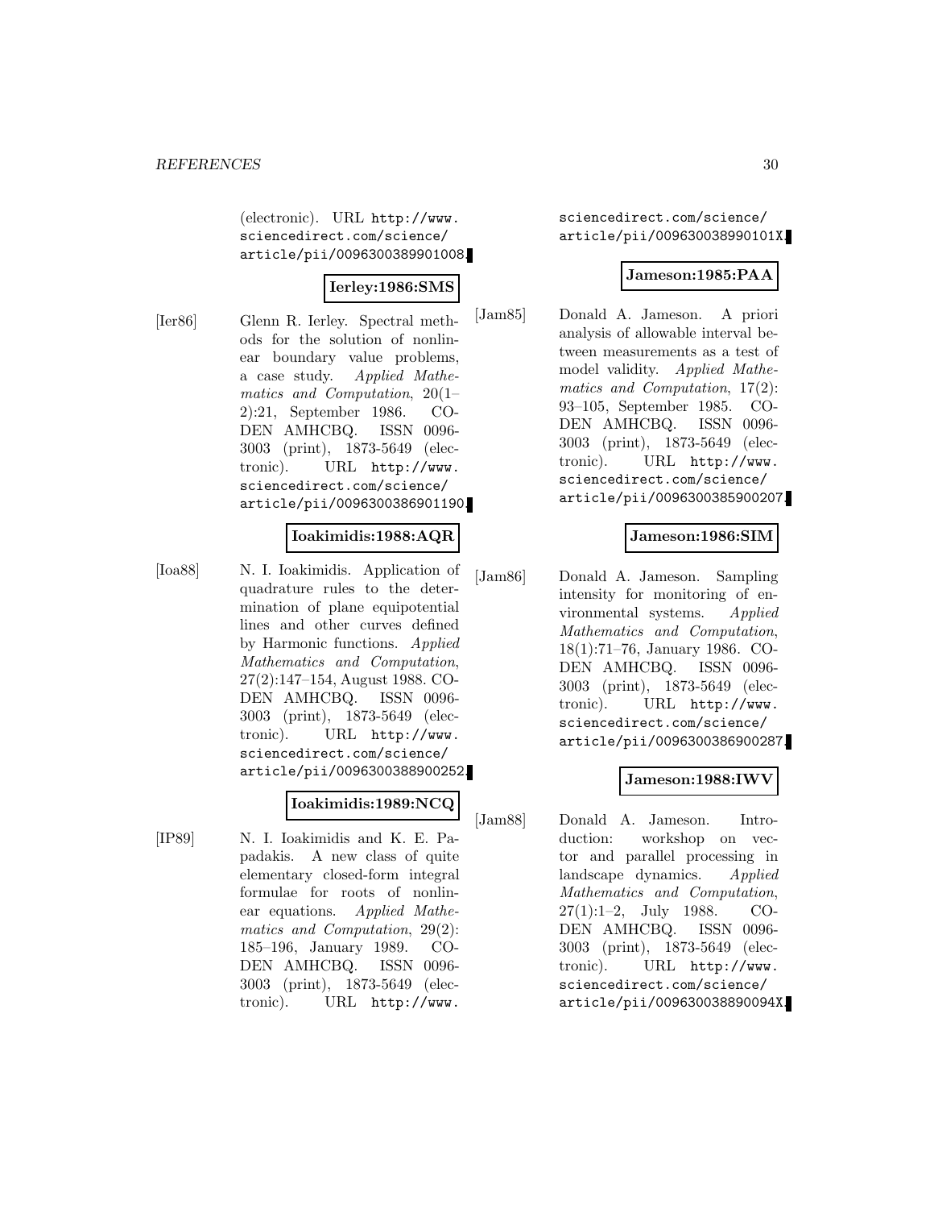(electronic). URL http://www.sciencedirect.com/science/article/pii/0096300389901008.

**Ierley:1986:SMS**

[Ier86] Glenn R. Ierley. Spectral methods for the solution of nonlinear boundary value problems, a case study. *Applied Mathematics and Computation*, 20(1–2):21, September 1986. CODEN AMHCBQ. ISSN 0096-3003 (print), 1873-5649 (electronic). URL http://www.sciencedirect.com/science/article/pii/0096300386901190.

**Ioakimidis:1988:AQR**

[Ioa88] N. I. Ioakimidis. Application of quadrature rules to the determination of plane equipotential lines and other curves defined by Harmonic functions. *Applied Mathematics and Computation*, 27(2):147–154, August 1988. CODEN AMHCBQ. ISSN 0096-3003 (print), 1873-5649 (electronic). URL http://www.sciencedirect.com/science/article/pii/0096300388900252.

**Ioakimidis:1989:NCQ**

[IP89] N. I. Ioakimidis and K. E. Papadakis. A new class of quite elementary closed-form integral formulae for roots of nonlinear equations. *Applied Mathematics and Computation*, 29(2):185–196, January 1989. CODEN AMHCBQ. ISSN 0096-3003 (print), 1873-5649 (electronic). URL http://www.sciencedirect.com/science/article/pii/009630038990101X.

**Jameson:1985:PAA**

[Jam85] Donald A. Jameson. A priori analysis of allowable interval between measurements as a test of model validity. *Applied Mathematics and Computation*, 17(2):93–105, September 1985. CODEN AMHCBQ. ISSN 0096-3003 (print), 1873-5649 (electronic). URL http://www.sciencedirect.com/science/article/pii/0096300385900207.

**Jameson:1986:SIM**

[Jam86] Donald A. Jameson. Sampling intensity for monitoring of environmental systems. *Applied Mathematics and Computation*, 18(1):71–76, January 1986. CODEN AMHCBQ. ISSN 0096-3003 (print), 1873-5649 (electronic). URL http://www.sciencedirect.com/science/article/pii/0096300386900287.

**Jameson:1988:IWV**

[Jam88] Donald A. Jameson. Introduction: workshop on vector and parallel processing in landscape dynamics. *Applied Mathematics and Computation*, 27(1):1–2, July 1988. CODEN AMHCBQ. ISSN 0096-3003 (print), 1873-5649 (electronic). URL http://www.sciencedirect.com/science/article/pii/009630038890094X.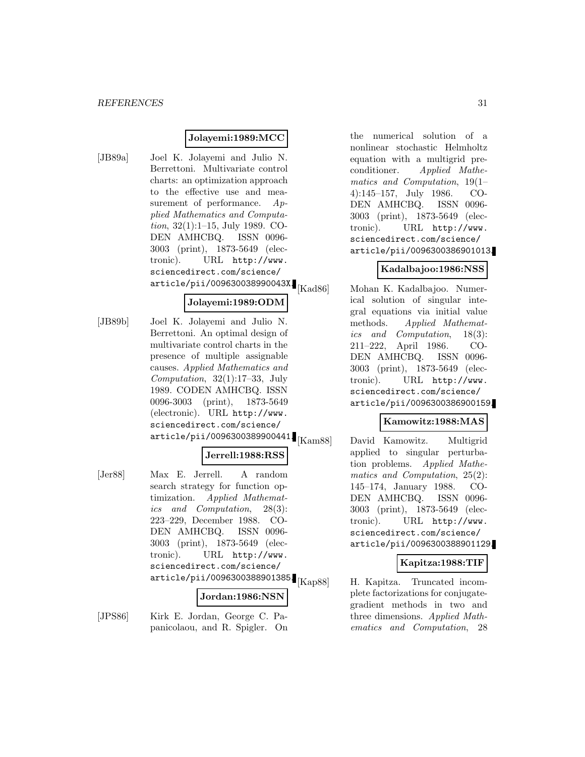**Jolayemi:1989:MCC**

[JB89a] Joel K. Jolayemi and Julio N. Berrettoni. Multivariate control charts: an optimization approach to the effective use and measurement of performance. *Applied Mathematics and Computation*, 32(1):1–15, July 1989. CODEN AMHCBQ. ISSN 0096-3003 (print), 1873-5649 (electronic). URL http://www.sciencedirect.com/science/article/pii/009630038990043X.

**Jolayemi:1989:ODM**

[JB89b] Joel K. Jolayemi and Julio N. Berrettoni. An optimal design of multivariate control charts in the presence of multiple assignable causes. *Applied Mathematics and Computation*, 32(1):17–33, July 1989. CODEN AMHCBQ. ISSN 0096-3003 (print), 1873-5649 (electronic). URL http://www.sciencedirect.com/science/article/pii/0096300389900441.

**Jerrell:1988:RSS**

[Jer88] Max E. Jerrell. A random search strategy for function optimization. *Applied Mathematics and Computation*, 28(3):223–229, December 1988. CODEN AMHCBQ. ISSN 0096-3003 (print), 1873-5649 (electronic). URL http://www.sciencedirect.com/science/article/pii/0096300388901385.

**Jordan:1986:NSN**

[JPS86] Kirk E. Jordan, George C. Papanicolaou, and R. Spigler. On the numerical solution of a nonlinear stochastic Helmholtz equation with a multigrid preconditioner. *Applied Mathematics and Computation*, 19(1–4):145–157, July 1986. CODEN AMHCBQ. ISSN 0096-3003 (print), 1873-5649 (electronic). URL http://www.sciencedirect.com/science/article/pii/0096300386901013.

**Kadalbajoo:1986:NSS**

[Kad86] Mohan K. Kadalbajoo. Numerical solution of singular integral equations via initial value methods. *Applied Mathematics and Computation*, 18(3):211–222, April 1986. CODEN AMHCBQ. ISSN 0096-3003 (print), 1873-5649 (electronic). URL http://www.sciencedirect.com/science/article/pii/0096300386900159.

**Kamowitz:1988:MAS**

[Kam88] David Kamowitz. Multigrid applied to singular perturbation problems. *Applied Mathematics and Computation*, 25(2):145–174, January 1988. CODEN AMHCBQ. ISSN 0096-3003 (print), 1873-5649 (electronic). URL http://www.sciencedirect.com/science/article/pii/0096300388901129.

**Kapitza:1988:TIF**

[Kap88] H. Kapitza. Truncated incomplete factorizations for conjugate-gradient methods in two and three dimensions. *Applied Mathematics and Computation*, 28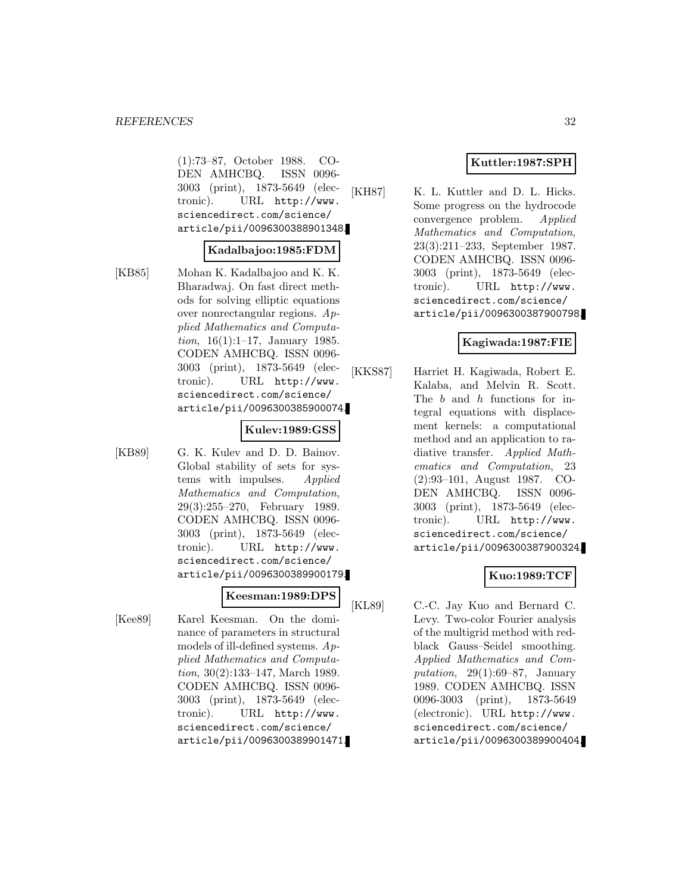(1):73–87, October 1988. CODEN AMHCBQ. ISSN 0096-3003 (print), 1873-5649 (electronic). URL http://www.sciencedirect.com/science/article/pii/0096300388901348.

**Kadalbajoo:1985:FDM**

[KB85] Mohan K. Kadalbajoo and K. K. Bharadwaj. On fast direct methods for solving elliptic equations over nonrectangular regions. *Applied Mathematics and Computation*, 16(1):1–17, January 1985. CODEN AMHCBQ. ISSN 0096-3003 (print), 1873-5649 (electronic). URL http://www.sciencedirect.com/science/article/pii/0096300385900074.

**Kulev:1989:GSS**

[KB89] G. K. Kulev and D. D. Bainov. Global stability of sets for systems with impulses. *Applied Mathematics and Computation*, 29(3):255–270, February 1989. CODEN AMHCBQ. ISSN 0096-3003 (print), 1873-5649 (electronic). URL http://www.sciencedirect.com/science/article/pii/0096300389900179.

**Keesman:1989:DPS**

[Kee89] Karel Keesman. On the dominance of parameters in structural models of ill-defined systems. *Applied Mathematics and Computation*, 30(2):133–147, March 1989. CODEN AMHCBQ. ISSN 0096-3003 (print), 1873-5649 (electronic). URL http://www.sciencedirect.com/science/article/pii/0096300389901471.

**Kuttler:1987:SPH**

[KH87] K. L. Kuttler and D. L. Hicks. Some progress on the hydrocode convergence problem. *Applied Mathematics and Computation*, 23(3):211–233, September 1987. CODEN AMHCBQ. ISSN 0096-3003 (print), 1873-5649 (electronic). URL http://www.sciencedirect.com/science/article/pii/0096300387900798.

**Kagiwada:1987:FIE**

[KKS87] Harriet H. Kagiwada, Robert E. Kalaba, and Melvin R. Scott. The $b$ and $h$ functions for integral equations with displacement kernels: a computational method and an application to radiative transfer. *Applied Mathematics and Computation*, 23 (2):93–101, August 1987. CODEN AMHCBQ. ISSN 0096-3003 (print), 1873-5649 (electronic). URL http://www.sciencedirect.com/science/article/pii/0096300387900324.

**Kuo:1989:TCF**

[KL89] C.-C. Jay Kuo and Bernard C. Levy. Two-color Fourier analysis of the multigrid method with red-black Gauss–Seidel smoothing. *Applied Mathematics and Computation*, 29(1):69–87, January 1989. CODEN AMHCBQ. ISSN 0096-3003 (print), 1873-5649 (electronic). URL http://www.sciencedirect.com/science/article/pii/0096300389900404.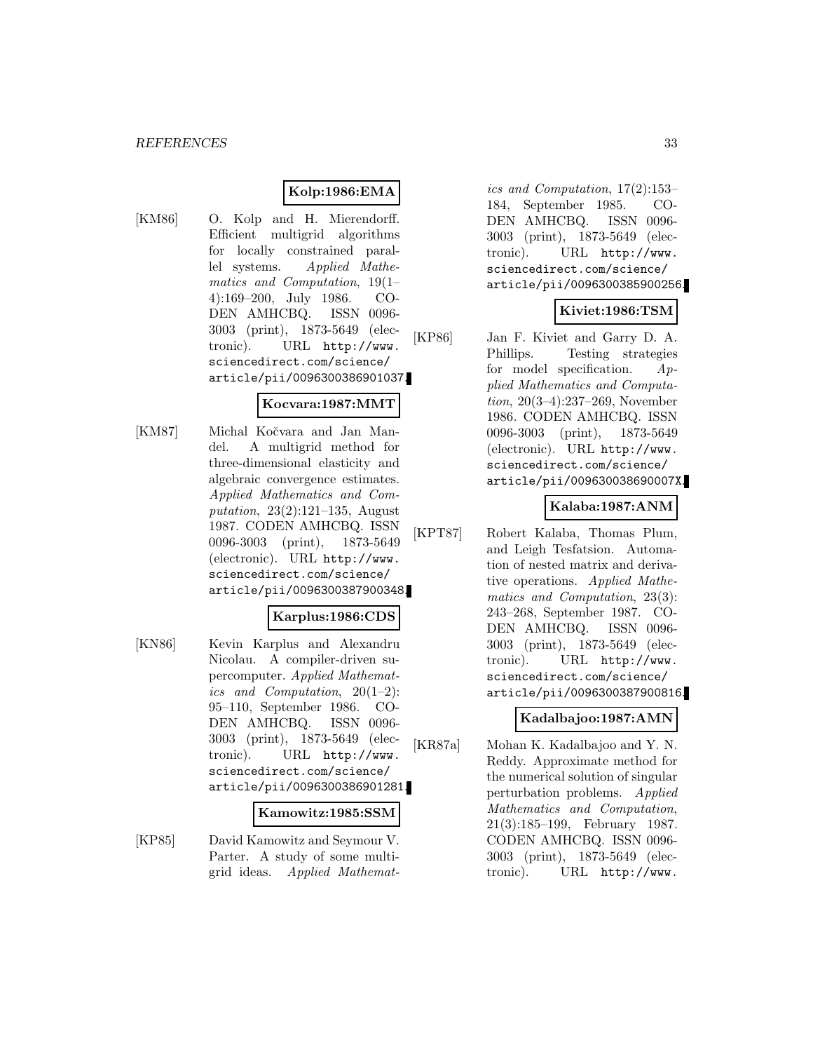**Kolp:1986:EMA**

[KM86] O. Kolp and H. Mierendorff. Efficient multigrid algorithms for locally constrained parallel systems. *Applied Mathematics and Computation*, 19(1–4):169–200, July 1986. CODEN AMHCBQ. ISSN 0096-3003 (print), 1873-5649 (electronic). URL http://www.sciencedirect.com/science/article/pii/0096300386901037.

**Kocvara:1987:MMT**

[KM87] Michal Kočvara and Jan Mandel. A multigrid method for three-dimensional elasticity and algebraic convergence estimates. *Applied Mathematics and Computation*, 23(2):121–135, August 1987. CODEN AMHCBQ. ISSN 0096-3003 (print), 1873-5649 (electronic). URL http://www.sciencedirect.com/science/article/pii/0096300387900348.

**Karplus:1986:CDS**

[KN86] Kevin Karplus and Alexandru Nicolau. A compiler-driven supercomputer. *Applied Mathematics and Computation*, 20(1–2):95–110, September 1986. CODEN AMHCBQ. ISSN 0096-3003 (print), 1873-5649 (electronic). URL http://www.sciencedirect.com/science/article/pii/0096300386901281.

**Kamowitz:1985:SSM**

[KP85] David Kamowitz and Seymour V. Parter. A study of some multigrid ideas. *Applied Mathematics and Computation*, 17(2):153–184, September 1985. CODEN AMHCBQ. ISSN 0096-3003 (print), 1873-5649 (electronic). URL http://www.sciencedirect.com/science/article/pii/0096300385900256.

**Kiviet:1986:TSM**

[KP86] Jan F. Kiviet and Garry D. A. Phillips. Testing strategies for model specification. *Applied Mathematics and Computation*, 20(3–4):237–269, November 1986. CODEN AMHCBQ. ISSN 0096-3003 (print), 1873-5649 (electronic). URL http://www.sciencedirect.com/science/article/pii/009630038690007X.

**Kalaba:1987:ANM**

[KPT87] Robert Kalaba, Thomas Plum, and Leigh Tesfatsion. Automation of nested matrix and derivative operations. *Applied Mathematics and Computation*, 23(3):243–268, September 1987. CODEN AMHCBQ. ISSN 0096-3003 (print), 1873-5649 (electronic). URL http://www.sciencedirect.com/science/article/pii/0096300387900816.

**Kadalbajoo:1987:AMN**

[KR87a] Mohan K. Kadalbajoo and Y. N. Reddy. Approximate method for the numerical solution of singular perturbation problems. *Applied Mathematics and Computation*, 21(3):185–199, February 1987. CODEN AMHCBQ. ISSN 0096-3003 (print), 1873-5649 (electronic). URL http://www.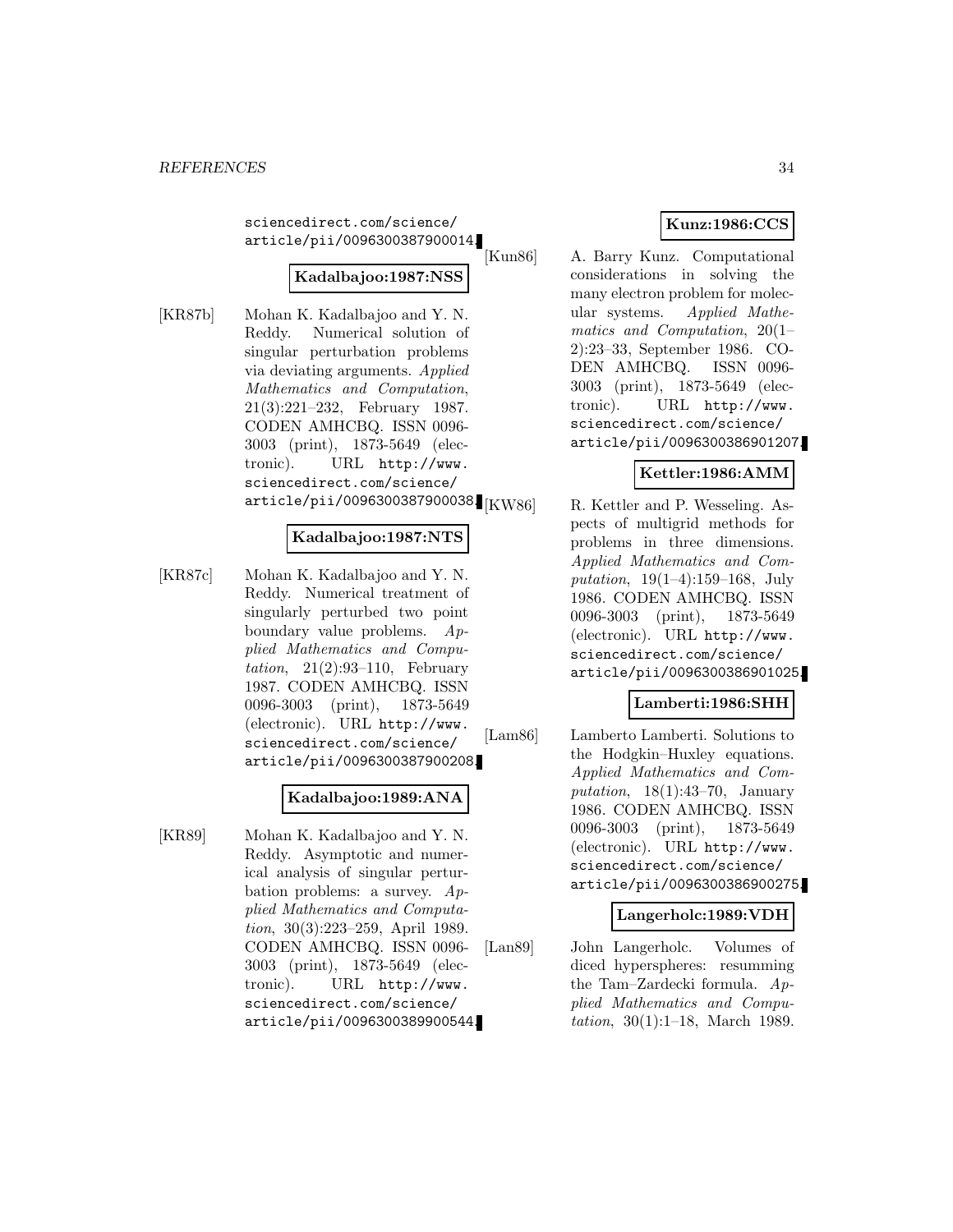sciencedirect.com/science/article/pii/0096300387900014.

**Kadalbajoo:1987:NSS**

[KR87b] Mohan K. Kadalbajoo and Y. N. Reddy. Numerical solution of singular perturbation problems via deviating arguments. *Applied Mathematics and Computation*, 21(3):221–232, February 1987. CODEN AMHCBQ. ISSN 0096-3003 (print), 1873-5649 (electronic). URL http://www.sciencedirect.com/science/article/pii/0096300387900038.

**Kadalbajoo:1987:NTS**

[KR87c] Mohan K. Kadalbajoo and Y. N. Reddy. Numerical treatment of singularly perturbed two point boundary value problems. *Applied Mathematics and Computation*, 21(2):93–110, February 1987. CODEN AMHCBQ. ISSN 0096-3003 (print), 1873-5649 (electronic). URL http://www.sciencedirect.com/science/article/pii/0096300387900208.

**Kadalbajoo:1989:ANA**

[KR89] Mohan K. Kadalbajoo and Y. N. Reddy. Asymptotic and numerical analysis of singular perturbation problems: a survey. *Applied Mathematics and Computation*, 30(3):223–259, April 1989. CODEN AMHCBQ. ISSN 0096-3003 (print), 1873-5649 (electronic). URL http://www.sciencedirect.com/science/article/pii/0096300389900544.

**Kunz:1986:CCS**

[Kun86] A. Barry Kunz. Computational considerations in solving the many electron problem for molecular systems. *Applied Mathematics and Computation*, 20(1–2):23–33, September 1986. CODEN AMHCBQ. ISSN 0096-3003 (print), 1873-5649 (electronic). URL http://www.sciencedirect.com/science/article/pii/0096300386901207.

**Kettler:1986:AMM**

[KW86] R. Kettler and P. Wesseling. Aspects of multigrid methods for problems in three dimensions. *Applied Mathematics and Computation*, 19(1–4):159–168, July 1986. CODEN AMHCBQ. ISSN 0096-3003 (print), 1873-5649 (electronic). URL http://www.sciencedirect.com/science/article/pii/0096300386901025.

**Lamberti:1986:SHH**

[Lam86] Lamberto Lamberti. Solutions to the Hodgkin–Huxley equations. *Applied Mathematics and Computation*, 18(1):43–70, January 1986. CODEN AMHCBQ. ISSN 0096-3003 (print), 1873-5649 (electronic). URL http://www.sciencedirect.com/science/article/pii/0096300386900275.

**Langerholc:1989:VDH**

[Lan89] John Langerholc. Volumes of diced hyperspheres: resumming the Tam–Zardecki formula. *Applied Mathematics and Computation*, 30(1):1–18, March 1989.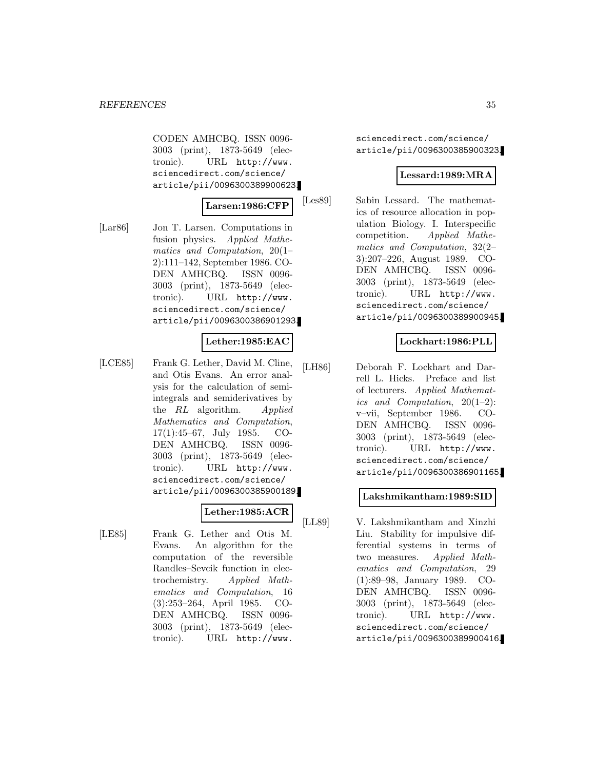CODEN AMHCBQ. ISSN 0096-3003 (print), 1873-5649 (electronic). URL http://www.sciencedirect.com/science/article/pii/0096300389900623.

**Larsen:1986:CFP**

[Lar86] Jon T. Larsen. Computations in fusion physics. *Applied Mathematics and Computation*, 20(1–2):111–142, September 1986. CODEN AMHCBQ. ISSN 0096-3003 (print), 1873-5649 (electronic). URL http://www.sciencedirect.com/science/article/pii/0096300386901293.

**Lether:1985:EAC**

[LCE85] Frank G. Lether, David M. Cline, and Otis Evans. An error analysis for the calculation of semi-integrals and semiderivatives by the *RL* algorithm. *Applied Mathematics and Computation*, 17(1):45–67, July 1985. CODEN AMHCBQ. ISSN 0096-3003 (print), 1873-5649 (electronic). URL http://www.sciencedirect.com/science/article/pii/0096300385900189.

**Lether:1985:ACR**

[LE85] Frank G. Lether and Otis M. Evans. An algorithm for the computation of the reversible Randles–Sevcik function in electrochemistry. *Applied Mathematics and Computation*, 16 (3):253–264, April 1985. CODEN AMHCBQ. ISSN 0096-3003 (print), 1873-5649 (electronic). URL http://www.sciencedirect.com/science/article/pii/0096300385900323.

**Lessard:1989:MRA**

[Les89] Sabin Lessard. The mathematics of resource allocation in population Biology. I. Interspecific competition. *Applied Mathematics and Computation*, 32(2–3):207–226, August 1989. CODEN AMHCBQ. ISSN 0096-3003 (print), 1873-5649 (electronic). URL http://www.sciencedirect.com/science/article/pii/0096300389900945.

**Lockhart:1986:PLL**

[LH86] Deborah F. Lockhart and Darrell L. Hicks. Preface and list of lecturers. *Applied Mathematics and Computation*, 20(1–2): v–vii, September 1986. CODEN AMHCBQ. ISSN 0096-3003 (print), 1873-5649 (electronic). URL http://www.sciencedirect.com/science/article/pii/0096300386901165.

**Lakshmikantham:1989:SID**

[LL89] V. Lakshmikantham and Xinzhi Liu. Stability for impulsive differential systems in terms of two measures. *Applied Mathematics and Computation*, 29 (1):89–98, January 1989. CODEN AMHCBQ. ISSN 0096-3003 (print), 1873-5649 (electronic). URL http://www.sciencedirect.com/science/article/pii/0096300389900416.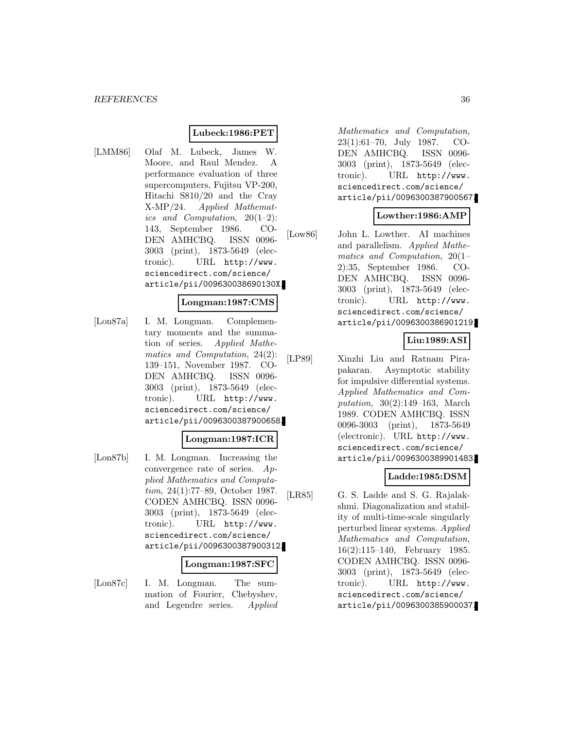**Lubeck:1986:PET**

[LMM86] Olaf M. Lubeck, James W. Moore, and Raul Mendez. A performance evaluation of three supercomputers, Fujitsu VP-200, Hitachi S810/20 and the Cray X-MP/24. *Applied Mathematics and Computation*, 20(1–2): 143, September 1986. CODEN AMHCBQ. ISSN 0096-3003 (print), 1873-5649 (electronic). URL http://www.sciencedirect.com/science/article/pii/009630038690130X.

**Longman:1987:CMS**

[Lon87a] I. M. Longman. Complementary moments and the summation of series. *Applied Mathematics and Computation*, 24(2): 139–151, November 1987. CODEN AMHCBQ. ISSN 0096-3003 (print), 1873-5649 (electronic). URL http://www.sciencedirect.com/science/article/pii/0096300387900658.

**Longman:1987:ICR**

[Lon87b] I. M. Longman. Increasing the convergence rate of series. *Applied Mathematics and Computation*, 24(1):77–89, October 1987. CODEN AMHCBQ. ISSN 0096-3003 (print), 1873-5649 (electronic). URL http://www.sciencedirect.com/science/article/pii/0096300387900312.

**Longman:1987:SFC**

[Lon87c] I. M. Longman. The summation of Fourier, Chebyshev, and Legendre series. *Applied Mathematics and Computation*, 23(1):61–70, July 1987. CODEN AMHCBQ. ISSN 0096-3003 (print), 1873-5649 (electronic). URL http://www.sciencedirect.com/science/article/pii/0096300387900567.

**Lowther:1986:AMP**

[Low86] John L. Lowther. AI machines and parallelism. *Applied Mathematics and Computation*, 20(1–2):35, September 1986. CODEN AMHCBQ. ISSN 0096-3003 (print), 1873-5649 (electronic). URL http://www.sciencedirect.com/science/article/pii/0096300386901219.

**Liu:1989:ASI**

[LP89] Xinzhi Liu and Ratnam Pirapakaran. Asymptotic stability for impulsive differential systems. *Applied Mathematics and Computation*, 30(2):149–163, March 1989. CODEN AMHCBQ. ISSN 0096-3003 (print), 1873-5649 (electronic). URL http://www.sciencedirect.com/science/article/pii/0096300389901483.

**Ladde:1985:DSM**

[LR85] G. S. Ladde and S. G. Rajalakshmi. Diagonalization and stability of multi-time-scale singularly perturbed linear systems. *Applied Mathematics and Computation*, 16(2):115–140, February 1985. CODEN AMHCBQ. ISSN 0096-3003 (print), 1873-5649 (electronic). URL http://www.sciencedirect.com/science/article/pii/0096300385900037.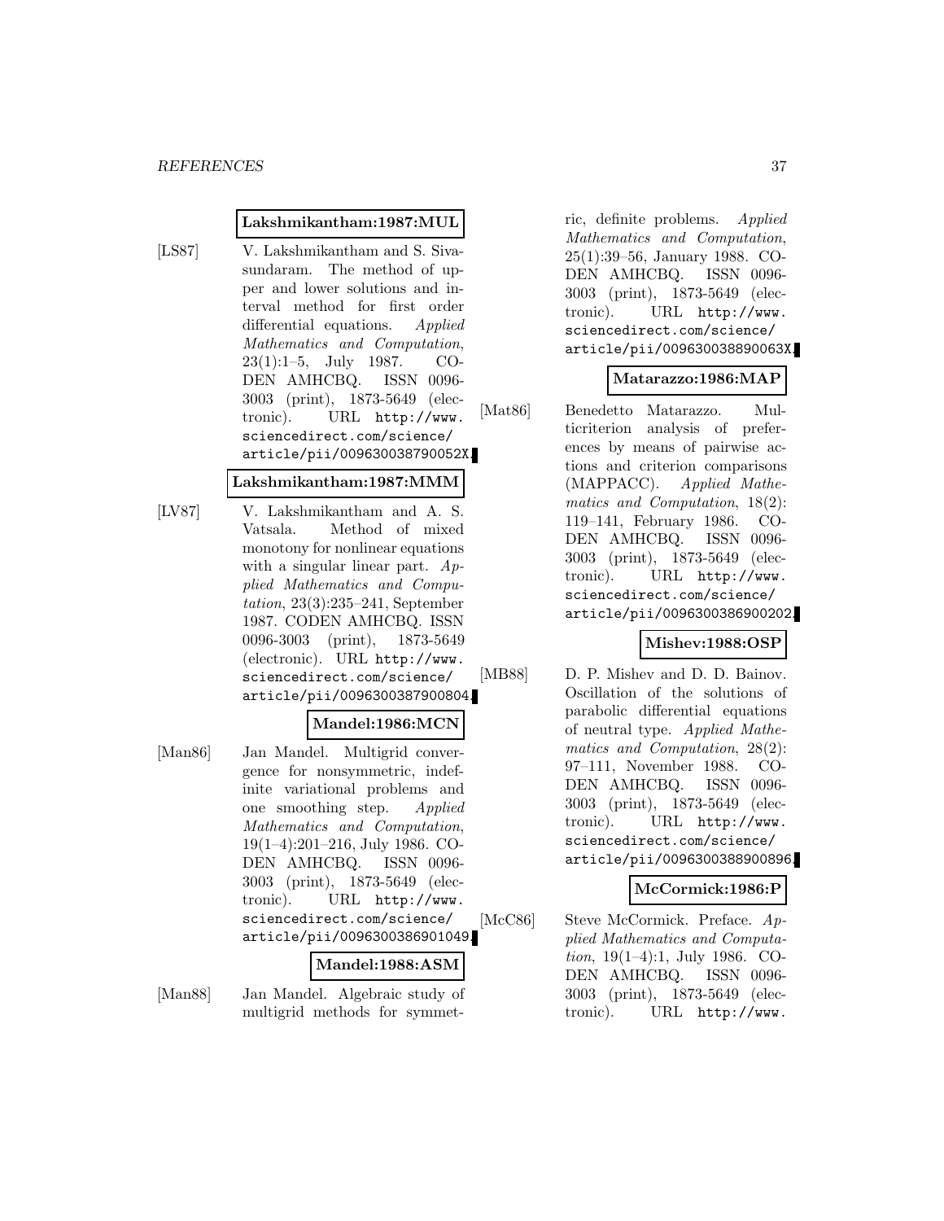**Lakshmikantham:1987:MUL**

[LS87] V. Lakshmikantham and S. Sivasundaram. The method of upper and lower solutions and interval method for first order differential equations. *Applied Mathematics and Computation*, 23(1):1–5, July 1987. CODEN AMHCBQ. ISSN 0096-3003 (print), 1873-5649 (electronic). URL `http://www.sciencedirect.com/science/article/pii/009630038790052X`.

**Lakshmikantham:1987:MMM**

[LV87] V. Lakshmikantham and A. S. Vatsala. Method of mixed monotony for nonlinear equations with a singular linear part. *Applied Mathematics and Computation*, 23(3):235–241, September 1987. CODEN AMHCBQ. ISSN 0096-3003 (print), 1873-5649 (electronic). URL `http://www.sciencedirect.com/science/article/pii/0096300387900804`.

**Mandel:1986:MCN**

[Man86] Jan Mandel. Multigrid convergence for nonsymmetric, indefinite variational problems and one smoothing step. *Applied Mathematics and Computation*, 19(1–4):201–216, July 1986. CODEN AMHCBQ. ISSN 0096-3003 (print), 1873-5649 (electronic). URL `http://www.sciencedirect.com/science/article/pii/0096300386901049`.

**Mandel:1988:ASM**

[Man88] Jan Mandel. Algebraic study of multigrid methods for symmetric, definite problems. *Applied Mathematics and Computation*, 25(1):39–56, January 1988. CODEN AMHCBQ. ISSN 0096-3003 (print), 1873-5649 (electronic). URL `http://www.sciencedirect.com/science/article/pii/009630038890063X`.

**Matarazzo:1986:MAP**

[Mat86] Benedetto Matarazzo. Multicriterion analysis of preferences by means of pairwise actions and criterion comparisons (MAPPACC). *Applied Mathematics and Computation*, 18(2): 119–141, February 1986. CODEN AMHCBQ. ISSN 0096-3003 (print), 1873-5649 (electronic). URL `http://www.sciencedirect.com/science/article/pii/0096300386900202`.

**Mishev:1988:OSP**

[MB88] D. P. Mishev and D. D. Bainov. Oscillation of the solutions of parabolic differential equations of neutral type. *Applied Mathematics and Computation*, 28(2): 97–111, November 1988. CODEN AMHCBQ. ISSN 0096-3003 (print), 1873-5649 (electronic). URL `http://www.sciencedirect.com/science/article/pii/0096300388900896`.

**McCormick:1986:P**

[McC86] Steve McCormick. Preface. *Applied Mathematics and Computation*, 19(1–4):1, July 1986. CODEN AMHCBQ. ISSN 0096-3003 (print), 1873-5649 (electronic). URL `http://www.`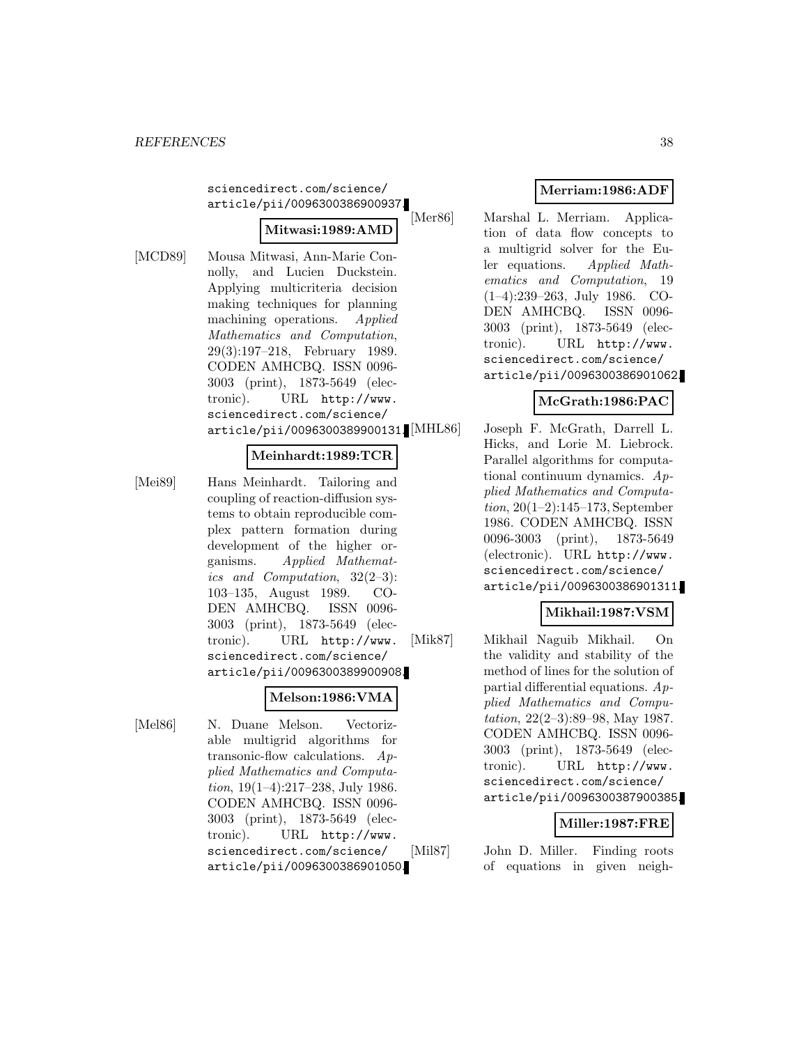sciencedirect.com/science/article/pii/0096300386900937.

**Mitwasi:1989:AMD**

[MCD89] Mousa Mitwasi, Ann-Marie Connolly, and Lucien Duckstein. Applying multicriteria decision making techniques for planning machining operations. *Applied Mathematics and Computation*, 29(3):197–218, February 1989. CODEN AMHCBQ. ISSN 0096-3003 (print), 1873-5649 (electronic). URL http://www.sciencedirect.com/science/article/pii/0096300389900131.

**Meinhardt:1989:TCR**

[Mei89] Hans Meinhardt. Tailoring and coupling of reaction-diffusion systems to obtain reproducible complex pattern formation during development of the higher organisms. *Applied Mathematics and Computation*, 32(2–3):103–135, August 1989. CODEN AMHCBQ. ISSN 0096-3003 (print), 1873-5649 (electronic). URL http://www.sciencedirect.com/science/article/pii/0096300389900908.

**Melson:1986:VMA**

[Mel86] N. Duane Melson. Vectorizable multigrid algorithms for transonic-flow calculations. *Applied Mathematics and Computation*, 19(1–4):217–238, July 1986. CODEN AMHCBQ. ISSN 0096-3003 (print), 1873-5649 (electronic). URL http://www.sciencedirect.com/science/article/pii/0096300386901050.

**Merriam:1986:ADF**

[Mer86] Marshal L. Merriam. Application of data flow concepts to a multigrid solver for the Euler equations. *Applied Mathematics and Computation*, 19(1–4):239–263, July 1986. CODEN AMHCBQ. ISSN 0096-3003 (print), 1873-5649 (electronic). URL http://www.sciencedirect.com/science/article/pii/0096300386901062.

**McGrath:1986:PAC**

[MHL86] Joseph F. McGrath, Darrell L. Hicks, and Lorie M. Liebrock. Parallel algorithms for computational continuum dynamics. *Applied Mathematics and Computation*, 20(1–2):145–173, September 1986. CODEN AMHCBQ. ISSN 0096-3003 (print), 1873-5649 (electronic). URL http://www.sciencedirect.com/science/article/pii/0096300386901311.

**Mikhail:1987:VSM**

[Mik87] Mikhail Naguib Mikhail. On the validity and stability of the method of lines for the solution of partial differential equations. *Applied Mathematics and Computation*, 22(2–3):89–98, May 1987. CODEN AMHCBQ. ISSN 0096-3003 (print), 1873-5649 (electronic). URL http://www.sciencedirect.com/science/article/pii/0096300387900385.

**Miller:1987:FRE**

[Mil87] John D. Miller. Finding roots of equations in given neigh-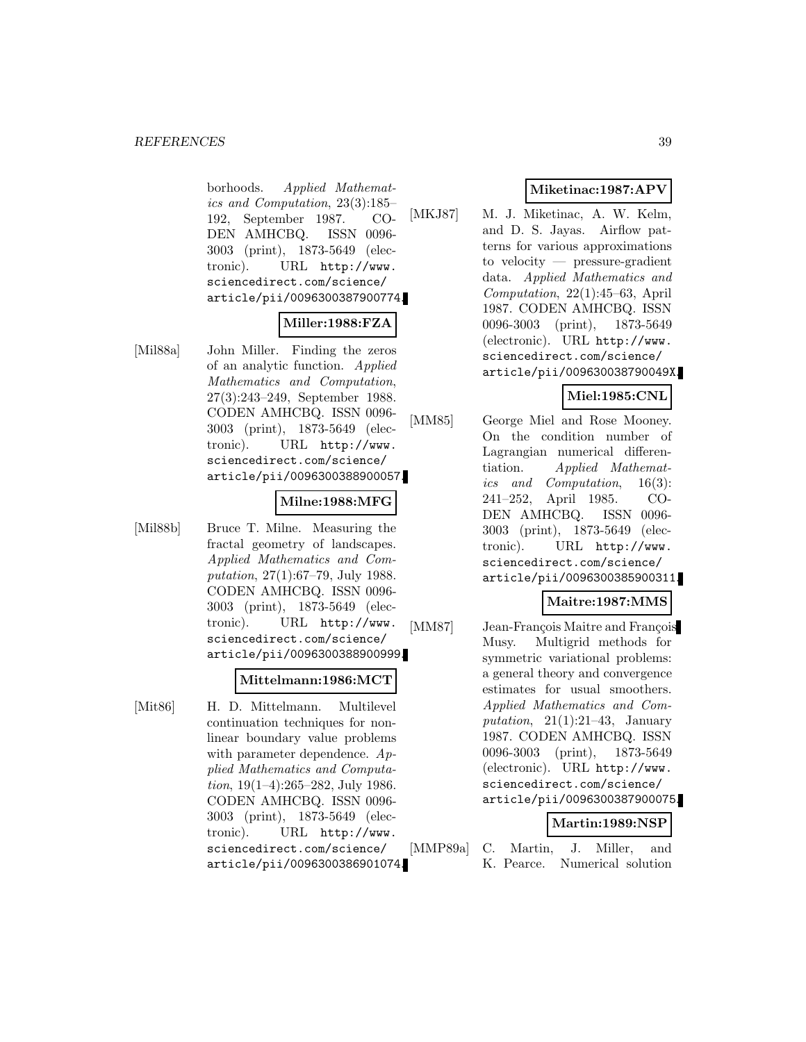borhoods. *Applied Mathematics and Computation*, 23(3):185–192, September 1987. CODEN AMHCBQ. ISSN 0096-3003 (print), 1873-5649 (electronic). URL http://www.sciencedirect.com/science/article/pii/0096300387900774.

**Miller:1988:FZA**

[Mil88a] John Miller. Finding the zeros of an analytic function. *Applied Mathematics and Computation*, 27(3):243–249, September 1988. CODEN AMHCBQ. ISSN 0096-3003 (print), 1873-5649 (electronic). URL http://www.sciencedirect.com/science/article/pii/0096300388900057.

**Milne:1988:MFG**

[Mil88b] Bruce T. Milne. Measuring the fractal geometry of landscapes. *Applied Mathematics and Computation*, 27(1):67–79, July 1988. CODEN AMHCBQ. ISSN 0096-3003 (print), 1873-5649 (electronic). URL http://www.sciencedirect.com/science/article/pii/0096300388900999.

**Mittelmann:1986:MCT**

[Mit86] H. D. Mittelmann. Multilevel continuation techniques for nonlinear boundary value problems with parameter dependence. *Applied Mathematics and Computation*, 19(1–4):265–282, July 1986. CODEN AMHCBQ. ISSN 0096-3003 (print), 1873-5649 (electronic). URL http://www.sciencedirect.com/science/article/pii/0096300386901074.

**Miketinac:1987:APV**

[MKJ87] M. J. Miketinac, A. W. Kelm, and D. S. Jayas. Airflow patterns for various approximations to velocity — pressure-gradient data. *Applied Mathematics and Computation*, 22(1):45–63, April 1987. CODEN AMHCBQ. ISSN 0096-3003 (print), 1873-5649 (electronic). URL http://www.sciencedirect.com/science/article/pii/009630038790049X.

**Miel:1985:CNL**

[MM85] George Miel and Rose Mooney. On the condition number of Lagrangian numerical differentiation. *Applied Mathematics and Computation*, 16(3):241–252, April 1985. CODEN AMHCBQ. ISSN 0096-3003 (print), 1873-5649 (electronic). URL http://www.sciencedirect.com/science/article/pii/0096300385900311.

**Maitre:1987:MMS**

[MM87] Jean-François Maitre and François Musy. Multigrid methods for symmetric variational problems: a general theory and convergence estimates for usual smoothers. *Applied Mathematics and Computation*, 21(1):21–43, January 1987. CODEN AMHCBQ. ISSN 0096-3003 (print), 1873-5649 (electronic). URL http://www.sciencedirect.com/science/article/pii/0096300387900075.

**Martin:1989:NSP**

[MMP89a] C. Martin, J. Miller, and K. Pearce. Numerical solution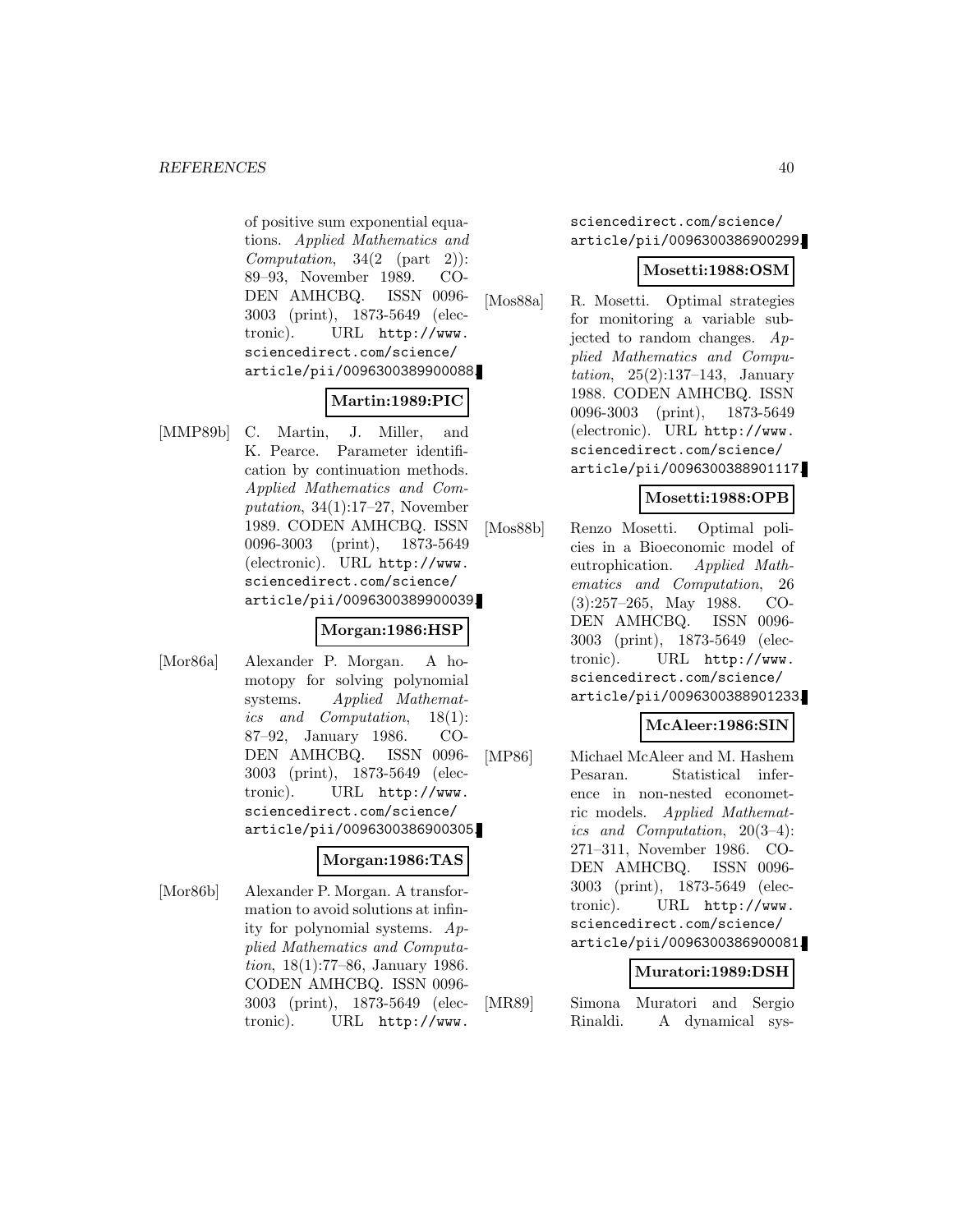of positive sum exponential equations. *Applied Mathematics and Computation*, 34(2 (part 2)): 89–93, November 1989. CODEN AMHCBQ. ISSN 0096-3003 (print), 1873-5649 (electronic). URL http://www.sciencedirect.com/science/article/pii/0096300389900088.

**Martin:1989:PIC**

[MMP89b] C. Martin, J. Miller, and K. Pearce. Parameter identification by continuation methods. *Applied Mathematics and Computation*, 34(1):17–27, November 1989. CODEN AMHCBQ. ISSN 0096-3003 (print), 1873-5649 (electronic). URL http://www.sciencedirect.com/science/article/pii/0096300389900039.

**Morgan:1986:HSP**

[Mor86a] Alexander P. Morgan. A homotopy for solving polynomial systems. *Applied Mathematics and Computation*, 18(1): 87–92, January 1986. CODEN AMHCBQ. ISSN 0096-3003 (print), 1873-5649 (electronic). URL http://www.sciencedirect.com/science/article/pii/0096300386900305.

**Morgan:1986:TAS**

[Mor86b] Alexander P. Morgan. A transformation to avoid solutions at infinity for polynomial systems. *Applied Mathematics and Computation*, 18(1):77–86, January 1986. CODEN AMHCBQ. ISSN 0096-3003 (print), 1873-5649 (electronic). URL http://www.sciencedirect.com/science/article/pii/0096300386900299.

**Mosetti:1988:OSM**

[Mos88a] R. Mosetti. Optimal strategies for monitoring a variable subjected to random changes. *Applied Mathematics and Computation*, 25(2):137–143, January 1988. CODEN AMHCBQ. ISSN 0096-3003 (print), 1873-5649 (electronic). URL http://www.sciencedirect.com/science/article/pii/0096300388901117.

**Mosetti:1988:OPB**

[Mos88b] Renzo Mosetti. Optimal policies in a Bioeconomic model of eutrophication. *Applied Mathematics and Computation*, 26 (3):257–265, May 1988. CODEN AMHCBQ. ISSN 0096-3003 (print), 1873-5649 (electronic). URL http://www.sciencedirect.com/science/article/pii/0096300388901233.

**McAleer:1986:SIN**

[MP86] Michael McAleer and M. Hashem Pesaran. Statistical inference in non-nested econometric models. *Applied Mathematics and Computation*, 20(3–4): 271–311, November 1986. CODEN AMHCBQ. ISSN 0096-3003 (print), 1873-5649 (electronic). URL http://www.sciencedirect.com/science/article/pii/0096300386900081.

**Muratori:1989:DSH**

[MR89] Simona Muratori and Sergio Rinaldi. A dynamical sys-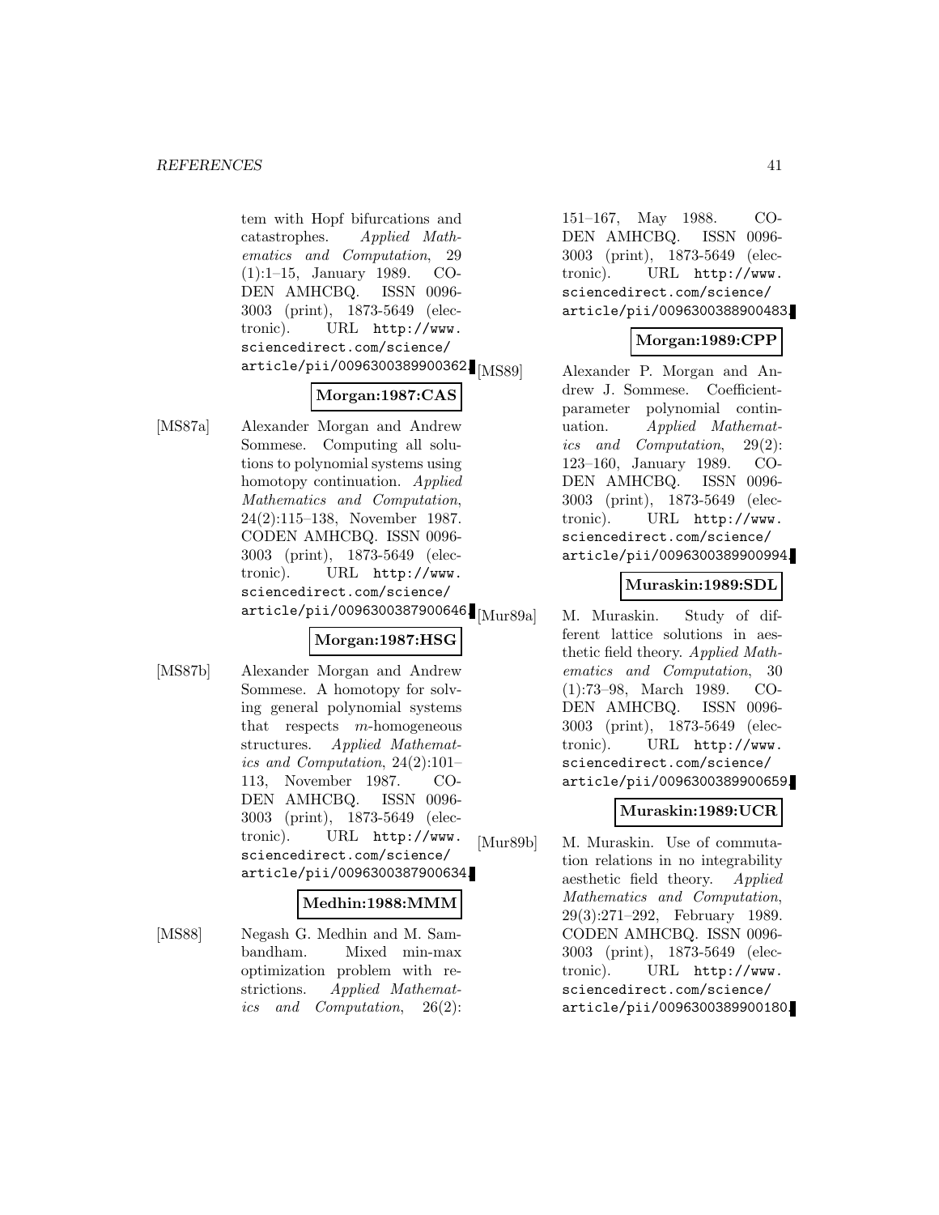tem with Hopf bifurcations and catastrophes. *Applied Mathematics and Computation*, 29 (1):1–15, January 1989. CODEN AMHCBQ. ISSN 0096-3003 (print), 1873-5649 (electronic). URL http://www.sciencedirect.com/science/article/pii/0096300389900362.

**Morgan:1987:CAS**

[MS87a] Alexander Morgan and Andrew Sommese. Computing all solutions to polynomial systems using homotopy continuation. *Applied Mathematics and Computation*, 24(2):115–138, November 1987. CODEN AMHCBQ. ISSN 0096-3003 (print), 1873-5649 (electronic). URL http://www.sciencedirect.com/science/article/pii/0096300387900646.

**Morgan:1987:HSG**

[MS87b] Alexander Morgan and Andrew Sommese. A homotopy for solving general polynomial systems that respects $m$-homogeneous structures. *Applied Mathematics and Computation*, 24(2):101–113, November 1987. CODEN AMHCBQ. ISSN 0096-3003 (print), 1873-5649 (electronic). URL http://www.sciencedirect.com/science/article/pii/0096300387900634.

**Medhin:1988:MMM**

[MS88] Negash G. Medhin and M. Sambandham. Mixed min-max optimization problem with restrictions. *Applied Mathematics and Computation*, 26(2): 151–167, May 1988. CODEN AMHCBQ. ISSN 0096-3003 (print), 1873-5649 (electronic). URL http://www.sciencedirect.com/science/article/pii/0096300388900483.

**Morgan:1989:CPP**

[MS89] Alexander P. Morgan and Andrew J. Sommese. Coefficient-parameter polynomial continuation. *Applied Mathematics and Computation*, 29(2): 123–160, January 1989. CODEN AMHCBQ. ISSN 0096-3003 (print), 1873-5649 (electronic). URL http://www.sciencedirect.com/science/article/pii/0096300389900994.

**Muraskin:1989:SDL**

[Mur89a] M. Muraskin. Study of different lattice solutions in aesthetic field theory. *Applied Mathematics and Computation*, 30 (1):73–98, March 1989. CODEN AMHCBQ. ISSN 0096-3003 (print), 1873-5649 (electronic). URL http://www.sciencedirect.com/science/article/pii/0096300389900659.

**Muraskin:1989:UCR**

[Mur89b] M. Muraskin. Use of commutation relations in no integrability aesthetic field theory. *Applied Mathematics and Computation*, 29(3):271–292, February 1989. CODEN AMHCBQ. ISSN 0096-3003 (print), 1873-5649 (electronic). URL http://www.sciencedirect.com/science/article/pii/0096300389900180.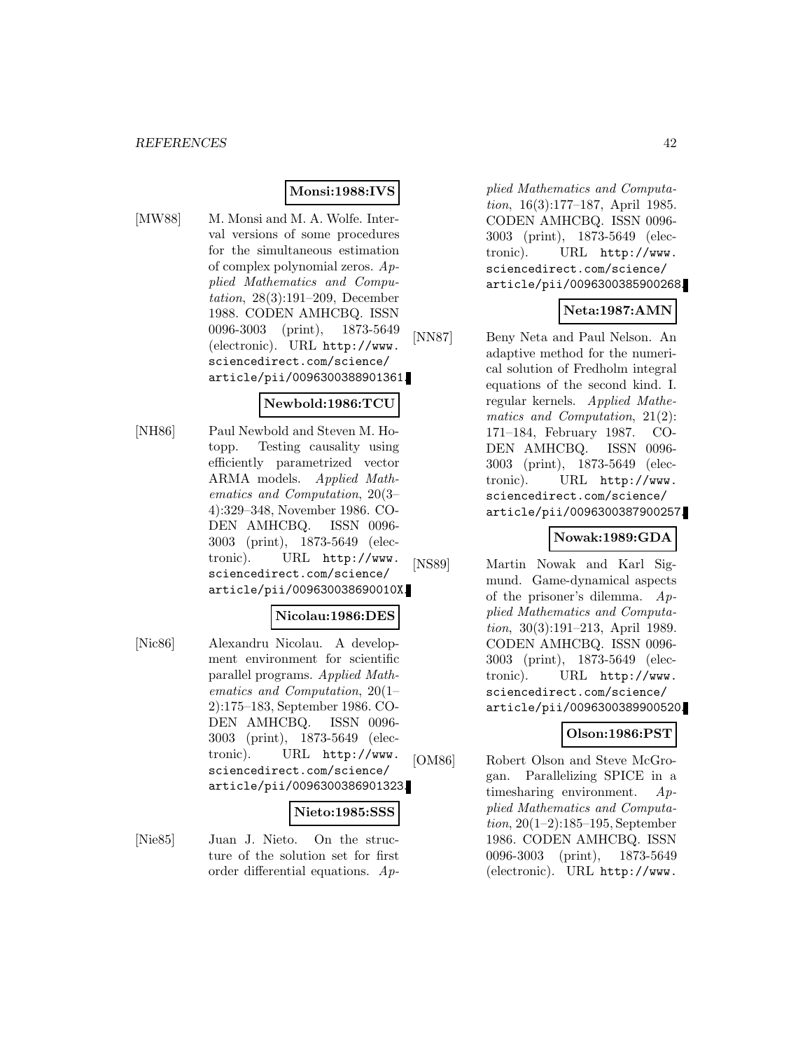**Monsi:1988:IVS**

[MW88] M. Monsi and M. A. Wolfe. Interval versions of some procedures for the simultaneous estimation of complex polynomial zeros. *Applied Mathematics and Computation*, 28(3):191–209, December 1988. CODEN AMHCBQ. ISSN 0096-3003 (print), 1873-5649 (electronic). URL http://www.sciencedirect.com/science/article/pii/0096300388901361.

**Newbold:1986:TCU**

[NH86] Paul Newbold and Steven M. Hotopp. Testing causality using efficiently parametrized vector ARMA models. *Applied Mathematics and Computation*, 20(3–4):329–348, November 1986. CODEN AMHCBQ. ISSN 0096-3003 (print), 1873-5649 (electronic). URL http://www.sciencedirect.com/science/article/pii/009630038690010X.

**Nicolau:1986:DES**

[Nic86] Alexandru Nicolau. A development environment for scientific parallel programs. *Applied Mathematics and Computation*, 20(1–2):175–183, September 1986. CODEN AMHCBQ. ISSN 0096-3003 (print), 1873-5649 (electronic). URL http://www.sciencedirect.com/science/article/pii/0096300386901323.

**Nieto:1985:SSS**

[Nie85] Juan J. Nieto. On the structure of the solution set for first order differential equations. *Applied Mathematics and Computation*, 16(3):177–187, April 1985. CODEN AMHCBQ. ISSN 0096-3003 (print), 1873-5649 (electronic). URL http://www.sciencedirect.com/science/article/pii/0096300385900268.

**Neta:1987:AMN**

[NN87] Beny Neta and Paul Nelson. An adaptive method for the numerical solution of Fredholm integral equations of the second kind. I. regular kernels. *Applied Mathematics and Computation*, 21(2):171–184, February 1987. CODEN AMHCBQ. ISSN 0096-3003 (print), 1873-5649 (electronic). URL http://www.sciencedirect.com/science/article/pii/0096300387900257.

**Nowak:1989:GDA**

[NS89] Martin Nowak and Karl Sigmund. Game-dynamical aspects of the prisoner's dilemma. *Applied Mathematics and Computation*, 30(3):191–213, April 1989. CODEN AMHCBQ. ISSN 0096-3003 (print), 1873-5649 (electronic). URL http://www.sciencedirect.com/science/article/pii/0096300389900520.

**Olson:1986:PST**

[OM86] Robert Olson and Steve McGrogan. Parallelizing SPICE in a timesharing environment. *Applied Mathematics and Computation*, 20(1–2):185–195, September 1986. CODEN AMHCBQ. ISSN 0096-3003 (print), 1873-5649 (electronic). URL http://www.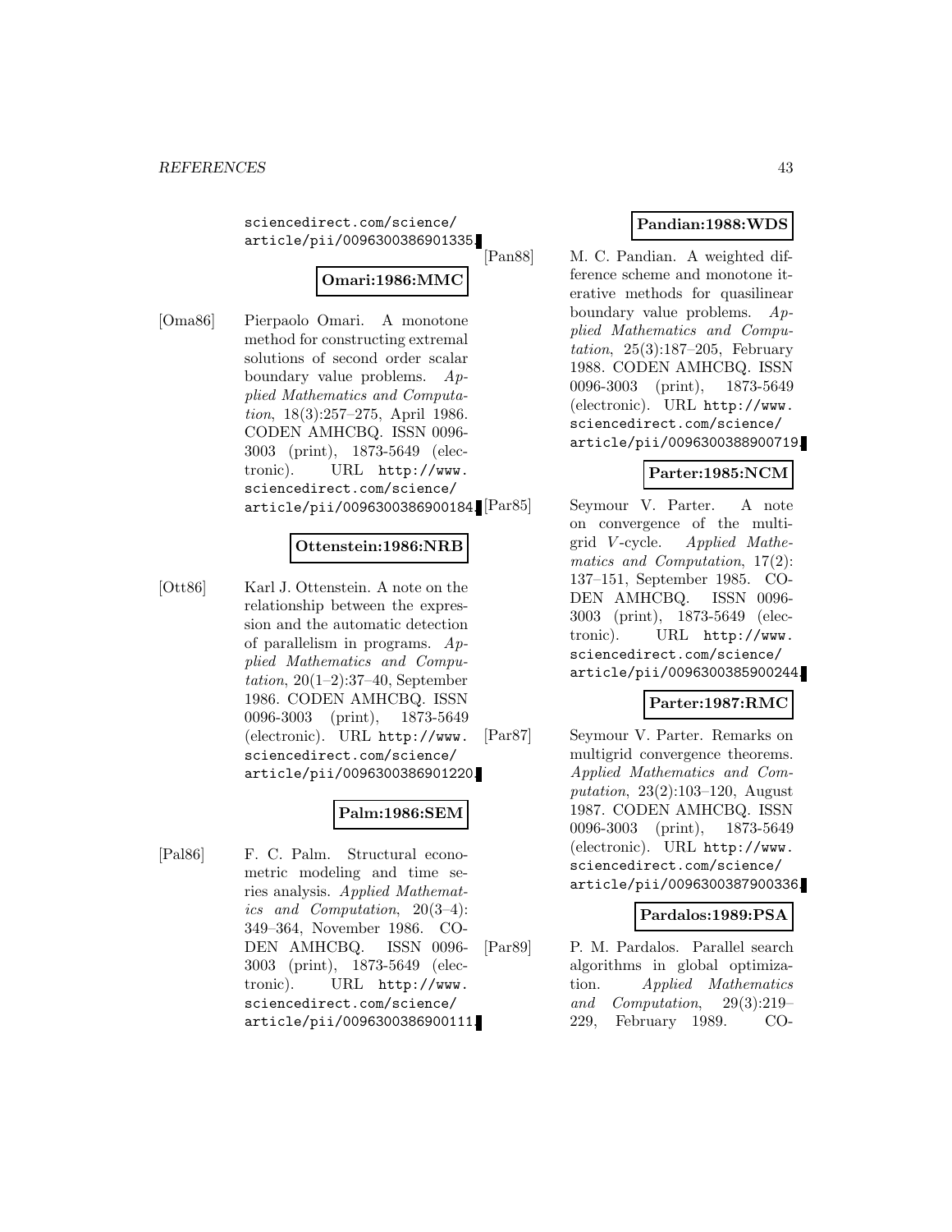sciencedirect.com/science/article/pii/0096300386901335.

**Omari:1986:MMC**

[Oma86] Pierpaolo Omari. A monotone method for constructing extremal solutions of second order scalar boundary value problems. *Applied Mathematics and Computation*, 18(3):257–275, April 1986. CODEN AMHCBQ. ISSN 0096-3003 (print), 1873-5649 (electronic). URL http://www.sciencedirect.com/science/article/pii/0096300386900184.

**Ottenstein:1986:NRB**

[Ott86] Karl J. Ottenstein. A note on the relationship between the expression and the automatic detection of parallelism in programs. *Applied Mathematics and Computation*, 20(1–2):37–40, September 1986. CODEN AMHCBQ. ISSN 0096-3003 (print), 1873-5649 (electronic). URL http://www.sciencedirect.com/science/article/pii/0096300386901220.

**Palm:1986:SEM**

[Pal86] F. C. Palm. Structural econometric modeling and time series analysis. *Applied Mathematics and Computation*, 20(3–4):349–364, November 1986. CODEN AMHCBQ. ISSN 0096-3003 (print), 1873-5649 (electronic). URL http://www.sciencedirect.com/science/article/pii/0096300386900111.

**Pandian:1988:WDS**

[Pan88] M. C. Pandian. A weighted difference scheme and monotone iterative methods for quasilinear boundary value problems. *Applied Mathematics and Computation*, 25(3):187–205, February 1988. CODEN AMHCBQ. ISSN 0096-3003 (print), 1873-5649 (electronic). URL http://www.sciencedirect.com/science/article/pii/0096300388900719.

**Parter:1985:NCM**

[Par85] Seymour V. Parter. A note on convergence of the multigrid $V$-cycle. *Applied Mathematics and Computation*, 17(2):137–151, September 1985. CODEN AMHCBQ. ISSN 0096-3003 (print), 1873-5649 (electronic). URL http://www.sciencedirect.com/science/article/pii/0096300385900244.

**Parter:1987:RMC**

[Par87] Seymour V. Parter. Remarks on multigrid convergence theorems. *Applied Mathematics and Computation*, 23(2):103–120, August 1987. CODEN AMHCBQ. ISSN 0096-3003 (print), 1873-5649 (electronic). URL http://www.sciencedirect.com/science/article/pii/0096300387900336.

**Pardalos:1989:PSA**

[Par89] P. M. Pardalos. Parallel search algorithms in global optimization. *Applied Mathematics and Computation*, 29(3):219–229, February 1989. CO-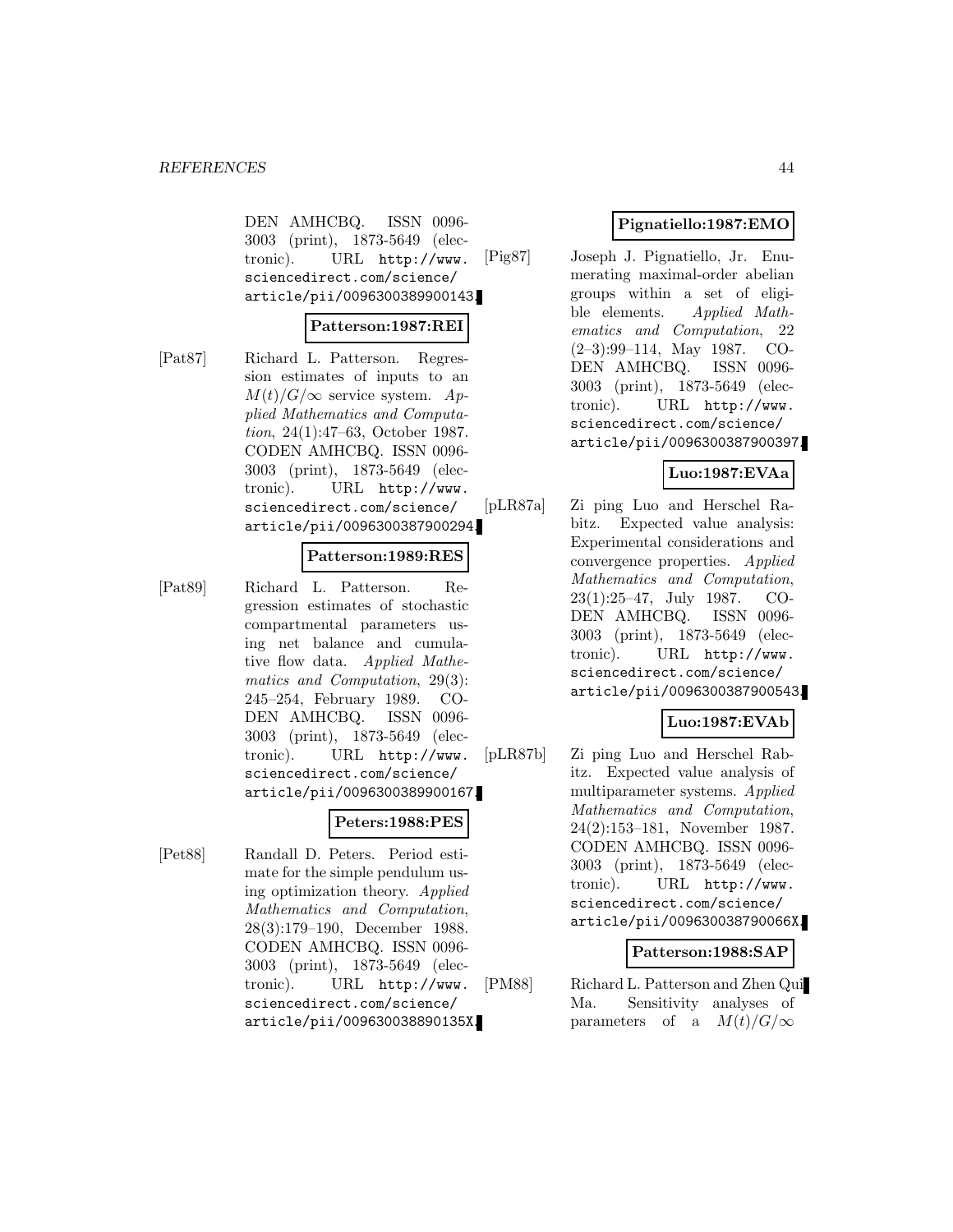DEN AMHCBQ. ISSN 0096-3003 (print), 1873-5649 (electronic). URL http://www.sciencedirect.com/science/article/pii/0096300389900143.

**Patterson:1987:REI**

[Pat87] Richard L. Patterson. Regression estimates of inputs to an $M(t)/G/\infty$ service system. *Applied Mathematics and Computation*, 24(1):47–63, October 1987. CODEN AMHCBQ. ISSN 0096-3003 (print), 1873-5649 (electronic). URL http://www.sciencedirect.com/science/article/pii/0096300387900294.

**Patterson:1989:RES**

[Pat89] Richard L. Patterson. Regression estimates of stochastic compartmental parameters using net balance and cumulative flow data. *Applied Mathematics and Computation*, 29(3): 245–254, February 1989. CODEN AMHCBQ. ISSN 0096-3003 (print), 1873-5649 (electronic). URL http://www.sciencedirect.com/science/article/pii/0096300389900167.

**Peters:1988:PES**

[Pet88] Randall D. Peters. Period estimate for the simple pendulum using optimization theory. *Applied Mathematics and Computation*, 28(3):179–190, December 1988. CODEN AMHCBQ. ISSN 0096-3003 (print), 1873-5649 (electronic). URL http://www.sciencedirect.com/science/article/pii/009630038890135X.

**Pignatiello:1987:EMO**

[Pig87] Joseph J. Pignatiello, Jr. Enumerating maximal-order abelian groups within a set of eligible elements. *Applied Mathematics and Computation*, 22 (2–3):99–114, May 1987. CODEN AMHCBQ. ISSN 0096-3003 (print), 1873-5649 (electronic). URL http://www.sciencedirect.com/science/article/pii/0096300387900397.

**Luo:1987:EVAa**

[pLR87a] Zi ping Luo and Herschel Rabitz. Expected value analysis: Experimental considerations and convergence properties. *Applied Mathematics and Computation*, 23(1):25–47, July 1987. CODEN AMHCBQ. ISSN 0096-3003 (print), 1873-5649 (electronic). URL http://www.sciencedirect.com/science/article/pii/0096300387900543.

**Luo:1987:EVAb**

[pLR87b] Zi ping Luo and Herschel Rabitz. Expected value analysis of multiparameter systems. *Applied Mathematics and Computation*, 24(2):153–181, November 1987. CODEN AMHCBQ. ISSN 0096-3003 (print), 1873-5649 (electronic). URL http://www.sciencedirect.com/science/article/pii/009630038790066X.

**Patterson:1988:SAP**

[PM88] Richard L. Patterson and Zhen Qui Ma. Sensitivity analyses of parameters of a $M(t)/G/\infty$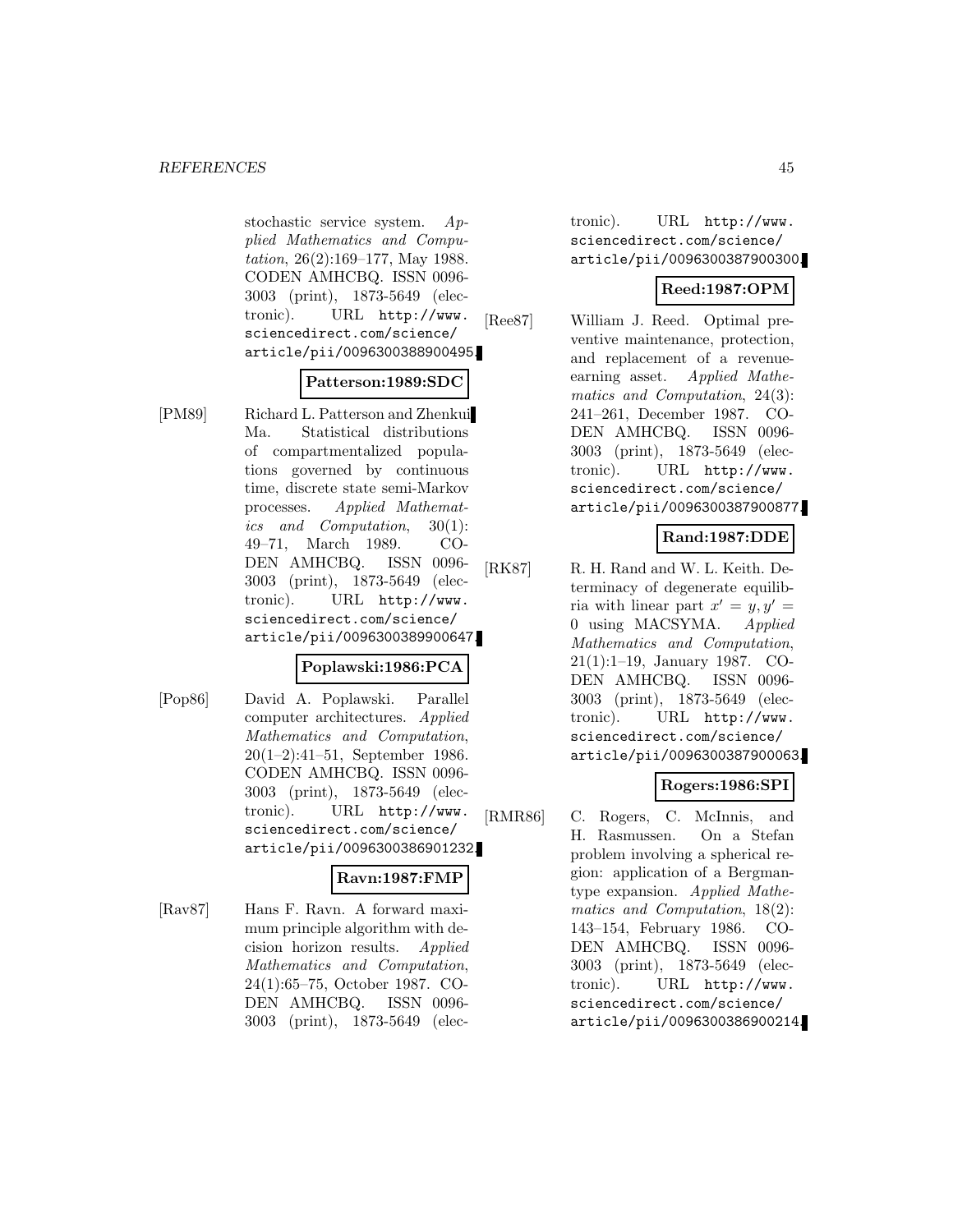stochastic service system. *Applied Mathematics and Computation*, 26(2):169–177, May 1988. CODEN AMHCBQ. ISSN 0096-3003 (print), 1873-5649 (electronic). URL http://www.sciencedirect.com/science/article/pii/0096300388900495.

**Patterson:1989:SDC**

[PM89] Richard L. Patterson and Zhenkui Ma. Statistical distributions of compartmentalized populations governed by continuous time, discrete state semi-Markov processes. *Applied Mathematics and Computation*, 30(1):49–71, March 1989. CODEN AMHCBQ. ISSN 0096-3003 (print), 1873-5649 (electronic). URL http://www.sciencedirect.com/science/article/pii/0096300389900647.

**Poplawski:1986:PCA**

[Pop86] David A. Poplawski. Parallel computer architectures. *Applied Mathematics and Computation*, 20(1–2):41–51, September 1986. CODEN AMHCBQ. ISSN 0096-3003 (print), 1873-5649 (electronic). URL http://www.sciencedirect.com/science/article/pii/0096300386901232.

**Ravn:1987:FMP**

[Rav87] Hans F. Ravn. A forward maximum principle algorithm with decision horizon results. *Applied Mathematics and Computation*, 24(1):65–75, October 1987. CODEN AMHCBQ. ISSN 0096-3003 (print), 1873-5649 (electronic). URL http://www.sciencedirect.com/science/article/pii/0096300387900300.

**Reed:1987:OPM**

[Ree87] William J. Reed. Optimal preventive maintenance, protection, and replacement of a revenue-earning asset. *Applied Mathematics and Computation*, 24(3):241–261, December 1987. CODEN AMHCBQ. ISSN 0096-3003 (print), 1873-5649 (electronic). URL http://www.sciencedirect.com/science/article/pii/0096300387900877.

**Rand:1987:DDE**

[RK87] R. H. Rand and W. L. Keith. Determinacy of degenerate equilibria with linear part $x' = y, y' = 0$ using MACSYMA. *Applied Mathematics and Computation*, 21(1):1–19, January 1987. CODEN AMHCBQ. ISSN 0096-3003 (print), 1873-5649 (electronic). URL http://www.sciencedirect.com/science/article/pii/0096300387900063.

**Rogers:1986:SPI**

[RMR86] C. Rogers, C. McInnis, and H. Rasmussen. On a Stefan problem involving a spherical region: application of a Bergman-type expansion. *Applied Mathematics and Computation*, 18(2):143–154, February 1986. CODEN AMHCBQ. ISSN 0096-3003 (print), 1873-5649 (electronic). URL http://www.sciencedirect.com/science/article/pii/0096300386900214.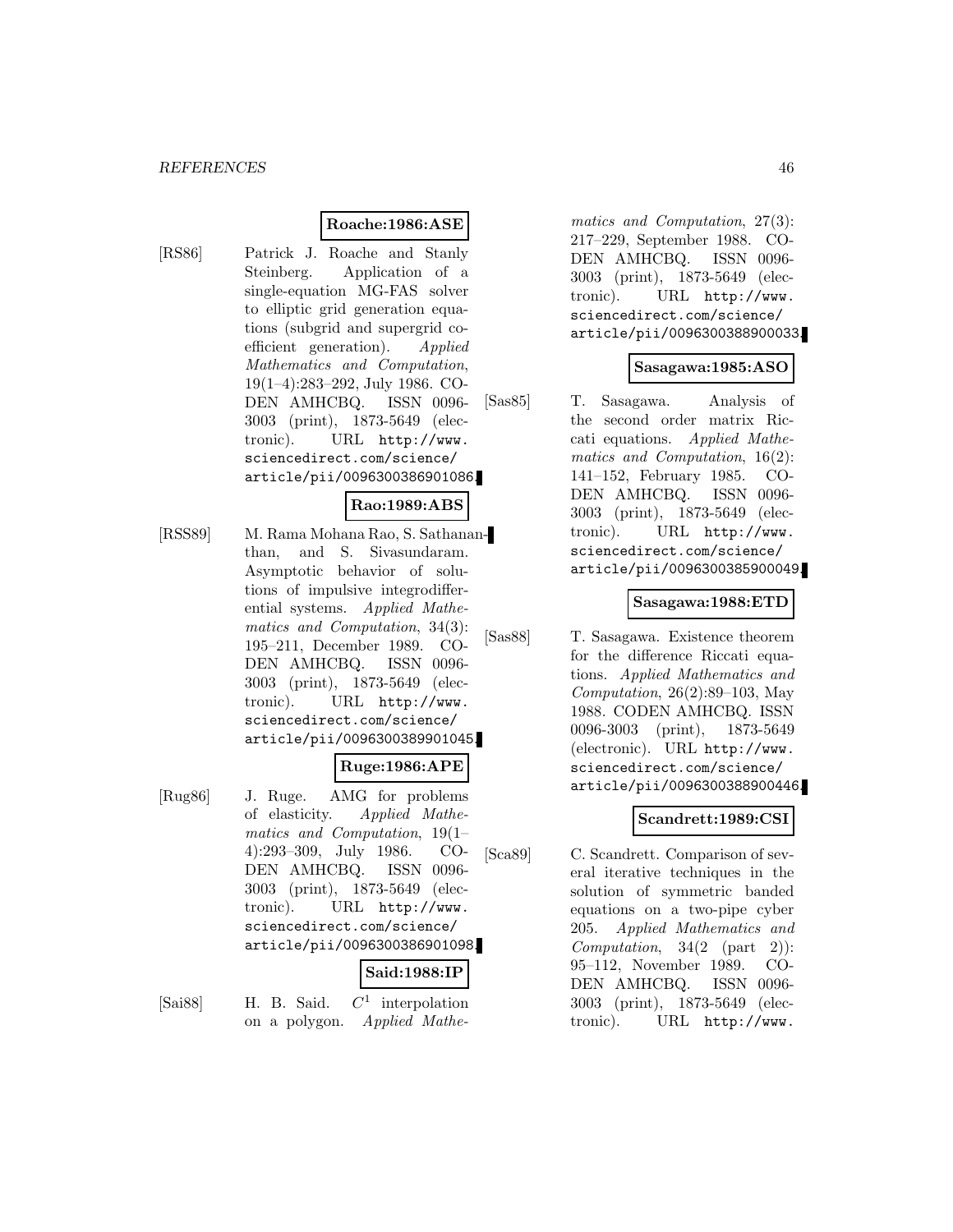**Roache:1986:ASE**

[RS86] Patrick J. Roache and Stanly Steinberg. Application of a single-equation MG-FAS solver to elliptic grid generation equations (subgrid and supergrid coefficient generation). *Applied Mathematics and Computation*, 19(1–4):283–292, July 1986. CODEN AMHCBQ. ISSN 0096-3003 (print), 1873-5649 (electronic). URL http://www.sciencedirect.com/science/article/pii/0096300386901086.

**Rao:1989:ABS**

[RSS89] M. Rama Mohana Rao, S. Sathananthan, and S. Sivasundaram. Asymptotic behavior of solutions of impulsive integrodifferential systems. *Applied Mathematics and Computation*, 34(3):195–211, December 1989. CODEN AMHCBQ. ISSN 0096-3003 (print), 1873-5649 (electronic). URL http://www.sciencedirect.com/science/article/pii/0096300389901045.

**Ruge:1986:APE**

[Rug86] J. Ruge. AMG for problems of elasticity. *Applied Mathematics and Computation*, 19(1–4):293–309, July 1986. CODEN AMHCBQ. ISSN 0096-3003 (print), 1873-5649 (electronic). URL http://www.sciencedirect.com/science/article/pii/0096300386901098.

**Said:1988:IP**

[Sai88] H. B. Said. $C^1$ interpolation on a polygon. *Applied Mathematics and Computation*, 27(3):217–229, September 1988. CODEN AMHCBQ. ISSN 0096-3003 (print), 1873-5649 (electronic). URL http://www.sciencedirect.com/science/article/pii/0096300388900033.

**Sasagawa:1985:ASO**

[Sas85] T. Sasagawa. Analysis of the second order matrix Riccati equations. *Applied Mathematics and Computation*, 16(2):141–152, February 1985. CODEN AMHCBQ. ISSN 0096-3003 (print), 1873-5649 (electronic). URL http://www.sciencedirect.com/science/article/pii/0096300385900049.

**Sasagawa:1988:ETD**

[Sas88] T. Sasagawa. Existence theorem for the difference Riccati equations. *Applied Mathematics and Computation*, 26(2):89–103, May 1988. CODEN AMHCBQ. ISSN 0096-3003 (print), 1873-5649 (electronic). URL http://www.sciencedirect.com/science/article/pii/0096300388900446.

**Scandrett:1989:CSI**

[Sca89] C. Scandrett. Comparison of several iterative techniques in the solution of symmetric banded equations on a two-pipe cyber 205. *Applied Mathematics and Computation*, 34(2 (part 2)):95–112, November 1989. CODEN AMHCBQ. ISSN 0096-3003 (print), 1873-5649 (electronic). URL http://www.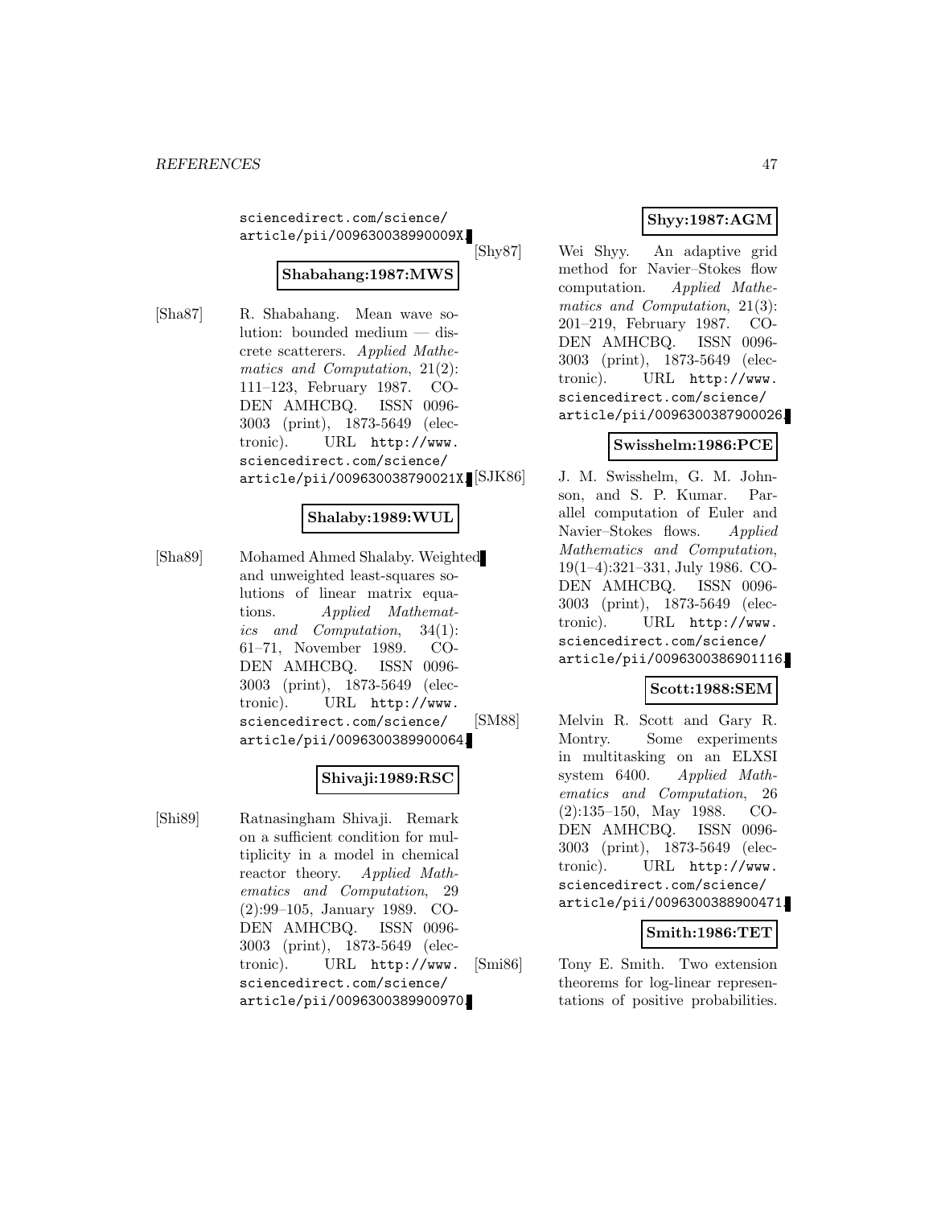sciencedirect.com/science/article/pii/009630038990009X.

**Shabahang:1987:MWS**

[Sha87] R. Shabahang. Mean wave solution: bounded medium — discrete scatterers. *Applied Mathematics and Computation*, 21(2): 111–123, February 1987. CODEN AMHCBQ. ISSN 0096-3003 (print), 1873-5649 (electronic). URL http://www.sciencedirect.com/science/article/pii/009630038790021X.

**Shalaby:1989:WUL**

[Sha89] Mohamed Ahmed Shalaby. Weighted and unweighted least-squares solutions of linear matrix equations. *Applied Mathematics and Computation*, 34(1): 61–71, November 1989. CODEN AMHCBQ. ISSN 0096-3003 (print), 1873-5649 (electronic). URL http://www.sciencedirect.com/science/article/pii/0096300389900064.

**Shivaji:1989:RSC**

[Shi89] Ratnasingham Shivaji. Remark on a sufficient condition for multiplicity in a model in chemical reactor theory. *Applied Mathematics and Computation*, 29 (2):99–105, January 1989. CODEN AMHCBQ. ISSN 0096-3003 (print), 1873-5649 (electronic). URL http://www.sciencedirect.com/science/article/pii/0096300389900970.

**Shyy:1987:AGM**

[Shy87] Wei Shyy. An adaptive grid method for Navier–Stokes flow computation. *Applied Mathematics and Computation*, 21(3): 201–219, February 1987. CODEN AMHCBQ. ISSN 0096-3003 (print), 1873-5649 (electronic). URL http://www.sciencedirect.com/science/article/pii/0096300387900026.

**Swisshelm:1986:PCE**

[SJK86] J. M. Swisshelm, G. M. Johnson, and S. P. Kumar. Parallel computation of Euler and Navier–Stokes flows. *Applied Mathematics and Computation*, 19(1–4):321–331, July 1986. CODEN AMHCBQ. ISSN 0096-3003 (print), 1873-5649 (electronic). URL http://www.sciencedirect.com/science/article/pii/0096300386901116.

**Scott:1988:SEM**

[SM88] Melvin R. Scott and Gary R. Montry. Some experiments in multitasking on an ELXSI system 6400. *Applied Mathematics and Computation*, 26 (2):135–150, May 1988. CODEN AMHCBQ. ISSN 0096-3003 (print), 1873-5649 (electronic). URL http://www.sciencedirect.com/science/article/pii/0096300388900471.

**Smith:1986:TET**

[Smi86] Tony E. Smith. Two extension theorems for log-linear representations of positive probabilities.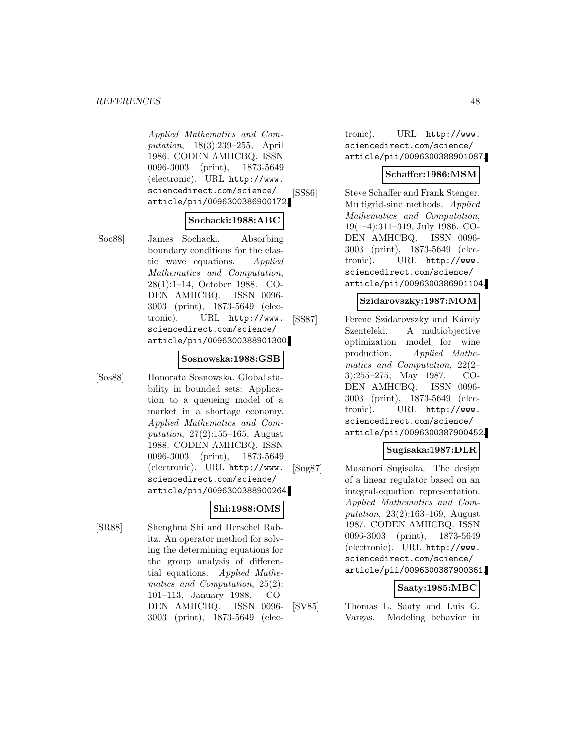*Applied Mathematics and Computation*, 18(3):239–255, April 1986. CODEN AMHCBQ. ISSN 0096-3003 (print), 1873-5649 (electronic). URL http://www.sciencedirect.com/science/article/pii/0096300386900172.

**Sochacki:1988:ABC**

[Soc88] James Sochacki. Absorbing boundary conditions for the elastic wave equations. *Applied Mathematics and Computation*, 28(1):1–14, October 1988. CODEN AMHCBQ. ISSN 0096-3003 (print), 1873-5649 (electronic). URL http://www.sciencedirect.com/science/article/pii/0096300388901300.

**Sosnowska:1988:GSB**

[Sos88] Honorata Sosnowska. Global stability in bounded sets: Application to a queueing model of a market in a shortage economy. *Applied Mathematics and Computation*, 27(2):155–165, August 1988. CODEN AMHCBQ. ISSN 0096-3003 (print), 1873-5649 (electronic). URL http://www.sciencedirect.com/science/article/pii/0096300388900264.

**Shi:1988:OMS**

[SR88] Shenghua Shi and Herschel Rabitz. An operator method for solving the determining equations for the group analysis of differential equations. *Applied Mathematics and Computation*, 25(2): 101–113, January 1988. CODEN AMHCBQ. ISSN 0096-3003 (print), 1873-5649 (electronic). URL http://www.sciencedirect.com/science/article/pii/0096300388901087.

**Schaffer:1986:MSM**

[SS86] Steve Schaffer and Frank Stenger. Multigrid-sinc methods. *Applied Mathematics and Computation*, 19(1–4):311–319, July 1986. CODEN AMHCBQ. ISSN 0096-3003 (print), 1873-5649 (electronic). URL http://www.sciencedirect.com/science/article/pii/0096300386901104.

**Szidarovszky:1987:MOM**

[SS87] Ferenc Szidarovszky and Károly Szenteleki. A multiobjective optimization model for wine production. *Applied Mathematics and Computation*, 22(2–3):255–275, May 1987. CODEN AMHCBQ. ISSN 0096-3003 (print), 1873-5649 (electronic). URL http://www.sciencedirect.com/science/article/pii/0096300387900452.

**Sugisaka:1987:DLR**

[Sug87] Masanori Sugisaka. The design of a linear regulator based on an integral-equation representation. *Applied Mathematics and Computation*, 23(2):163–169, August 1987. CODEN AMHCBQ. ISSN 0096-3003 (print), 1873-5649 (electronic). URL http://www.sciencedirect.com/science/article/pii/0096300387900361.

**Saaty:1985:MBC**

[SV85] Thomas L. Saaty and Luis G. Vargas. Modeling behavior in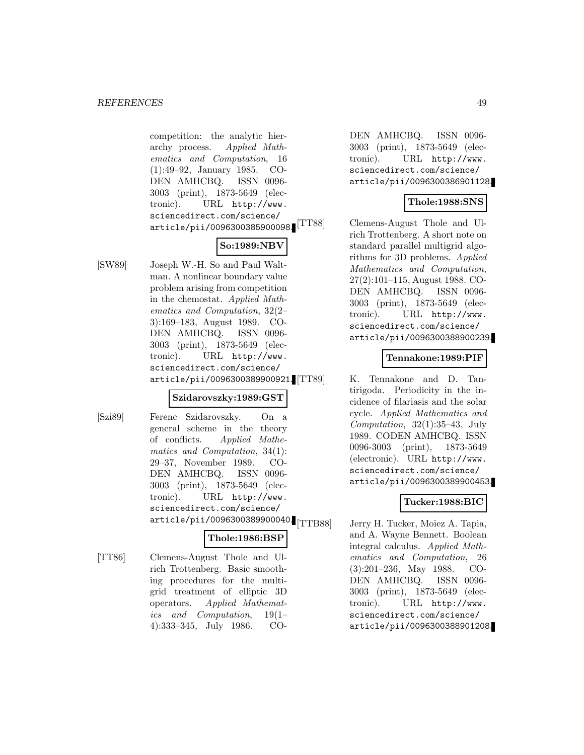competition: the analytic hierarchy process. *Applied Mathematics and Computation*, 16 (1):49–92, January 1985. CODEN AMHCBQ. ISSN 0096-3003 (print), 1873-5649 (electronic). URL http://www.sciencedirect.com/science/article/pii/0096300385900098.

**So:1989:NBV**

[SW89] Joseph W.-H. So and Paul Waltman. A nonlinear boundary value problem arising from competition in the chemostat. *Applied Mathematics and Computation*, 32(2–3):169–183, August 1989. CODEN AMHCBQ. ISSN 0096-3003 (print), 1873-5649 (electronic). URL http://www.sciencedirect.com/science/article/pii/0096300389900921.

**Szidarovszky:1989:GST**

[Szi89] Ferenc Szidarovszky. On a general scheme in the theory of conflicts. *Applied Mathematics and Computation*, 34(1): 29–37, November 1989. CODEN AMHCBQ. ISSN 0096-3003 (print), 1873-5649 (electronic). URL http://www.sciencedirect.com/science/article/pii/0096300389900040.

**Thole:1986:BSP**

[TT86] Clemens-August Thole and Ulrich Trottenberg. Basic smoothing procedures for the multigrid treatment of elliptic 3D operators. *Applied Mathematics and Computation*, 19(1–4):333–345, July 1986. CODEN AMHCBQ. ISSN 0096-3003 (print), 1873-5649 (electronic). URL http://www.sciencedirect.com/science/article/pii/0096300386901128.

**Thole:1988:SNS**

[TT88] Clemens-August Thole and Ulrich Trottenberg. A short note on standard parallel multigrid algorithms for 3D problems. *Applied Mathematics and Computation*, 27(2):101–115, August 1988. CODEN AMHCBQ. ISSN 0096-3003 (print), 1873-5649 (electronic). URL http://www.sciencedirect.com/science/article/pii/0096300388900239.

**Tennakone:1989:PIF**

[TT89] K. Tennakone and D. Tantirigoda. Periodicity in the incidence of filariasis and the solar cycle. *Applied Mathematics and Computation*, 32(1):35–43, July 1989. CODEN AMHCBQ. ISSN 0096-3003 (print), 1873-5649 (electronic). URL http://www.sciencedirect.com/science/article/pii/0096300389900453.

**Tucker:1988:BIC**

[TTB88] Jerry H. Tucker, Moiez A. Tapia, and A. Wayne Bennett. Boolean integral calculus. *Applied Mathematics and Computation*, 26 (3):201–236, May 1988. CODEN AMHCBQ. ISSN 0096-3003 (print), 1873-5649 (electronic). URL http://www.sciencedirect.com/science/article/pii/0096300388901208.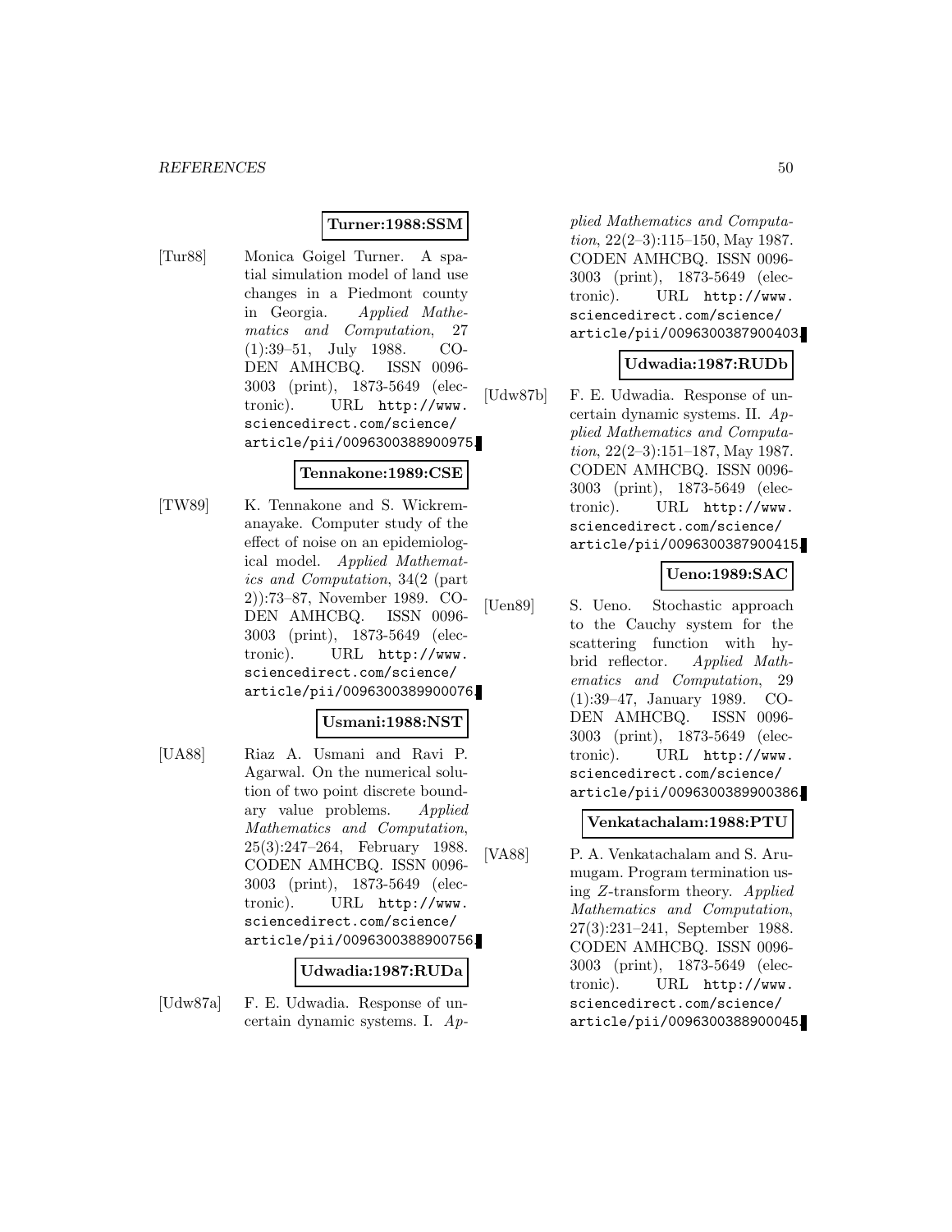**Turner:1988:SSM**

[Tur88] Monica Goigel Turner. A spatial simulation model of land use changes in a Piedmont county in Georgia. *Applied Mathematics and Computation*, 27 (1):39–51, July 1988. CODEN AMHCBQ. ISSN 0096-3003 (print), 1873-5649 (electronic). URL http://www.sciencedirect.com/science/article/pii/0096300388900975.

**Tennakone:1989:CSE**

[TW89] K. Tennakone and S. Wickremanayake. Computer study of the effect of noise on an epidemiological model. *Applied Mathematics and Computation*, 34(2 (part 2)):73–87, November 1989. CODEN AMHCBQ. ISSN 0096-3003 (print), 1873-5649 (electronic). URL http://www.sciencedirect.com/science/article/pii/0096300389900076.

**Usmani:1988:NST**

[UA88] Riaz A. Usmani and Ravi P. Agarwal. On the numerical solution of two point discrete boundary value problems. *Applied Mathematics and Computation*, 25(3):247–264, February 1988. CODEN AMHCBQ. ISSN 0096-3003 (print), 1873-5649 (electronic). URL http://www.sciencedirect.com/science/article/pii/0096300388900756.

**Udwadia:1987:RUDa**

[Udw87a] F. E. Udwadia. Response of uncertain dynamic systems. I. *Applied Mathematics and Computation*, 22(2–3):115–150, May 1987. CODEN AMHCBQ. ISSN 0096-3003 (print), 1873-5649 (electronic). URL http://www.sciencedirect.com/science/article/pii/0096300387900403.

**Udwadia:1987:RUDb**

[Udw87b] F. E. Udwadia. Response of uncertain dynamic systems. II. *Applied Mathematics and Computation*, 22(2–3):151–187, May 1987. CODEN AMHCBQ. ISSN 0096-3003 (print), 1873-5649 (electronic). URL http://www.sciencedirect.com/science/article/pii/0096300387900415.

**Ueno:1989:SAC**

[Uen89] S. Ueno. Stochastic approach to the Cauchy system for the scattering function with hybrid reflector. *Applied Mathematics and Computation*, 29 (1):39–47, January 1989. CODEN AMHCBQ. ISSN 0096-3003 (print), 1873-5649 (electronic). URL http://www.sciencedirect.com/science/article/pii/0096300389900386.

**Venkatachalam:1988:PTU**

[VA88] P. A. Venkatachalam and S. Arumugam. Program termination using $Z$-transform theory. *Applied Mathematics and Computation*, 27(3):231–241, September 1988. CODEN AMHCBQ. ISSN 0096-3003 (print), 1873-5649 (electronic). URL http://www.sciencedirect.com/science/article/pii/0096300388900045.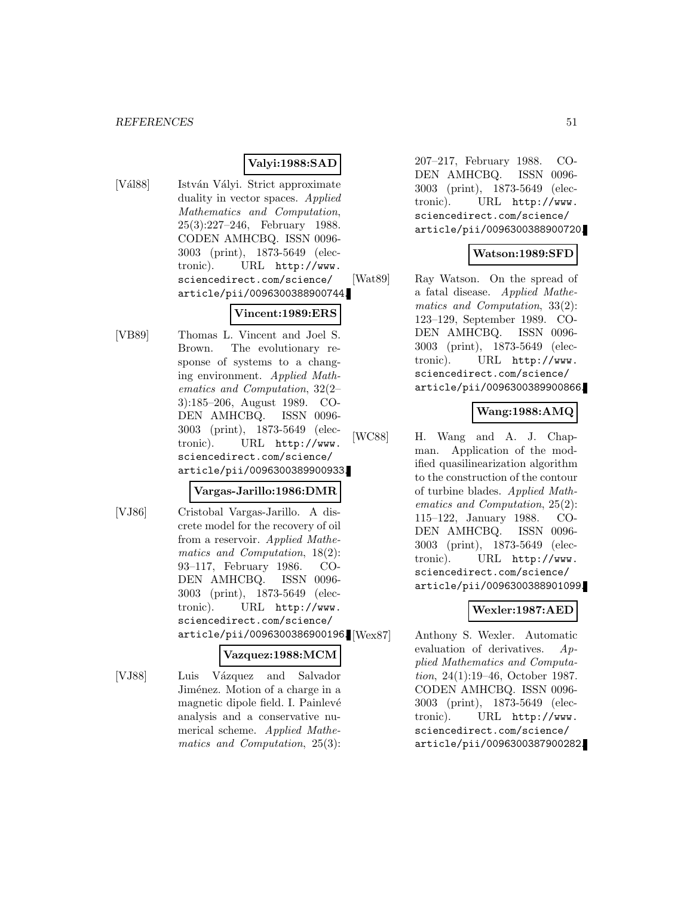**Valyi:1988:SAD**

[Vál88] István Vályi. Strict approximate duality in vector spaces. *Applied Mathematics and Computation*, 25(3):227–246, February 1988. CODEN AMHCBQ. ISSN 0096-3003 (print), 1873-5649 (electronic). URL http://www.sciencedirect.com/science/article/pii/0096300388900744.

**Vincent:1989:ERS**

[VB89] Thomas L. Vincent and Joel S. Brown. The evolutionary response of systems to a changing environment. *Applied Mathematics and Computation*, 32(2–3):185–206, August 1989. CODEN AMHCBQ. ISSN 0096-3003 (print), 1873-5649 (electronic). URL http://www.sciencedirect.com/science/article/pii/0096300389900933.

**Vargas-Jarillo:1986:DMR**

[VJ86] Cristobal Vargas-Jarillo. A discrete model for the recovery of oil from a reservoir. *Applied Mathematics and Computation*, 18(2):93–117, February 1986. CODEN AMHCBQ. ISSN 0096-3003 (print), 1873-5649 (electronic). URL http://www.sciencedirect.com/science/article/pii/0096300386900196.

**Vazquez:1988:MCM**

[VJ88] Luis Vázquez and Salvador Jiménez. Motion of a charge in a magnetic dipole field. I. Painlevé analysis and a conservative numerical scheme. *Applied Mathematics and Computation*, 25(3):207–217, February 1988. CODEN AMHCBQ. ISSN 0096-3003 (print), 1873-5649 (electronic). URL http://www.sciencedirect.com/science/article/pii/0096300388900720.

**Watson:1989:SFD**

[Wat89] Ray Watson. On the spread of a fatal disease. *Applied Mathematics and Computation*, 33(2):123–129, September 1989. CODEN AMHCBQ. ISSN 0096-3003 (print), 1873-5649 (electronic). URL http://www.sciencedirect.com/science/article/pii/0096300389900866.

**Wang:1988:AMQ**

[WC88] H. Wang and A. J. Chapman. Application of the modified quasilinearization algorithm to the construction of the contour of turbine blades. *Applied Mathematics and Computation*, 25(2):115–122, January 1988. CODEN AMHCBQ. ISSN 0096-3003 (print), 1873-5649 (electronic). URL http://www.sciencedirect.com/science/article/pii/0096300388901099.

**Wexler:1987:AED**

[Wex87] Anthony S. Wexler. Automatic evaluation of derivatives. *Applied Mathematics and Computation*, 24(1):19–46, October 1987. CODEN AMHCBQ. ISSN 0096-3003 (print), 1873-5649 (electronic). URL http://www.sciencedirect.com/science/article/pii/0096300387900282.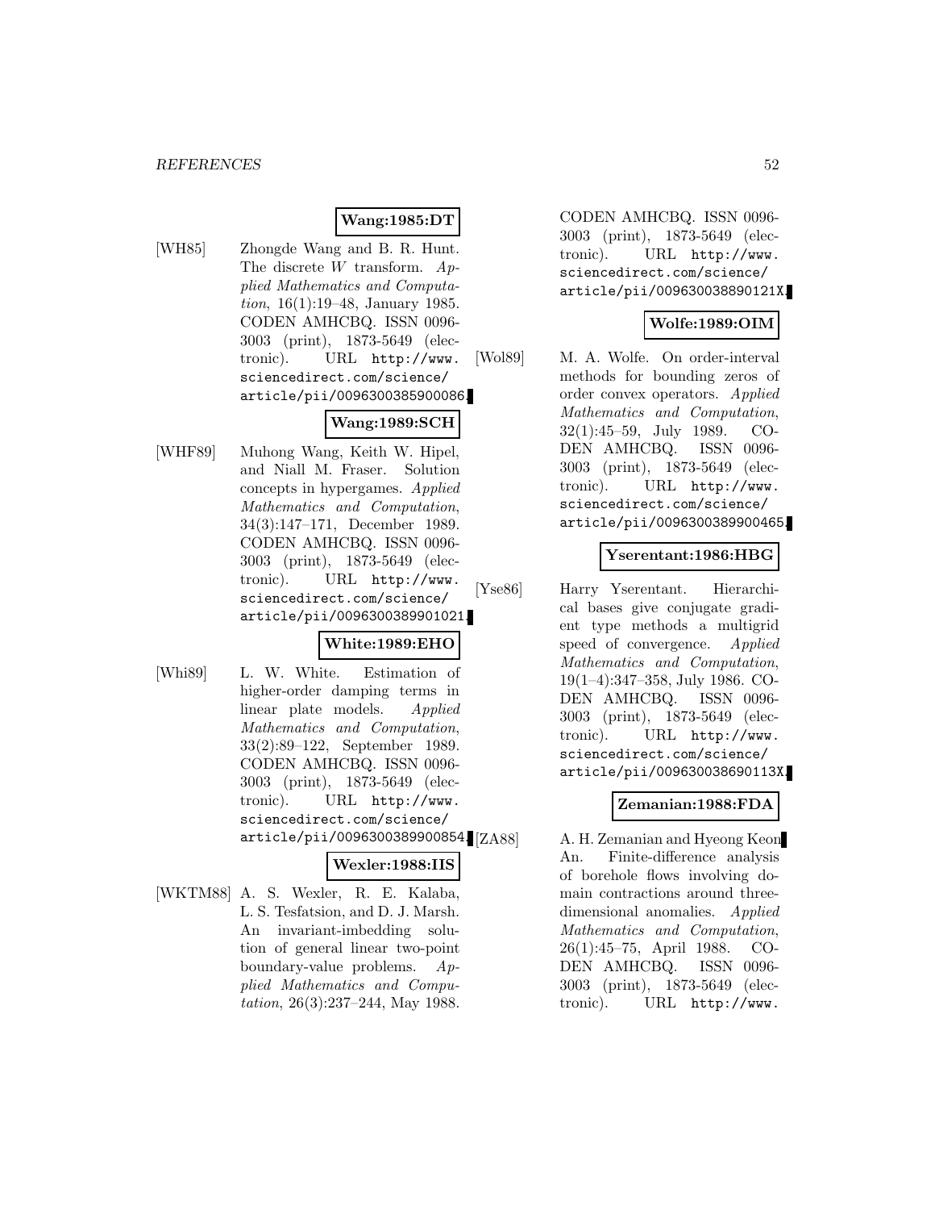**Wang:1985:DT**

[WH85] Zhongde Wang and B. R. Hunt. The discrete $W$ transform. *Applied Mathematics and Computation*, 16(1):19–48, January 1985. CODEN AMHCBQ. ISSN 0096-3003 (print), 1873-5649 (electronic). URL http://www.sciencedirect.com/science/article/pii/0096300385900086.

**Wang:1989:SCH**

[WHF89] Muhong Wang, Keith W. Hipel, and Niall M. Fraser. Solution concepts in hypergames. *Applied Mathematics and Computation*, 34(3):147–171, December 1989. CODEN AMHCBQ. ISSN 0096-3003 (print), 1873-5649 (electronic). URL http://www.sciencedirect.com/science/article/pii/0096300389901021.

**White:1989:EHO**

[Whi89] L. W. White. Estimation of higher-order damping terms in linear plate models. *Applied Mathematics and Computation*, 33(2):89–122, September 1989. CODEN AMHCBQ. ISSN 0096-3003 (print), 1873-5649 (electronic). URL http://www.sciencedirect.com/science/article/pii/0096300389900854.

**Wexler:1988:IIS**

[WKTM88] A. S. Wexler, R. E. Kalaba, L. S. Tesfatsion, and D. J. Marsh. An invariant-imbedding solution of general linear two-point boundary-value problems. *Applied Mathematics and Computation*, 26(3):237–244, May 1988. CODEN AMHCBQ. ISSN 0096-3003 (print), 1873-5649 (electronic). URL http://www.sciencedirect.com/science/article/pii/009630038890121X.

**Wolfe:1989:OIM**

[Wol89] M. A. Wolfe. On order-interval methods for bounding zeros of order convex operators. *Applied Mathematics and Computation*, 32(1):45–59, July 1989. CODEN AMHCBQ. ISSN 0096-3003 (print), 1873-5649 (electronic). URL http://www.sciencedirect.com/science/article/pii/0096300389900465.

**Yserentant:1986:HBG**

[Yse86] Harry Yserentant. Hierarchical bases give conjugate gradient type methods a multigrid speed of convergence. *Applied Mathematics and Computation*, 19(1–4):347–358, July 1986. CODEN AMHCBQ. ISSN 0096-3003 (print), 1873-5649 (electronic). URL http://www.sciencedirect.com/science/article/pii/009630038690113X.

**Zemanian:1988:FDA**

[ZA88] A. H. Zemanian and Hyeong Keon An. Finite-difference analysis of borehole flows involving domain contractions around three-dimensional anomalies. *Applied Mathematics and Computation*, 26(1):45–75, April 1988. CODEN AMHCBQ. ISSN 0096-3003 (print), 1873-5649 (electronic). URL http://www.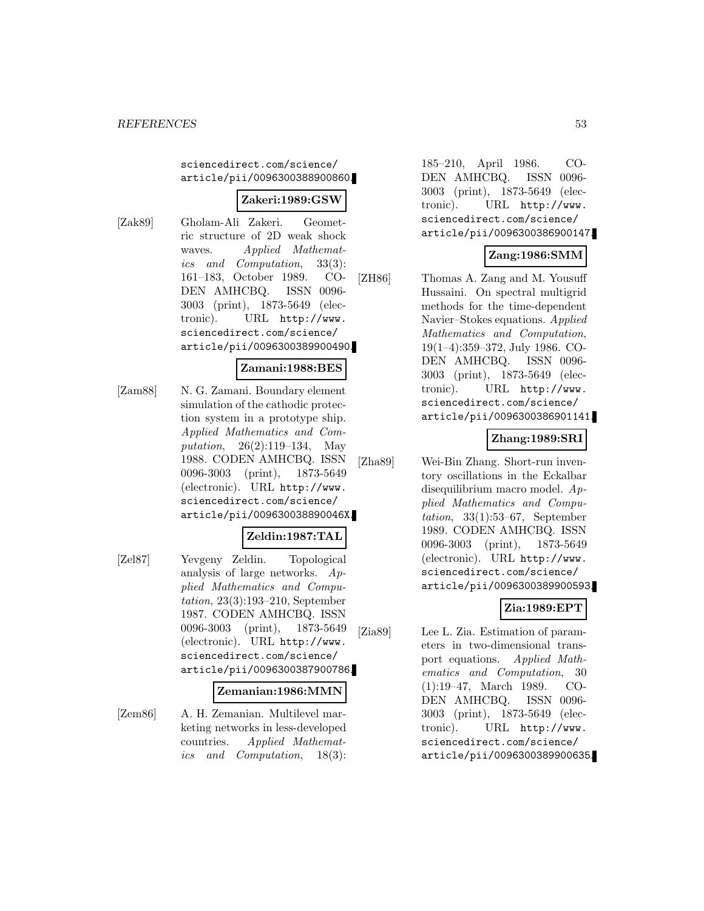sciencedirect.com/science/article/pii/0096300388900860.

**Zakeri:1989:GSW**

[Zak89] Gholam-Ali Zakeri. Geometric structure of 2D weak shock waves. *Applied Mathematics and Computation*, 33(3): 161–183, October 1989. CODEN AMHCBQ. ISSN 0096-3003 (print), 1873-5649 (electronic). URL http://www.sciencedirect.com/science/article/pii/0096300389900490.

**Zamani:1988:BES**

[Zam88] N. G. Zamani. Boundary element simulation of the cathodic protection system in a prototype ship. *Applied Mathematics and Computation*, 26(2):119–134, May 1988. CODEN AMHCBQ. ISSN 0096-3003 (print), 1873-5649 (electronic). URL http://www.sciencedirect.com/science/article/pii/009630038890046X.

**Zeldin:1987:TAL**

[Zel87] Yevgeny Zeldin. Topological analysis of large networks. *Applied Mathematics and Computation*, 23(3):193–210, September 1987. CODEN AMHCBQ. ISSN 0096-3003 (print), 1873-5649 (electronic). URL http://www.sciencedirect.com/science/article/pii/0096300387900786.

**Zemanian:1986:MMN**

[Zem86] A. H. Zemanian. Multilevel marketing networks in less-developed countries. *Applied Mathematics and Computation*, 18(3): 185–210, April 1986. CODEN AMHCBQ. ISSN 0096-3003 (print), 1873-5649 (electronic). URL http://www.sciencedirect.com/science/article/pii/0096300386900147.

**Zang:1986:SMM**

[ZH86] Thomas A. Zang and M. Yousuff Hussaini. On spectral multigrid methods for the time-dependent Navier–Stokes equations. *Applied Mathematics and Computation*, 19(1–4):359–372, July 1986. CODEN AMHCBQ. ISSN 0096-3003 (print), 1873-5649 (electronic). URL http://www.sciencedirect.com/science/article/pii/0096300386901141.

**Zhang:1989:SRI**

[Zha89] Wei-Bin Zhang. Short-run inventory oscillations in the Eckalbar disequilibrium macro model. *Applied Mathematics and Computation*, 33(1):53–67, September 1989. CODEN AMHCBQ. ISSN 0096-3003 (print), 1873-5649 (electronic). URL http://www.sciencedirect.com/science/article/pii/0096300389900593.

**Zia:1989:EPT**

[Zia89] Lee L. Zia. Estimation of parameters in two-dimensional transport equations. *Applied Mathematics and Computation*, 30 (1):19–47, March 1989. CODEN AMHCBQ. ISSN 0096-3003 (print), 1873-5649 (electronic). URL http://www.sciencedirect.com/science/article/pii/0096300389900635.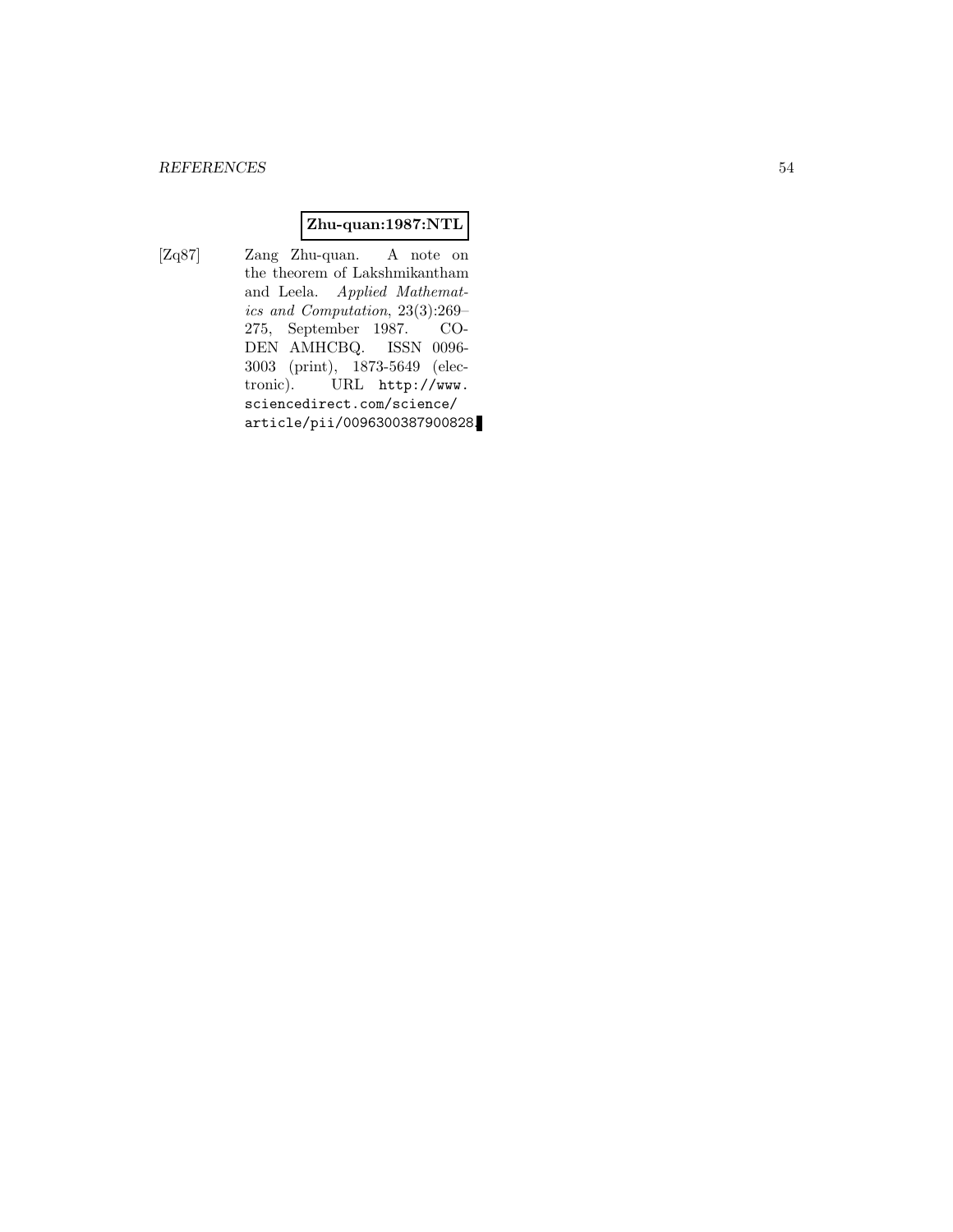**Zhu-quan:1987:NTL**

[Zq87] Zang Zhu-quan. A note on the theorem of Lakshmikantham and Leela. *Applied Mathematics and Computation*, 23(3):269–275, September 1987. CODEN AMHCBQ. ISSN 0096-3003 (print), 1873-5649 (electronic). URL `http://www.sciencedirect.com/science/article/pii/0096300387900828`.